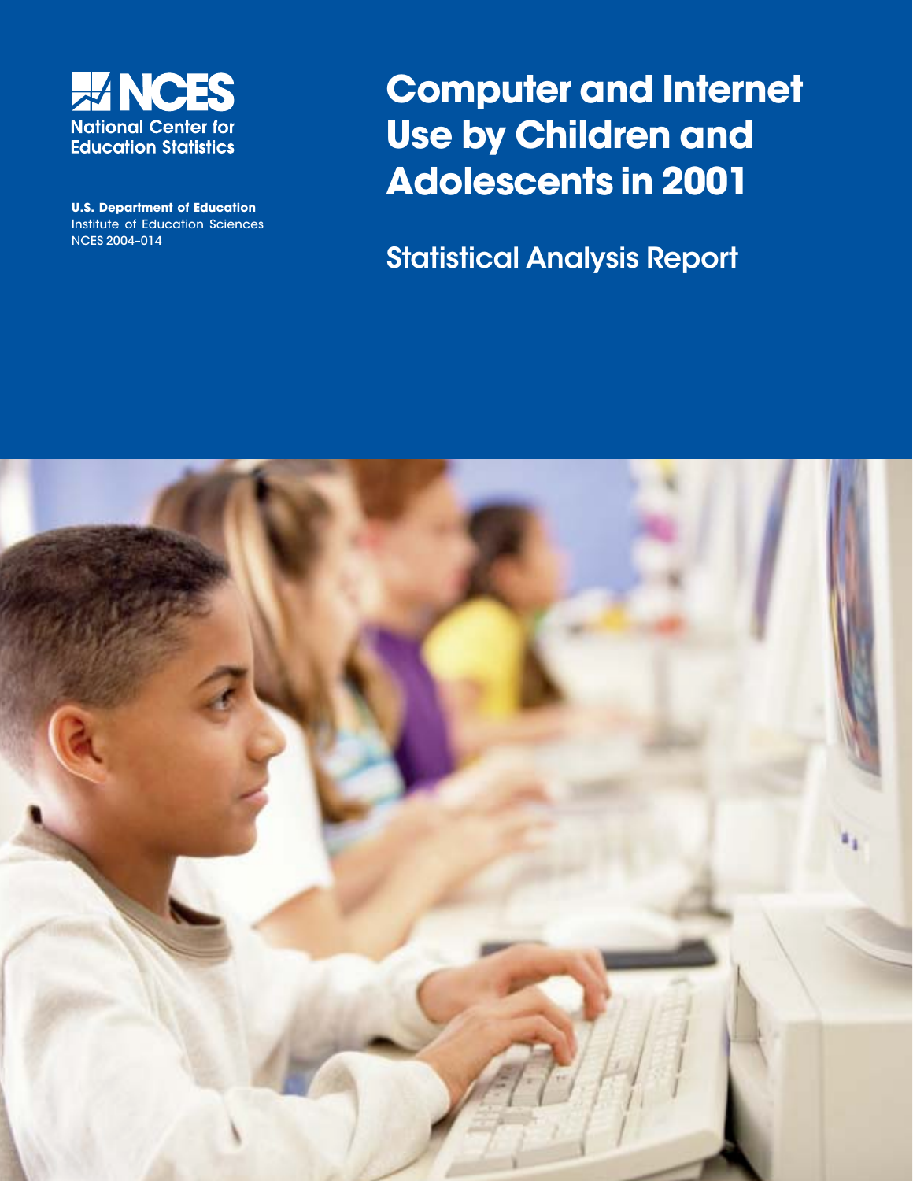NCES
National Center for Education Statistics

**U.S. Department of Education**
Institute of Education Sciences
NCES 2004–014

# Computer and Internet Use by Children and Adolescents in 2001

## Statistical Analysis Report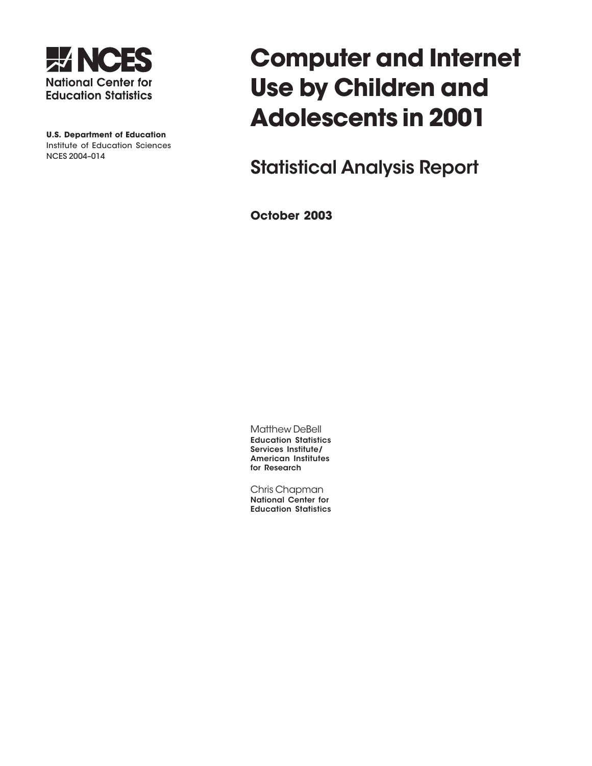NCES

National Center for Education Statistics

**U.S. Department of Education**
Institute of Education Sciences
NCES 2004–014

# Computer and Internet Use by Children and Adolescents in 2001

## Statistical Analysis Report

**October 2003**

Matthew DeBell
**Education Statistics Services Institute/ American Institutes for Research**

Chris Chapman
**National Center for Education Statistics**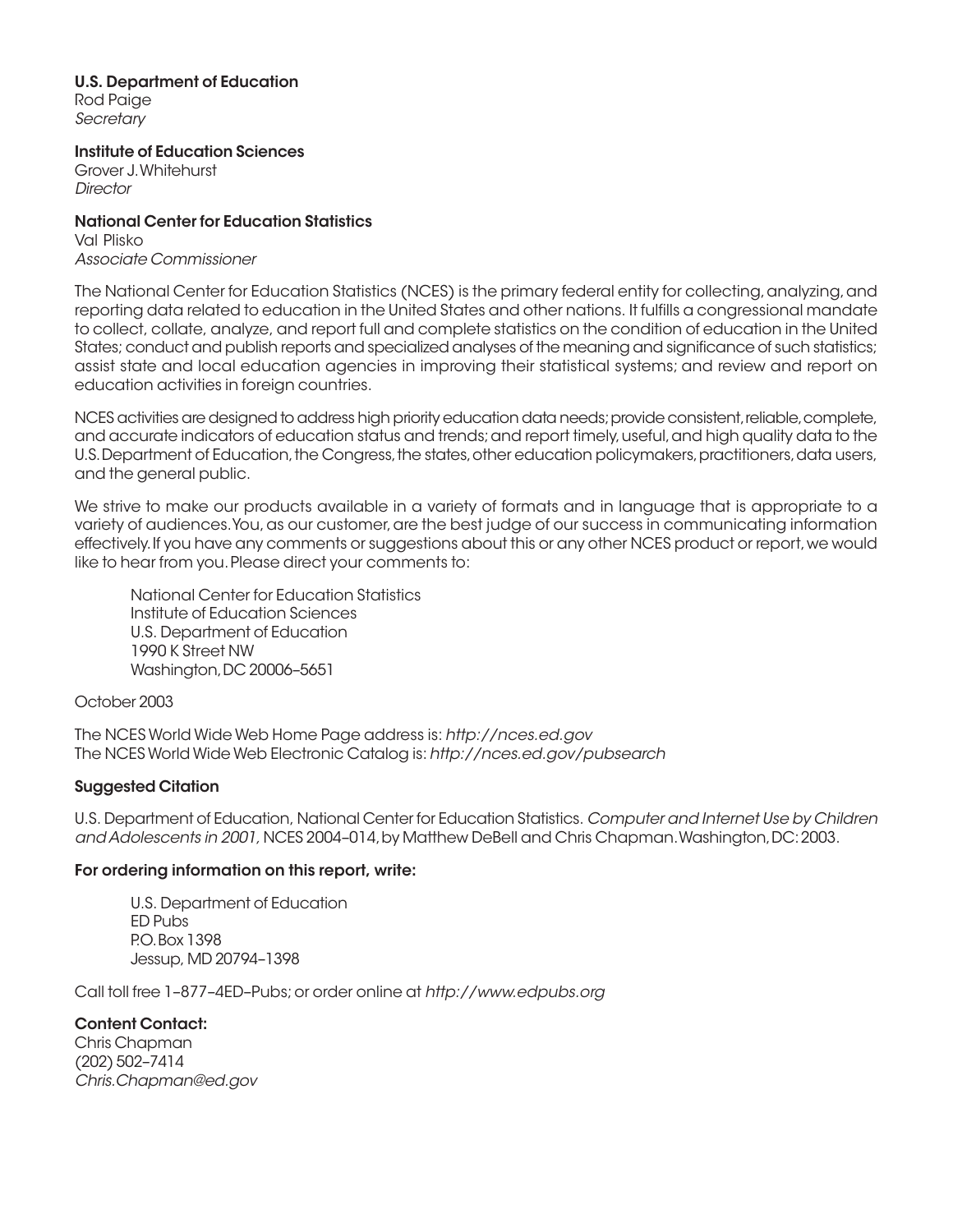**U.S. Department of Education**
Rod Paige
*Secretary*

**Institute of Education Sciences**
Grover J. Whitehurst
*Director*

**National Center for Education Statistics**
Val Plisko
*Associate Commissioner*

The National Center for Education Statistics (NCES) is the primary federal entity for collecting, analyzing, and reporting data related to education in the United States and other nations. It fulfills a congressional mandate to collect, collate, analyze, and report full and complete statistics on the condition of education in the United States; conduct and publish reports and specialized analyses of the meaning and significance of such statistics; assist state and local education agencies in improving their statistical systems; and review and report on education activities in foreign countries.

NCES activities are designed to address high priority education data needs; provide consistent, reliable, complete, and accurate indicators of education status and trends; and report timely, useful, and high quality data to the U.S. Department of Education, the Congress, the states, other education policymakers, practitioners, data users, and the general public.

We strive to make our products available in a variety of formats and in language that is appropriate to a variety of audiences. You, as our customer, are the best judge of our success in communicating information effectively. If you have any comments or suggestions about this or any other NCES product or report, we would like to hear from you. Please direct your comments to:

> National Center for Education Statistics
> Institute of Education Sciences
> U.S. Department of Education
> 1990 K Street NW
> Washington, DC 20006–5651

October 2003

The NCES World Wide Web Home Page address is: *http://nces.ed.gov*
The NCES World Wide Web Electronic Catalog is: *http://nces.ed.gov/pubsearch*

**Suggested Citation**

U.S. Department of Education, National Center for Education Statistics. *Computer and Internet Use by Children and Adolescents in 2001,* NCES 2004–014, by Matthew DeBell and Chris Chapman. Washington, DC: 2003.

**For ordering information on this report, write:**

> U.S. Department of Education
> ED Pubs
> P.O. Box 1398
> Jessup, MD 20794–1398

Call toll free 1–877–4ED–Pubs; or order online at *http://www.edpubs.org*

**Content Contact:**
Chris Chapman
(202) 502–7414
*Chris.Chapman@ed.gov*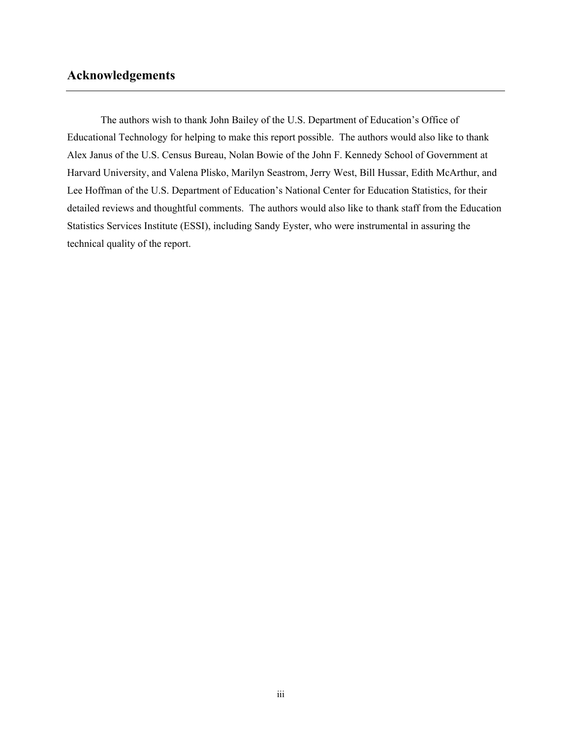## Acknowledgements

The authors wish to thank John Bailey of the U.S. Department of Education's Office of Educational Technology for helping to make this report possible. The authors would also like to thank Alex Janus of the U.S. Census Bureau, Nolan Bowie of the John F. Kennedy School of Government at Harvard University, and Valena Plisko, Marilyn Seastrom, Jerry West, Bill Hussar, Edith McArthur, and Lee Hoffman of the U.S. Department of Education's National Center for Education Statistics, for their detailed reviews and thoughtful comments. The authors would also like to thank staff from the Education Statistics Services Institute (ESSI), including Sandy Eyster, who were instrumental in assuring the technical quality of the report.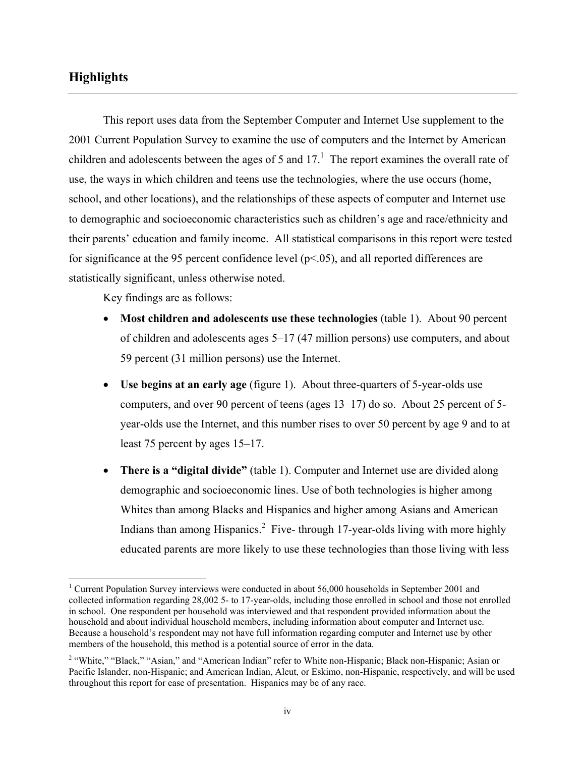## Highlights

This report uses data from the September Computer and Internet Use supplement to the 2001 Current Population Survey to examine the use of computers and the Internet by American children and adolescents between the ages of 5 and 17.[1] The report examines the overall rate of use, the ways in which children and teens use the technologies, where the use occurs (home, school, and other locations), and the relationships of these aspects of computer and Internet use to demographic and socioeconomic characteristics such as children's age and race/ethnicity and their parents' education and family income. All statistical comparisons in this report were tested for significance at the 95 percent confidence level ($p<.05$), and all reported differences are statistically significant, unless otherwise noted.

Key findings are as follows:

- **Most children and adolescents use these technologies** (table 1). About 90 percent of children and adolescents ages 5–17 (47 million persons) use computers, and about 59 percent (31 million persons) use the Internet.
- **Use begins at an early age** (figure 1). About three-quarters of 5-year-olds use computers, and over 90 percent of teens (ages 13–17) do so. About 25 percent of 5-year-olds use the Internet, and this number rises to over 50 percent by age 9 and to at least 75 percent by ages 15–17.
- **There is a "digital divide"** (table 1). Computer and Internet use are divided along demographic and socioeconomic lines. Use of both technologies is higher among Whites than among Blacks and Hispanics and higher among Asians and American Indians than among Hispanics.[2] Five- through 17-year-olds living with more highly educated parents are more likely to use these technologies than those living with less

[1] Current Population Survey interviews were conducted in about 56,000 households in September 2001 and collected information regarding 28,002 5- to 17-year-olds, including those enrolled in school and those not enrolled in school. One respondent per household was interviewed and that respondent provided information about the household and about individual household members, including information about computer and Internet use. Because a household's respondent may not have full information regarding computer and Internet use by other members of the household, this method is a potential source of error in the data.

[2] "White," "Black," "Asian," and "American Indian" refer to White non-Hispanic; Black non-Hispanic; Asian or Pacific Islander, non-Hispanic; and American Indian, Aleut, or Eskimo, non-Hispanic, respectively, and will be used throughout this report for ease of presentation. Hispanics may be of any race.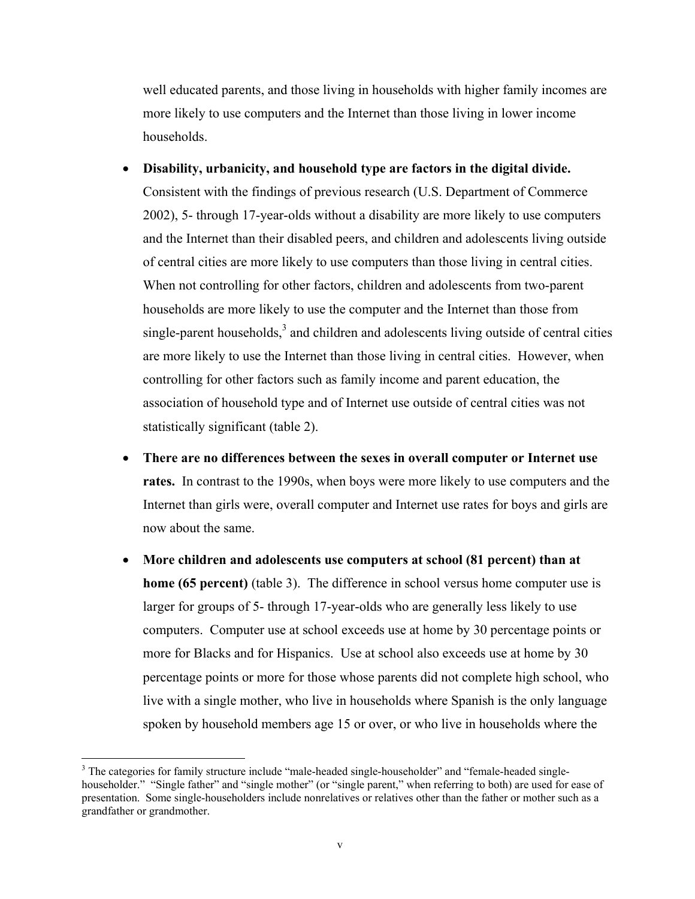well educated parents, and those living in households with higher family incomes are more likely to use computers and the Internet than those living in lower income households.

- **Disability, urbanicity, and household type are factors in the digital divide.** Consistent with the findings of previous research (U.S. Department of Commerce 2002), 5- through 17-year-olds without a disability are more likely to use computers and the Internet than their disabled peers, and children and adolescents living outside of central cities are more likely to use computers than those living in central cities. When not controlling for other factors, children and adolescents from two-parent households are more likely to use the computer and the Internet than those from single-parent households,[3] and children and adolescents living outside of central cities are more likely to use the Internet than those living in central cities. However, when controlling for other factors such as family income and parent education, the association of household type and of Internet use outside of central cities was not statistically significant (table 2).

- **There are no differences between the sexes in overall computer or Internet use rates.** In contrast to the 1990s, when boys were more likely to use computers and the Internet than girls were, overall computer and Internet use rates for boys and girls are now about the same.

- **More children and adolescents use computers at school (81 percent) than at home (65 percent)** (table 3). The difference in school versus home computer use is larger for groups of 5- through 17-year-olds who are generally less likely to use computers. Computer use at school exceeds use at home by 30 percentage points or more for Blacks and for Hispanics. Use at school also exceeds use at home by 30 percentage points or more for those whose parents did not complete high school, who live with a single mother, who live in households where Spanish is the only language spoken by household members age 15 or over, or who live in households where the

[3] The categories for family structure include "male-headed single-householder" and "female-headed single-householder." "Single father" and "single mother" (or "single parent," when referring to both) are used for ease of presentation. Some single-householders include nonrelatives or relatives other than the father or mother such as a grandfather or grandmother.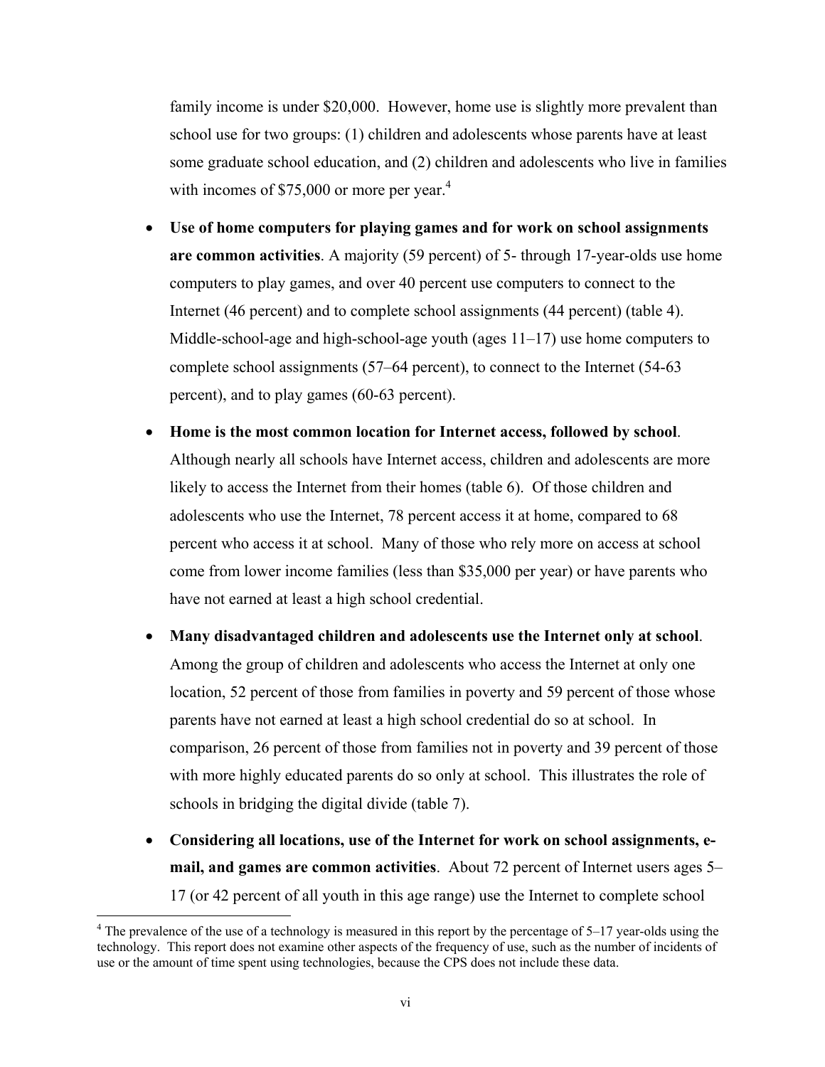family income is under $20,000. However, home use is slightly more prevalent than school use for two groups: (1) children and adolescents whose parents have at least some graduate school education, and (2) children and adolescents who live in families with incomes of $75,000 or more per year.[4]

- **Use of home computers for playing games and for work on school assignments are common activities**. A majority (59 percent) of 5- through 17-year-olds use home computers to play games, and over 40 percent use computers to connect to the Internet (46 percent) and to complete school assignments (44 percent) (table 4). Middle-school-age and high-school-age youth (ages 11–17) use home computers to complete school assignments (57–64 percent), to connect to the Internet (54-63 percent), and to play games (60-63 percent).

- **Home is the most common location for Internet access, followed by school**. Although nearly all schools have Internet access, children and adolescents are more likely to access the Internet from their homes (table 6). Of those children and adolescents who use the Internet, 78 percent access it at home, compared to 68 percent who access it at school. Many of those who rely more on access at school come from lower income families (less than $35,000 per year) or have parents who have not earned at least a high school credential.

- **Many disadvantaged children and adolescents use the Internet only at school**. Among the group of children and adolescents who access the Internet at only one location, 52 percent of those from families in poverty and 59 percent of those whose parents have not earned at least a high school credential do so at school. In comparison, 26 percent of those from families not in poverty and 39 percent of those with more highly educated parents do so only at school. This illustrates the role of schools in bridging the digital divide (table 7).

- **Considering all locations, use of the Internet for work on school assignments, e-mail, and games are common activities**. About 72 percent of Internet users ages 5–17 (or 42 percent of all youth in this age range) use the Internet to complete school

[4] The prevalence of the use of a technology is measured in this report by the percentage of 5–17 year-olds using the technology. This report does not examine other aspects of the frequency of use, such as the number of incidents of use or the amount of time spent using technologies, because the CPS does not include these data.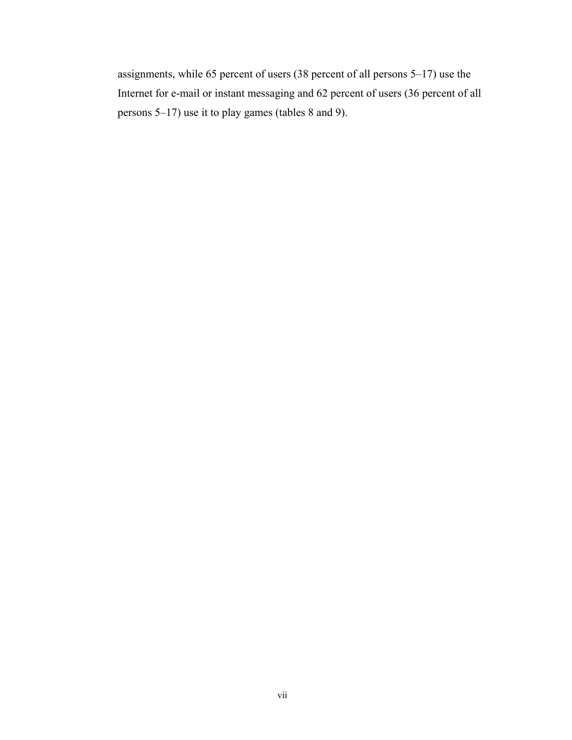assignments, while 65 percent of users (38 percent of all persons 5–17) use the Internet for e-mail or instant messaging and 62 percent of users (36 percent of all persons 5–17) use it to play games (tables 8 and 9).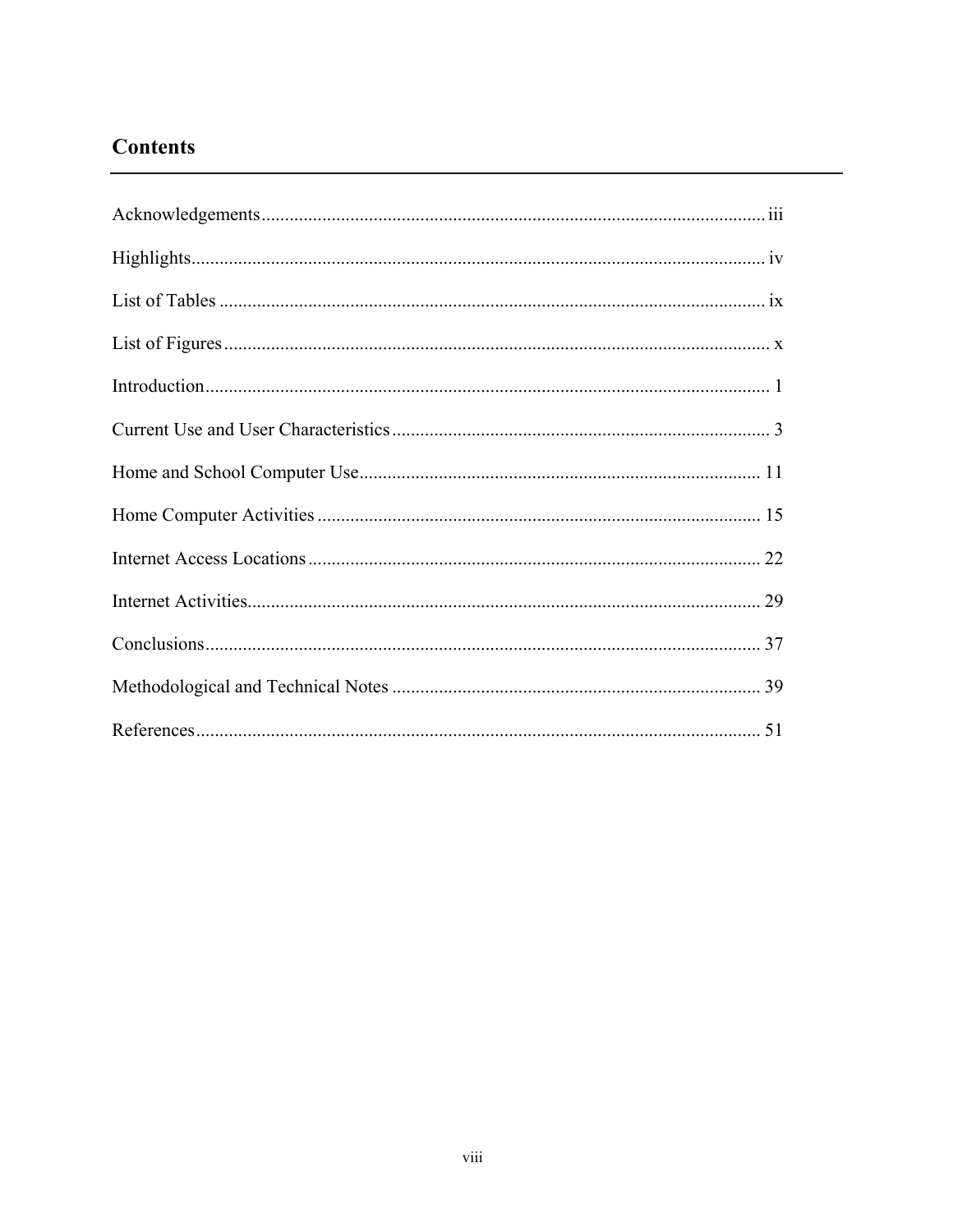## Contents

Acknowledgements ........................................................................................................... iii

Highlights......................................................................................................................... iv

List of Tables ................................................................................................................... ix

List of Figures .................................................................................................................. x

Introduction....................................................................................................................... 1

Current Use and User Characteristics ................................................................................ 3

Home and School Computer Use..................................................................................... 11

Home Computer Activities .............................................................................................. 15

Internet Access Locations................................................................................................ 22

Internet Activities............................................................................................................. 29

Conclusions...................................................................................................................... 37

Methodological and Technical Notes .............................................................................. 39

References........................................................................................................................ 51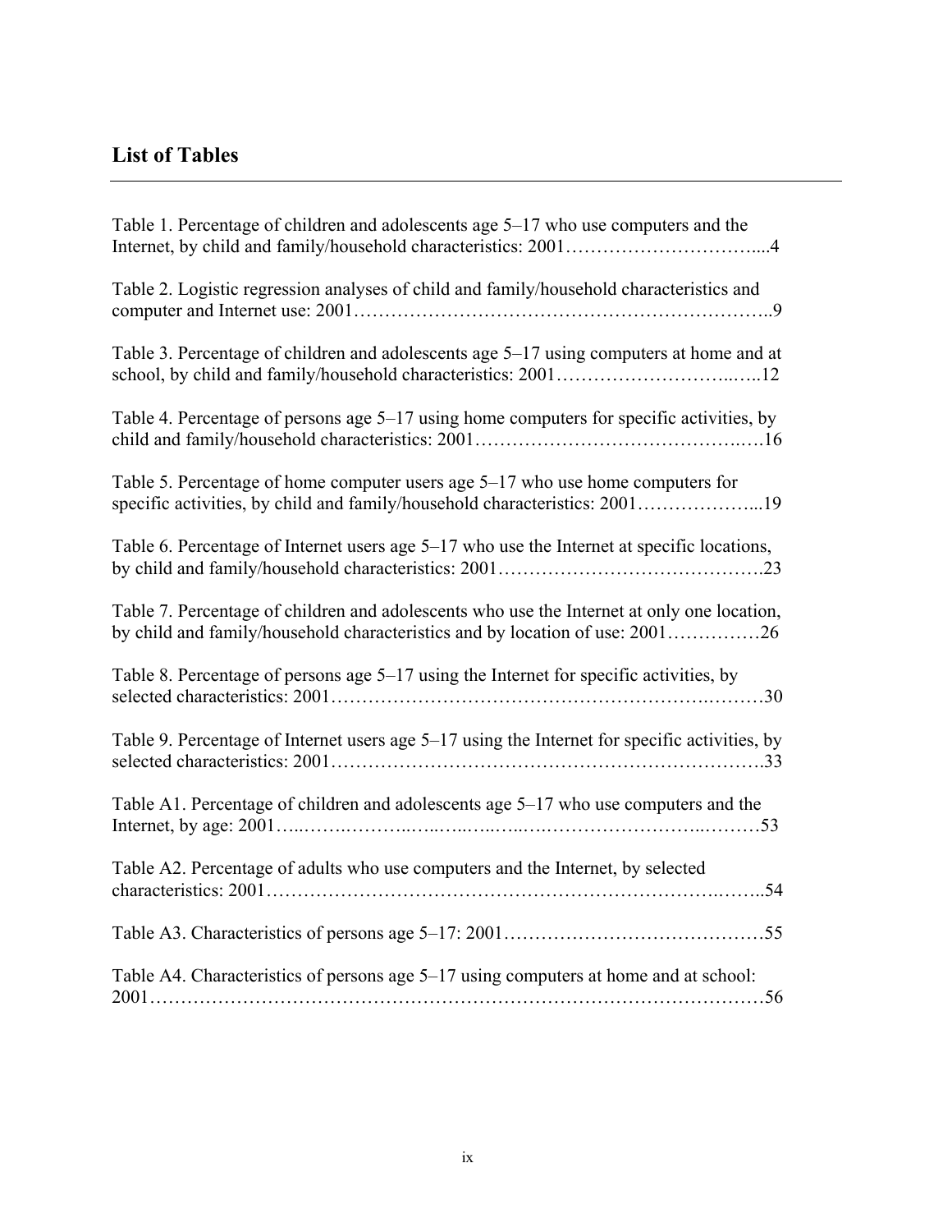## List of Tables

Table 1. Percentage of children and adolescents age 5–17 who use computers and the Internet, by child and family/household characteristics: 2001…………………………....4

Table 2. Logistic regression analyses of child and family/household characteristics and computer and Internet use: 2001………………………………………………………..9

Table 3. Percentage of children and adolescents age 5–17 using computers at home and at school, by child and family/household characteristics: 2001……………………..…..12

Table 4. Percentage of persons age 5–17 using home computers for specific activities, by child and family/household characteristics: 2001…………………………………….….16

Table 5. Percentage of home computer users age 5–17 who use home computers for specific activities, by child and family/household characteristics: 2001………………...19

Table 6. Percentage of Internet users age 5–17 who use the Internet at specific locations, by child and family/household characteristics: 2001…………………………………….23

Table 7. Percentage of children and adolescents who use the Internet at only one location, by child and family/household characteristics and by location of use: 2001……………26

Table 8. Percentage of persons age 5–17 using the Internet for specific activities, by selected characteristics: 2001…………………………………………………….………30

Table 9. Percentage of Internet users age 5–17 using the Internet for specific activities, by selected characteristics: 2001…………………………………………………………….33

Table A1. Percentage of children and adolescents age 5–17 who use computers and the Internet, by age: 2001…..…….………..…..…..…..…..….……………………..………53

Table A2. Percentage of adults who use computers and the Internet, by selected characteristics: 2001…………………………………………………………….……..54

Table A3. Characteristics of persons age 5–17: 2001……………………………………55

Table A4. Characteristics of persons age 5–17 using computers at home and at school: 2001……………………………………………………………………………………56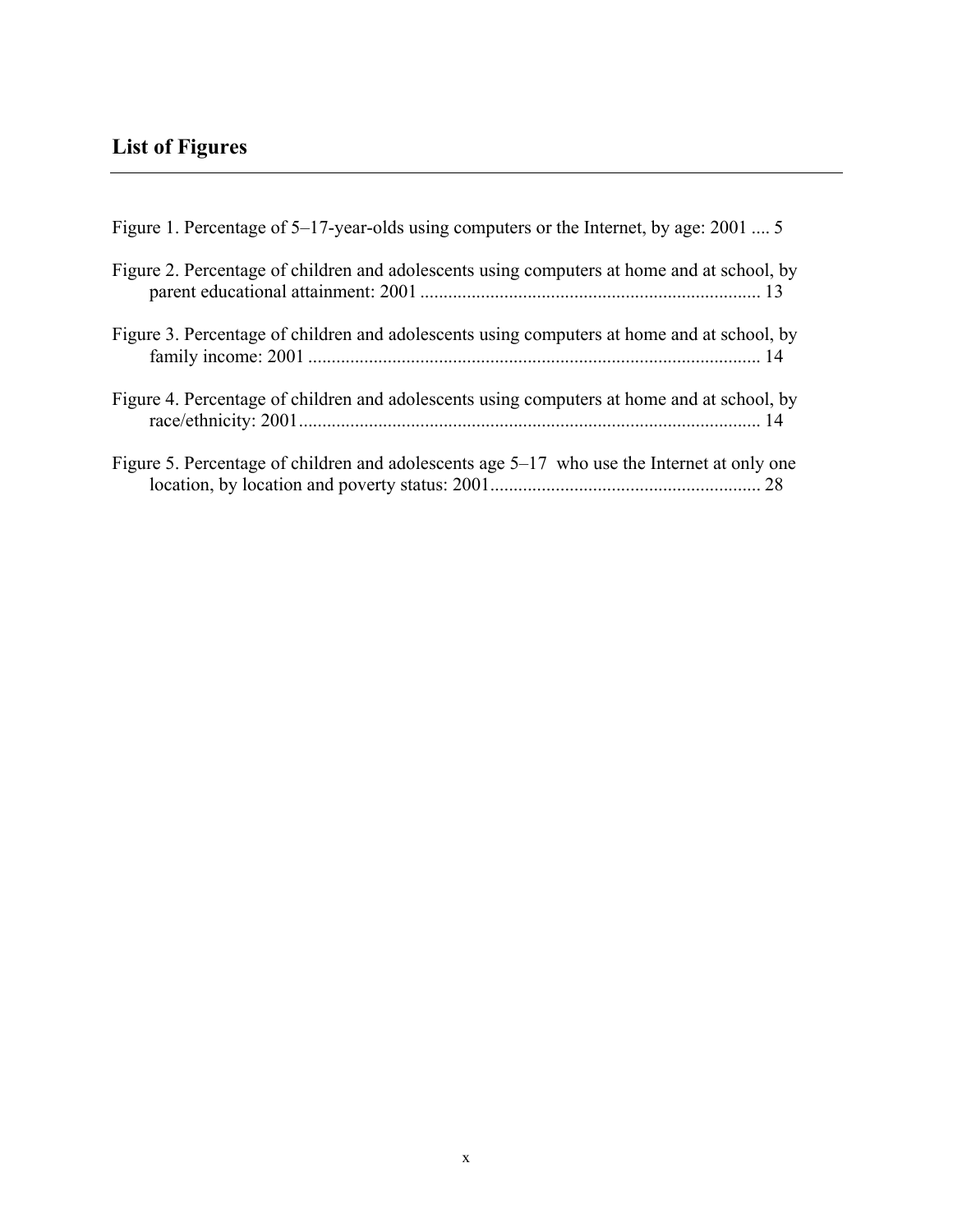## List of Figures

Figure 1. Percentage of 5–17-year-olds using computers or the Internet, by age: 2001 .... 5

Figure 2. Percentage of children and adolescents using computers at home and at school, by parent educational attainment: 2001 ........................................................................ 13

Figure 3. Percentage of children and adolescents using computers at home and at school, by family income: 2001 ................................................................................................ 14

Figure 4. Percentage of children and adolescents using computers at home and at school, by race/ethnicity: 2001.................................................................................................. 14

Figure 5. Percentage of children and adolescents age 5–17 who use the Internet at only one location, by location and poverty status: 2001......................................................... 28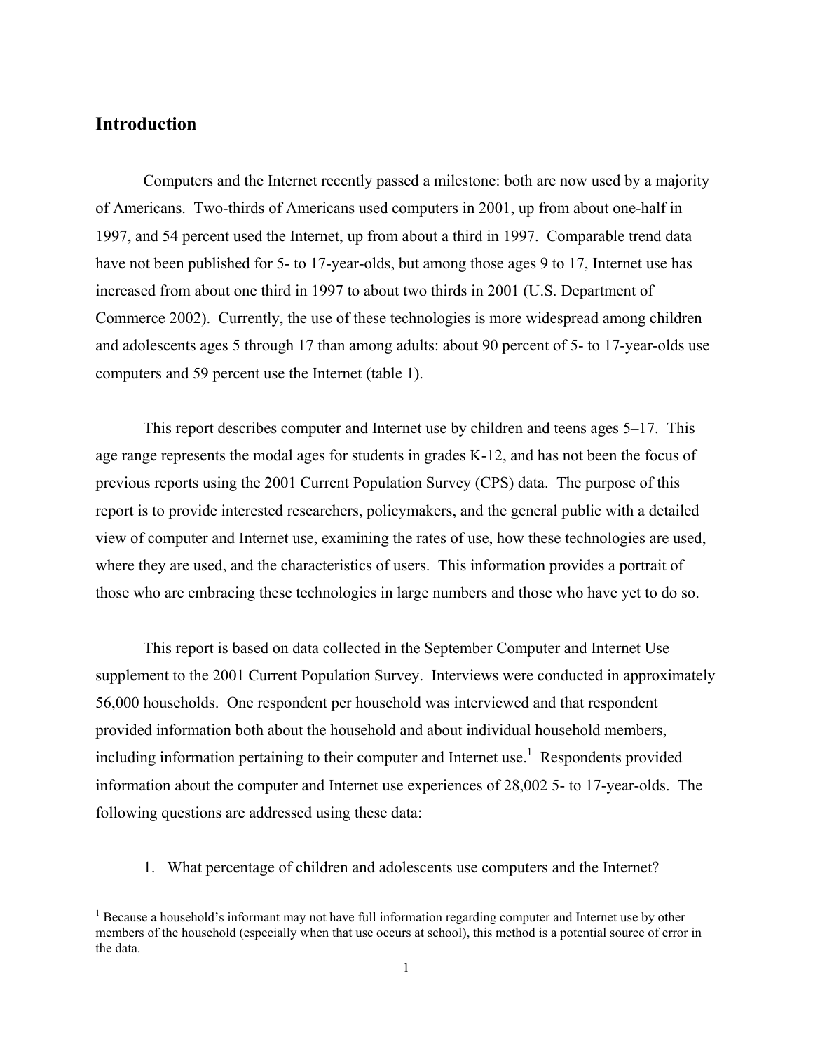## Introduction

Computers and the Internet recently passed a milestone: both are now used by a majority of Americans. Two-thirds of Americans used computers in 2001, up from about one-half in 1997, and 54 percent used the Internet, up from about a third in 1997. Comparable trend data have not been published for 5- to 17-year-olds, but among those ages 9 to 17, Internet use has increased from about one third in 1997 to about two thirds in 2001 (U.S. Department of Commerce 2002). Currently, the use of these technologies is more widespread among children and adolescents ages 5 through 17 than among adults: about 90 percent of 5- to 17-year-olds use computers and 59 percent use the Internet (table 1).

This report describes computer and Internet use by children and teens ages 5–17. This age range represents the modal ages for students in grades K-12, and has not been the focus of previous reports using the 2001 Current Population Survey (CPS) data. The purpose of this report is to provide interested researchers, policymakers, and the general public with a detailed view of computer and Internet use, examining the rates of use, how these technologies are used, where they are used, and the characteristics of users. This information provides a portrait of those who are embracing these technologies in large numbers and those who have yet to do so.

This report is based on data collected in the September Computer and Internet Use supplement to the 2001 Current Population Survey. Interviews were conducted in approximately 56,000 households. One respondent per household was interviewed and that respondent provided information both about the household and about individual household members, including information pertaining to their computer and Internet use.[1] Respondents provided information about the computer and Internet use experiences of 28,002 5- to 17-year-olds. The following questions are addressed using these data:

1. What percentage of children and adolescents use computers and the Internet?

[1] Because a household's informant may not have full information regarding computer and Internet use by other members of the household (especially when that use occurs at school), this method is a potential source of error in the data.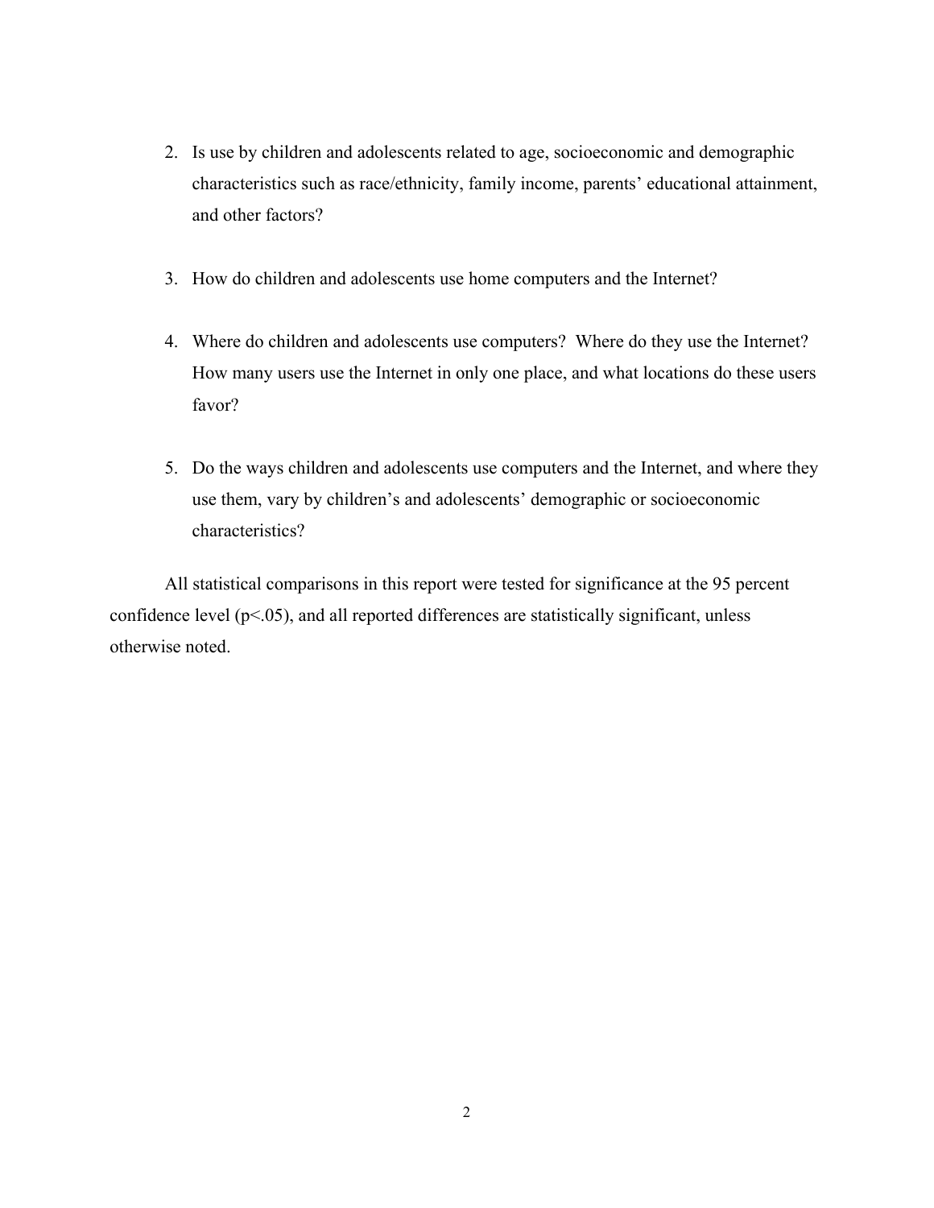2. Is use by children and adolescents related to age, socioeconomic and demographic characteristics such as race/ethnicity, family income, parents' educational attainment, and other factors?

3. How do children and adolescents use home computers and the Internet?

4. Where do children and adolescents use computers? Where do they use the Internet? How many users use the Internet in only one place, and what locations do these users favor?

5. Do the ways children and adolescents use computers and the Internet, and where they use them, vary by children's and adolescents' demographic or socioeconomic characteristics?

All statistical comparisons in this report were tested for significance at the 95 percent confidence level ($p<.05$), and all reported differences are statistically significant, unless otherwise noted.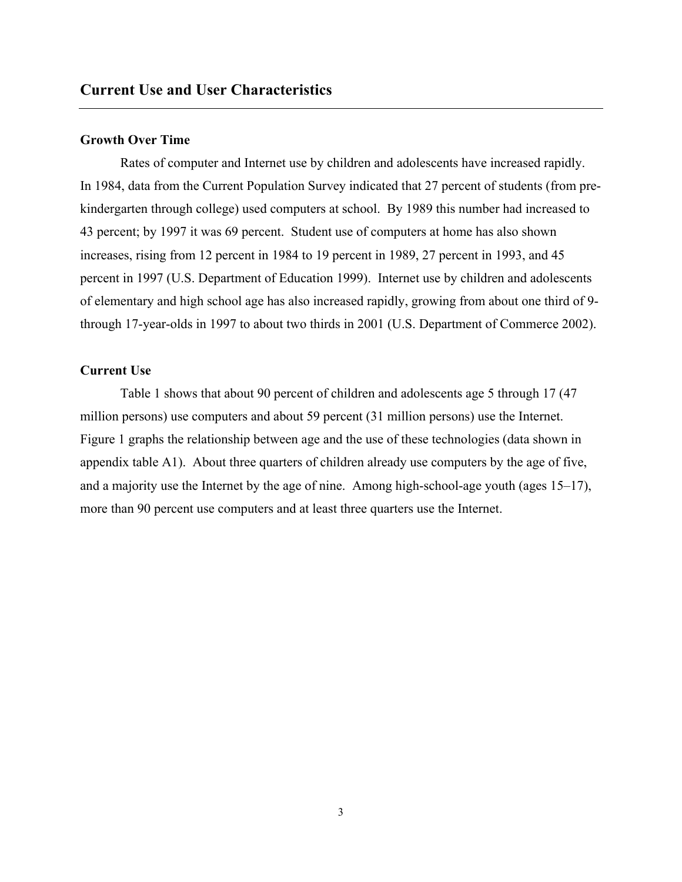## Current Use and User Characteristics

### Growth Over Time

Rates of computer and Internet use by children and adolescents have increased rapidly. In 1984, data from the Current Population Survey indicated that 27 percent of students (from pre-kindergarten through college) used computers at school. By 1989 this number had increased to 43 percent; by 1997 it was 69 percent. Student use of computers at home has also shown increases, rising from 12 percent in 1984 to 19 percent in 1989, 27 percent in 1993, and 45 percent in 1997 (U.S. Department of Education 1999). Internet use by children and adolescents of elementary and high school age has also increased rapidly, growing from about one third of 9- through 17-year-olds in 1997 to about two thirds in 2001 (U.S. Department of Commerce 2002).

### Current Use

Table 1 shows that about 90 percent of children and adolescents age 5 through 17 (47 million persons) use computers and about 59 percent (31 million persons) use the Internet. Figure 1 graphs the relationship between age and the use of these technologies (data shown in appendix table A1). About three quarters of children already use computers by the age of five, and a majority use the Internet by the age of nine. Among high-school-age youth (ages 15–17), more than 90 percent use computers and at least three quarters use the Internet.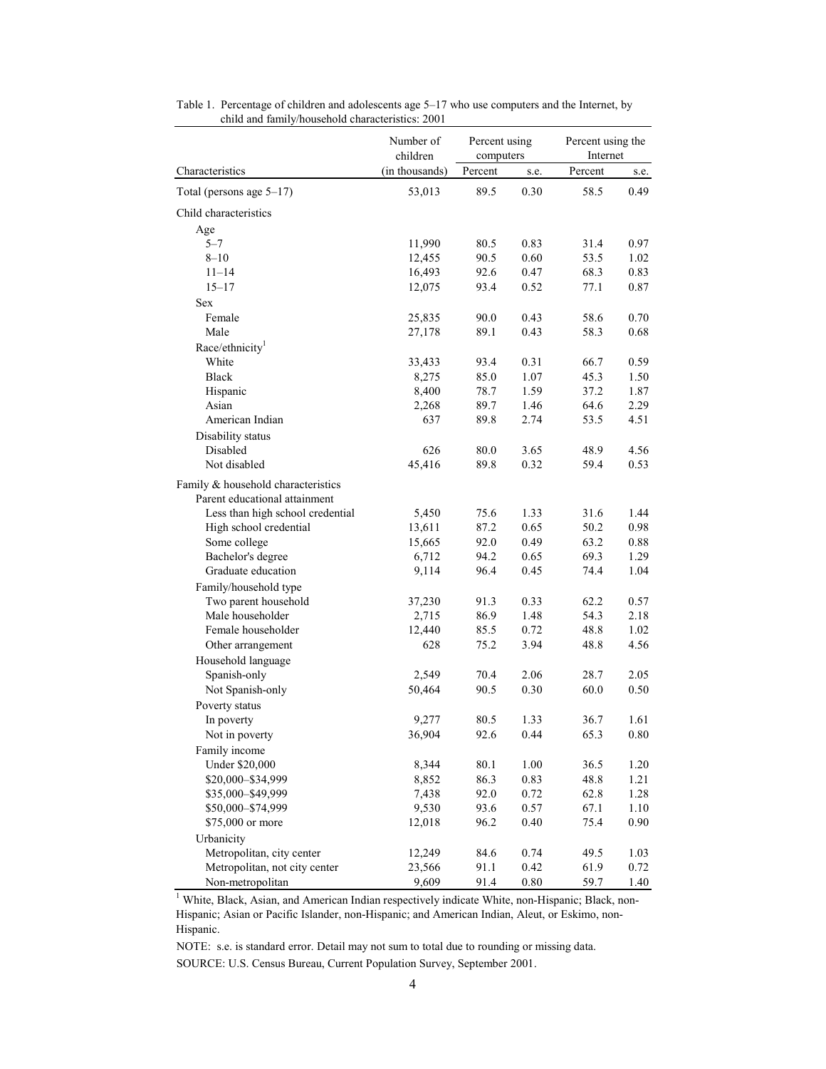Table 1. Percentage of children and adolescents age 5–17 who use computers and the Internet, by child and family/household characteristics: 2001

| Characteristics | Number of children (in thousands) | Percent using computers | | Percent using the Internet | |
|---|---|---|---|---|---|
| | | Percent | s.e. | Percent | s.e. |
| Total (persons age 5–17) | 53,013 | 89.5 | 0.30 | 58.5 | 0.49 |
| Child characteristics | | | | | |
| Age | | | | | |
| 5–7 | 11,990 | 80.5 | 0.83 | 31.4 | 0.97 |
| 8–10 | 12,455 | 90.5 | 0.60 | 53.5 | 1.02 |
| 11–14 | 16,493 | 92.6 | 0.47 | 68.3 | 0.83 |
| 15–17 | 12,075 | 93.4 | 0.52 | 77.1 | 0.87 |
| Sex | | | | | |
| Female | 25,835 | 90.0 | 0.43 | 58.6 | 0.70 |
| Male | 27,178 | 89.1 | 0.43 | 58.3 | 0.68 |
| Race/ethnicity[1] | | | | | |
| White | 33,433 | 93.4 | 0.31 | 66.7 | 0.59 |
| Black | 8,275 | 85.0 | 1.07 | 45.3 | 1.50 |
| Hispanic | 8,400 | 78.7 | 1.59 | 37.2 | 1.87 |
| Asian | 2,268 | 89.7 | 1.46 | 64.6 | 2.29 |
| American Indian | 637 | 89.8 | 2.74 | 53.5 | 4.51 |
| Disability status | | | | | |
| Disabled | 626 | 80.0 | 3.65 | 48.9 | 4.56 |
| Not disabled | 45,416 | 89.8 | 0.32 | 59.4 | 0.53 |
| Family & household characteristics | | | | | |
| Parent educational attainment | | | | | |
| Less than high school credential | 5,450 | 75.6 | 1.33 | 31.6 | 1.44 |
| High school credential | 13,611 | 87.2 | 0.65 | 50.2 | 0.98 |
| Some college | 15,665 | 92.0 | 0.49 | 63.2 | 0.88 |
| Bachelor's degree | 6,712 | 94.2 | 0.65 | 69.3 | 1.29 |
| Graduate education | 9,114 | 96.4 | 0.45 | 74.4 | 1.04 |
| Family/household type | | | | | |
| Two parent household | 37,230 | 91.3 | 0.33 | 62.2 | 0.57 |
| Male householder | 2,715 | 86.9 | 1.48 | 54.3 | 2.18 |
| Female householder | 12,440 | 85.5 | 0.72 | 48.8 | 1.02 |
| Other arrangement | 628 | 75.2 | 3.94 | 48.8 | 4.56 |
| Household language | | | | | |
| Spanish-only | 2,549 | 70.4 | 2.06 | 28.7 | 2.05 |
| Not Spanish-only | 50,464 | 90.5 | 0.30 | 60.0 | 0.50 |
| Poverty status | | | | | |
| In poverty | 9,277 | 80.5 | 1.33 | 36.7 | 1.61 |
| Not in poverty | 36,904 | 92.6 | 0.44 | 65.3 | 0.80 |
| Family income | | | | | |
| Under $20,000 | 8,344 | 80.1 | 1.00 | 36.5 | 1.20 |
| $20,000–$34,999 | 8,852 | 86.3 | 0.83 | 48.8 | 1.21 |
| $35,000–$49,999 | 7,438 | 92.0 | 0.72 | 62.8 | 1.28 |
| $50,000–$74,999 | 9,530 | 93.6 | 0.57 | 67.1 | 1.10 |
| $75,000 or more | 12,018 | 96.2 | 0.40 | 75.4 | 0.90 |
| Urbanicity | | | | | |
| Metropolitan, city center | 12,249 | 84.6 | 0.74 | 49.5 | 1.03 |
| Metropolitan, not city center | 23,566 | 91.1 | 0.42 | 61.9 | 0.72 |
| Non-metropolitan | 9,609 | 91.4 | 0.80 | 59.7 | 1.40 |

[1] White, Black, Asian, and American Indian respectively indicate White, non-Hispanic; Black, non-Hispanic; Asian or Pacific Islander, non-Hispanic; and American Indian, Aleut, or Eskimo, non-Hispanic.

NOTE: s.e. is standard error. Detail may not sum to total due to rounding or missing data.

SOURCE: U.S. Census Bureau, Current Population Survey, September 2001.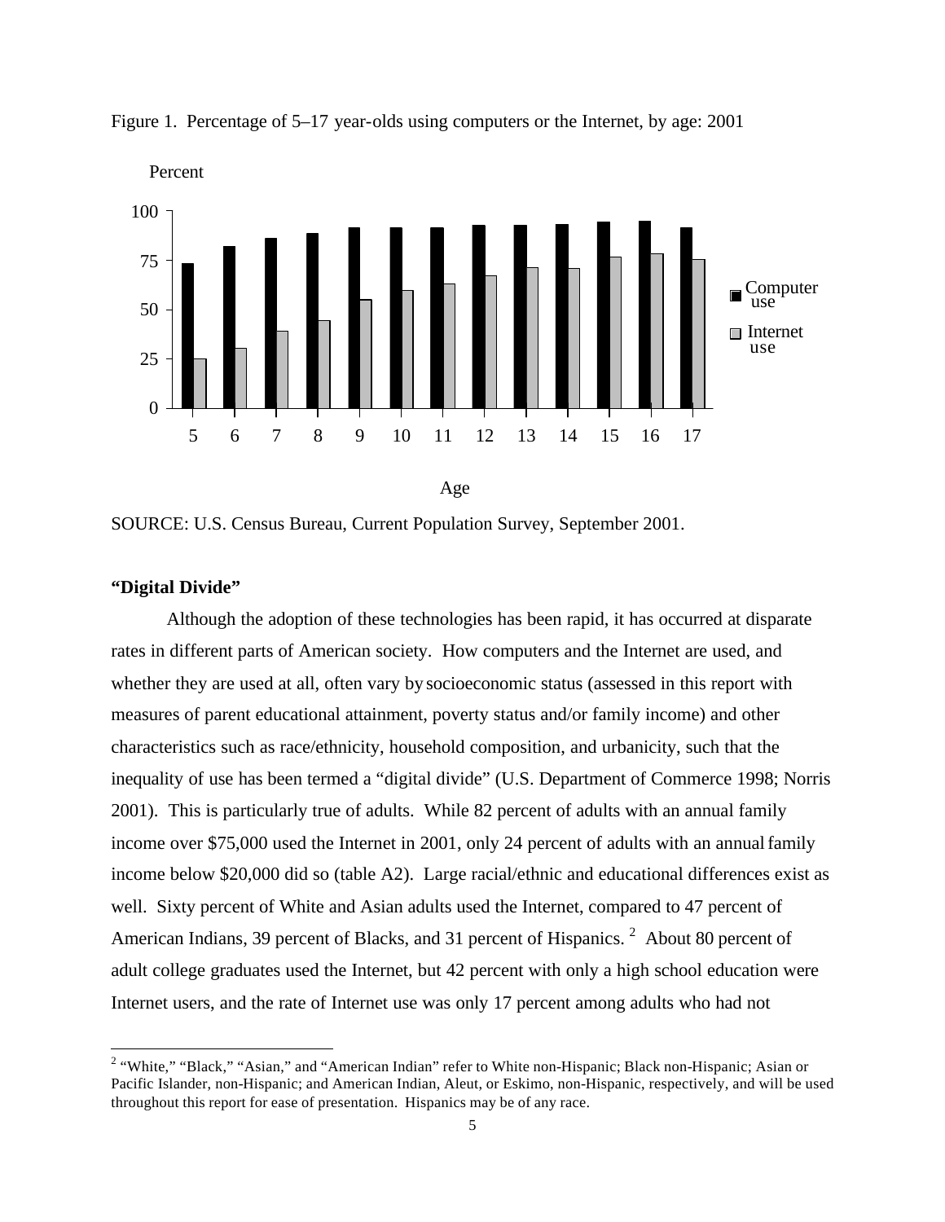Figure 1. Percentage of 5–17 year-olds using computers or the Internet, by age: 2001

Percent

100

75

50

25

0

5 6 7 8 9 10 11 12 13 14 15 16 17

Age

Computer use

Internet use

SOURCE: U.S. Census Bureau, Current Population Survey, September 2001.

**"Digital Divide"**

Although the adoption of these technologies has been rapid, it has occurred at disparate rates in different parts of American society. How computers and the Internet are used, and whether they are used at all, often vary by socioeconomic status (assessed in this report with measures of parent educational attainment, poverty status and/or family income) and other characteristics such as race/ethnicity, household composition, and urbanicity, such that the inequality of use has been termed a "digital divide" (U.S. Department of Commerce 1998; Norris 2001). This is particularly true of adults. While 82 percent of adults with an annual family income over $75,000 used the Internet in 2001, only 24 percent of adults with an annual family income below $20,000 did so (table A2). Large racial/ethnic and educational differences exist as well. Sixty percent of White and Asian adults used the Internet, compared to 47 percent of American Indians, 39 percent of Blacks, and 31 percent of Hispanics. [2] About 80 percent of adult college graduates used the Internet, but 42 percent with only a high school education were Internet users, and the rate of Internet use was only 17 percent among adults who had not

[2] "White," "Black," "Asian," and "American Indian" refer to White non-Hispanic; Black non-Hispanic; Asian or Pacific Islander, non-Hispanic; and American Indian, Aleut, or Eskimo, non-Hispanic, respectively, and will be used throughout this report for ease of presentation. Hispanics may be of any race.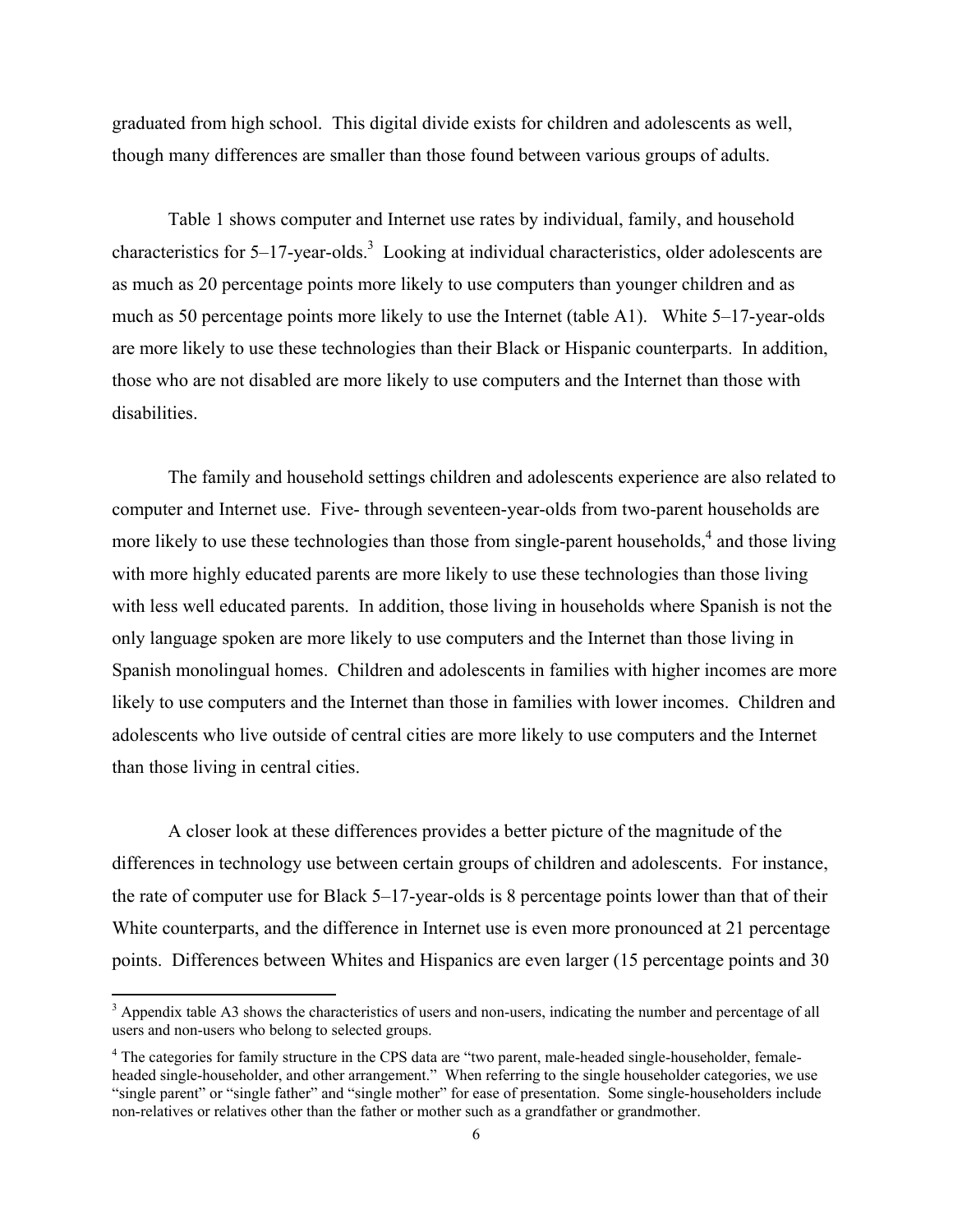graduated from high school. This digital divide exists for children and adolescents as well, though many differences are smaller than those found between various groups of adults.

Table 1 shows computer and Internet use rates by individual, family, and household characteristics for 5–17-year-olds.[3] Looking at individual characteristics, older adolescents are as much as 20 percentage points more likely to use computers than younger children and as much as 50 percentage points more likely to use the Internet (table A1). White 5–17-year-olds are more likely to use these technologies than their Black or Hispanic counterparts. In addition, those who are not disabled are more likely to use computers and the Internet than those with disabilities.

The family and household settings children and adolescents experience are also related to computer and Internet use. Five- through seventeen-year-olds from two-parent households are more likely to use these technologies than those from single-parent households,[4] and those living with more highly educated parents are more likely to use these technologies than those living with less well educated parents. In addition, those living in households where Spanish is not the only language spoken are more likely to use computers and the Internet than those living in Spanish monolingual homes. Children and adolescents in families with higher incomes are more likely to use computers and the Internet than those in families with lower incomes. Children and adolescents who live outside of central cities are more likely to use computers and the Internet than those living in central cities.

A closer look at these differences provides a better picture of the magnitude of the differences in technology use between certain groups of children and adolescents. For instance, the rate of computer use for Black 5–17-year-olds is 8 percentage points lower than that of their White counterparts, and the difference in Internet use is even more pronounced at 21 percentage points. Differences between Whites and Hispanics are even larger (15 percentage points and 30

[3] Appendix table A3 shows the characteristics of users and non-users, indicating the number and percentage of all users and non-users who belong to selected groups.

[4] The categories for family structure in the CPS data are "two parent, male-headed single-householder, female-headed single-householder, and other arrangement." When referring to the single householder categories, we use "single parent" or "single father" and "single mother" for ease of presentation. Some single-householders include non-relatives or relatives other than the father or mother such as a grandfather or grandmother.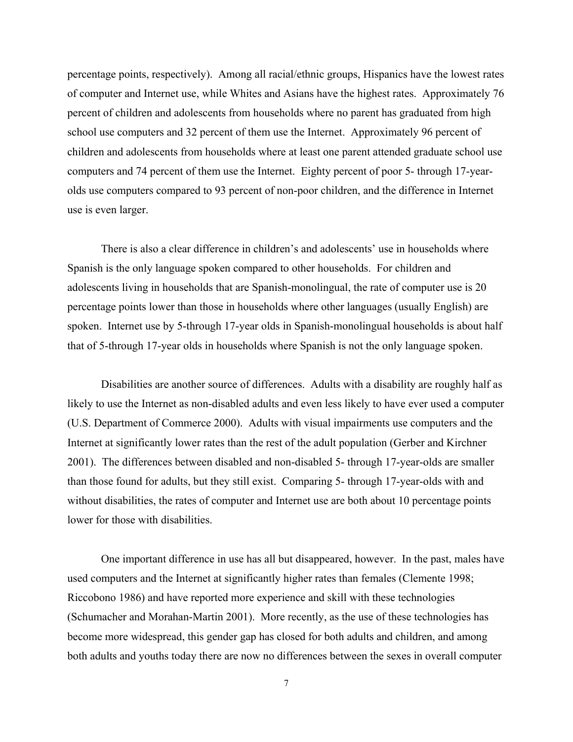percentage points, respectively). Among all racial/ethnic groups, Hispanics have the lowest rates of computer and Internet use, while Whites and Asians have the highest rates. Approximately 76 percent of children and adolescents from households where no parent has graduated from high school use computers and 32 percent of them use the Internet. Approximately 96 percent of children and adolescents from households where at least one parent attended graduate school use computers and 74 percent of them use the Internet. Eighty percent of poor 5- through 17-year-olds use computers compared to 93 percent of non-poor children, and the difference in Internet use is even larger.

There is also a clear difference in children's and adolescents' use in households where Spanish is the only language spoken compared to other households. For children and adolescents living in households that are Spanish-monolingual, the rate of computer use is 20 percentage points lower than those in households where other languages (usually English) are spoken. Internet use by 5-through 17-year olds in Spanish-monolingual households is about half that of 5-through 17-year olds in households where Spanish is not the only language spoken.

Disabilities are another source of differences. Adults with a disability are roughly half as likely to use the Internet as non-disabled adults and even less likely to have ever used a computer (U.S. Department of Commerce 2000). Adults with visual impairments use computers and the Internet at significantly lower rates than the rest of the adult population (Gerber and Kirchner 2001). The differences between disabled and non-disabled 5- through 17-year-olds are smaller than those found for adults, but they still exist. Comparing 5- through 17-year-olds with and without disabilities, the rates of computer and Internet use are both about 10 percentage points lower for those with disabilities.

One important difference in use has all but disappeared, however. In the past, males have used computers and the Internet at significantly higher rates than females (Clemente 1998; Riccobono 1986) and have reported more experience and skill with these technologies (Schumacher and Morahan-Martin 2001). More recently, as the use of these technologies has become more widespread, this gender gap has closed for both adults and children, and among both adults and youths today there are now no differences between the sexes in overall computer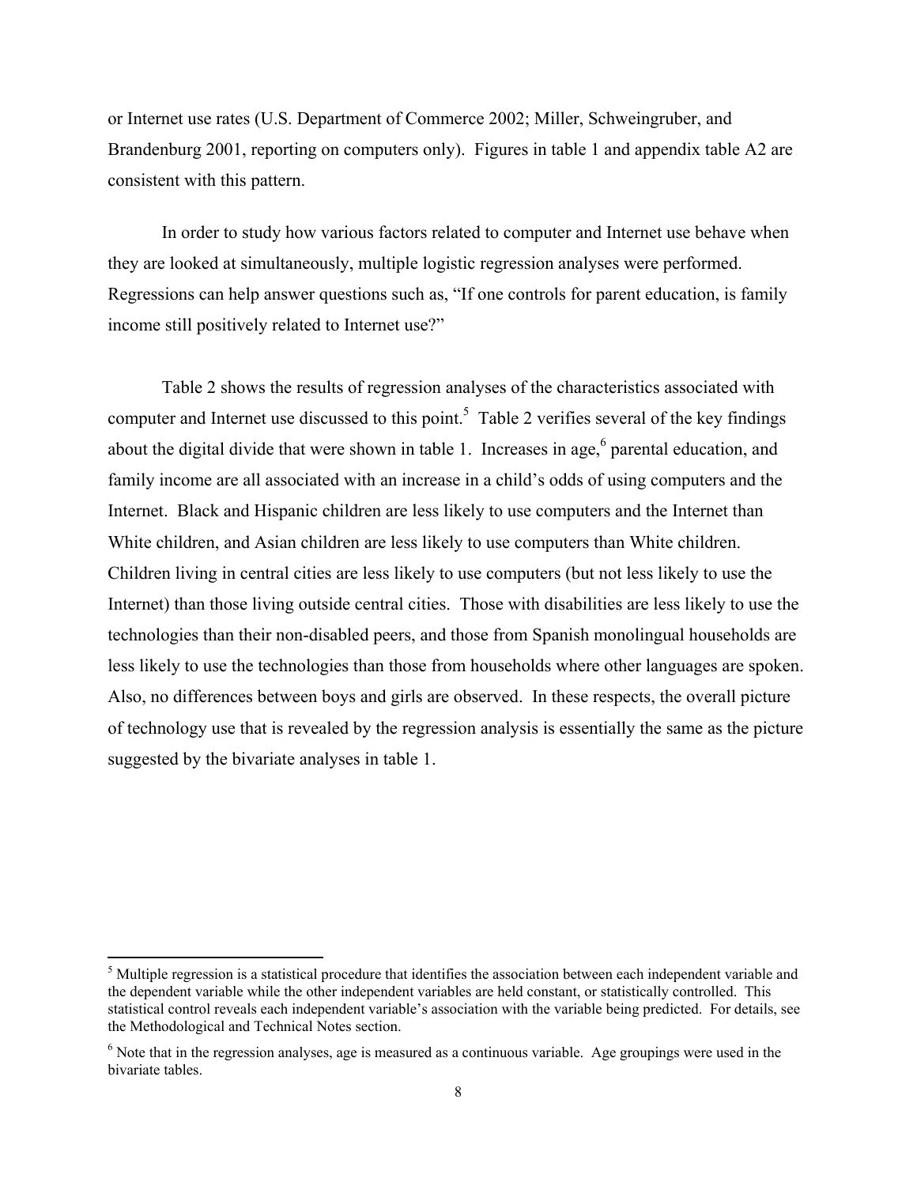or Internet use rates (U.S. Department of Commerce 2002; Miller, Schweingruber, and Brandenburg 2001, reporting on computers only). Figures in table 1 and appendix table A2 are consistent with this pattern.

In order to study how various factors related to computer and Internet use behave when they are looked at simultaneously, multiple logistic regression analyses were performed. Regressions can help answer questions such as, "If one controls for parent education, is family income still positively related to Internet use?"

Table 2 shows the results of regression analyses of the characteristics associated with computer and Internet use discussed to this point.[5] Table 2 verifies several of the key findings about the digital divide that were shown in table 1. Increases in age,[6] parental education, and family income are all associated with an increase in a child's odds of using computers and the Internet. Black and Hispanic children are less likely to use computers and the Internet than White children, and Asian children are less likely to use computers than White children. Children living in central cities are less likely to use computers (but not less likely to use the Internet) than those living outside central cities. Those with disabilities are less likely to use the technologies than their non-disabled peers, and those from Spanish monolingual households are less likely to use the technologies than those from households where other languages are spoken. Also, no differences between boys and girls are observed. In these respects, the overall picture of technology use that is revealed by the regression analysis is essentially the same as the picture suggested by the bivariate analyses in table 1.

---

[5] Multiple regression is a statistical procedure that identifies the association between each independent variable and the dependent variable while the other independent variables are held constant, or statistically controlled. This statistical control reveals each independent variable's association with the variable being predicted. For details, see the Methodological and Technical Notes section.

[6] Note that in the regression analyses, age is measured as a continuous variable. Age groupings were used in the bivariate tables.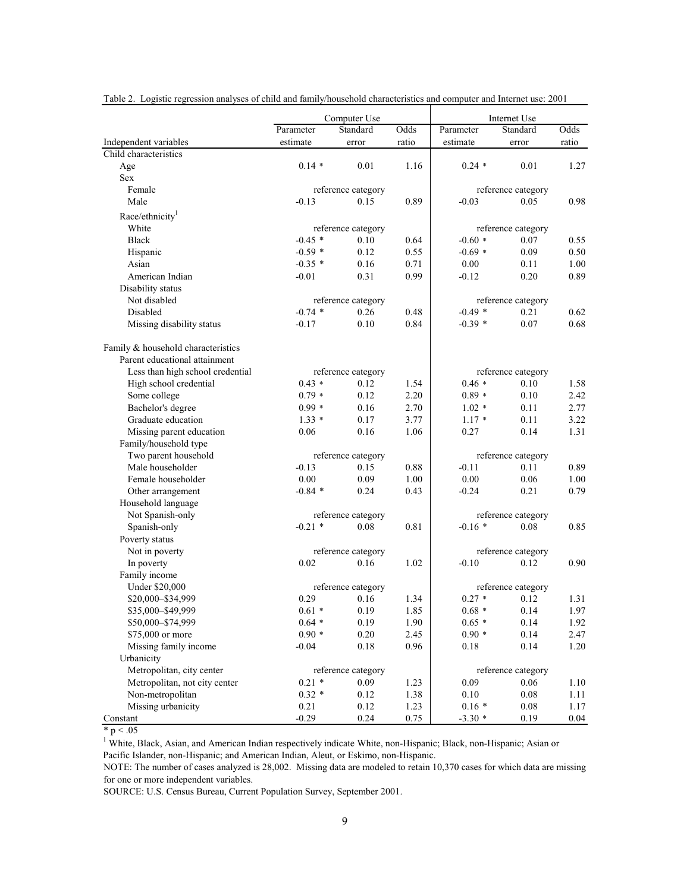Table 2. Logistic regression analyses of child and family/household characteristics and computer and Internet use: 2001

| | Computer Use | | | Internet Use | | |
|---|---|---|---|---|---|---|
| Independent variables | Parameter estimate | Standard error | Odds ratio | Parameter estimate | Standard error | Odds ratio |
| Child characteristics | | | | | | |
| Age | 0.14 * | 0.01 | 1.16 | 0.24 * | 0.01 | 1.27 |
| Sex | | | | | | |
| Female | | reference category | | | reference category | |
| Male | -0.13 | 0.15 | 0.89 | -0.03 | 0.05 | 0.98 |
| Race/ethnicity[1] | | | | | | |
| White | | reference category | | | reference category | |
| Black | -0.45 * | 0.10 | 0.64 | -0.60 * | 0.07 | 0.55 |
| Hispanic | -0.59 * | 0.12 | 0.55 | -0.69 * | 0.09 | 0.50 |
| Asian | -0.35 * | 0.16 | 0.71 | 0.00 | 0.11 | 1.00 |
| American Indian | -0.01 | 0.31 | 0.99 | -0.12 | 0.20 | 0.89 |
| Disability status | | | | | | |
| Not disabled | | reference category | | | reference category | |
| Disabled | -0.74 * | 0.26 | 0.48 | -0.49 * | 0.21 | 0.62 |
| Missing disability status | -0.17 | 0.10 | 0.84 | -0.39 * | 0.07 | 0.68 |
| Family & household characteristics | | | | | | |
| Parent educational attainment | | | | | | |
| Less than high school credential | | reference category | | | reference category | |
| High school credential | 0.43 * | 0.12 | 1.54 | 0.46 * | 0.10 | 1.58 |
| Some college | 0.79 * | 0.12 | 2.20 | 0.89 * | 0.10 | 2.42 |
| Bachelor's degree | 0.99 * | 0.16 | 2.70 | 1.02 * | 0.11 | 2.77 |
| Graduate education | 1.33 * | 0.17 | 3.77 | 1.17 * | 0.11 | 3.22 |
| Missing parent education | 0.06 | 0.16 | 1.06 | 0.27 | 0.14 | 1.31 |
| Family/household type | | | | | | |
| Two parent household | | reference category | | | reference category | |
| Male householder | -0.13 | 0.15 | 0.88 | -0.11 | 0.11 | 0.89 |
| Female householder | 0.00 | 0.09 | 1.00 | 0.00 | 0.06 | 1.00 |
| Other arrangement | -0.84 * | 0.24 | 0.43 | -0.24 | 0.21 | 0.79 |
| Household language | | | | | | |
| Not Spanish-only | | reference category | | | reference category | |
| Spanish-only | -0.21 * | 0.08 | 0.81 | -0.16 * | 0.08 | 0.85 |
| Poverty status | | | | | | |
| Not in poverty | | reference category | | | reference category | |
| In poverty | 0.02 | 0.16 | 1.02 | -0.10 | 0.12 | 0.90 |
| Family income | | | | | | |
| Under $20,000 | | reference category | | | reference category | |
| $20,000–$34,999 | 0.29 | 0.16 | 1.34 | 0.27 * | 0.12 | 1.31 |
| $35,000–$49,999 | 0.61 * | 0.19 | 1.85 | 0.68 * | 0.14 | 1.97 |
| $50,000–$74,999 | 0.64 * | 0.19 | 1.90 | 0.65 * | 0.14 | 1.92 |
| $75,000 or more | 0.90 * | 0.20 | 2.45 | 0.90 * | 0.14 | 2.47 |
| Missing family income | -0.04 | 0.18 | 0.96 | 0.18 | 0.14 | 1.20 |
| Urbanicity | | | | | | |
| Metropolitan, city center | | reference category | | | reference category | |
| Metropolitan, not city center | 0.21 * | 0.09 | 1.23 | 0.09 | 0.06 | 1.10 |
| Non-metropolitan | 0.32 * | 0.12 | 1.38 | 0.10 | 0.08 | 1.11 |
| Missing urbanicity | 0.21 | 0.12 | 1.23 | 0.16 * | 0.08 | 1.17 |
| Constant | -0.29 | 0.24 | 0.75 | -3.30 * | 0.19 | 0.04 |

* $p < .05$

[1] White, Black, Asian, and American Indian respectively indicate White, non-Hispanic; Black, non-Hispanic; Asian or Pacific Islander, non-Hispanic; and American Indian, Aleut, or Eskimo, non-Hispanic.

NOTE: The number of cases analyzed is 28,002. Missing data are modeled to retain 10,370 cases for which data are missing for one or more independent variables.

SOURCE: U.S. Census Bureau, Current Population Survey, September 2001.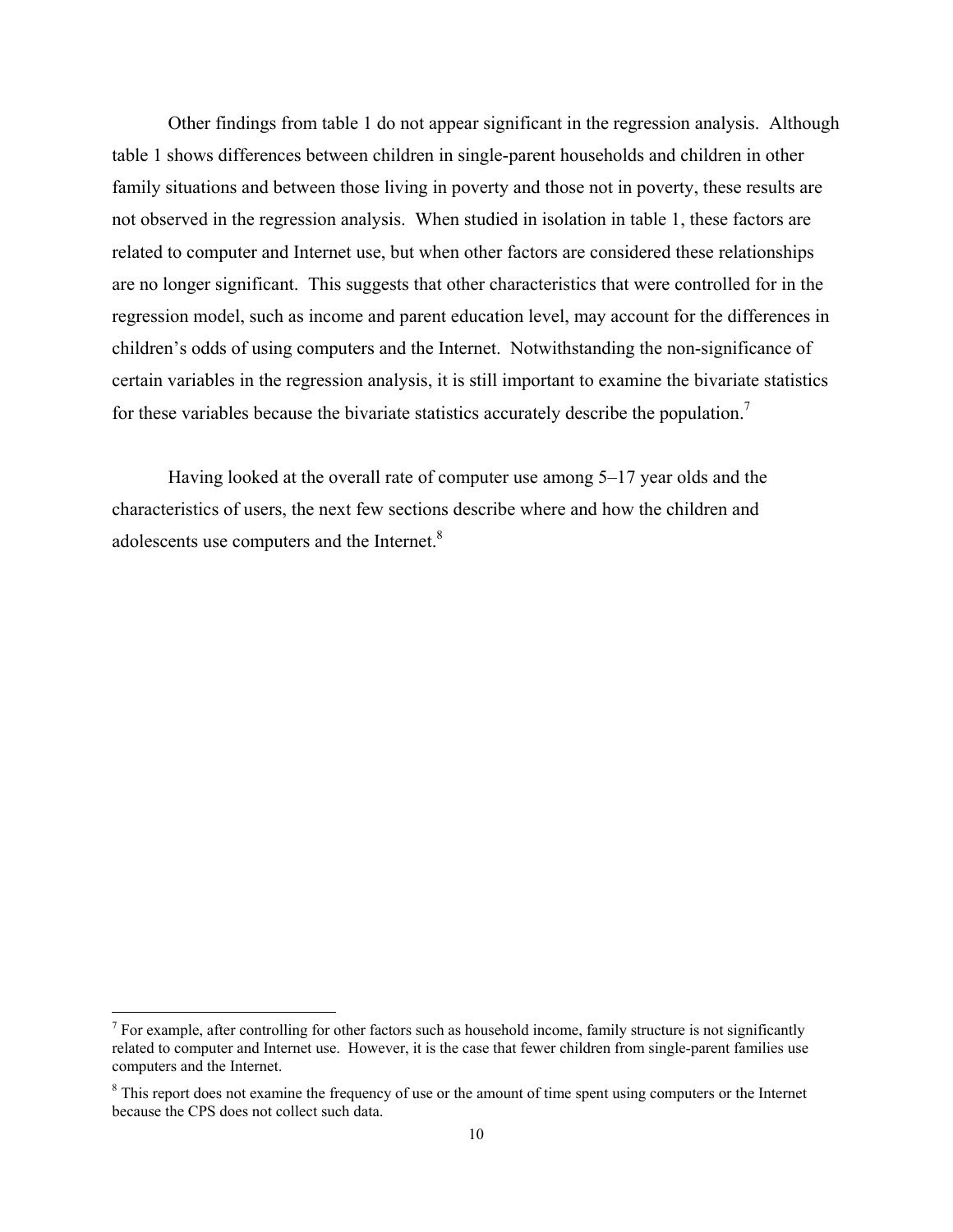Other findings from table 1 do not appear significant in the regression analysis. Although table 1 shows differences between children in single-parent households and children in other family situations and between those living in poverty and those not in poverty, these results are not observed in the regression analysis. When studied in isolation in table 1, these factors are related to computer and Internet use, but when other factors are considered these relationships are no longer significant. This suggests that other characteristics that were controlled for in the regression model, such as income and parent education level, may account for the differences in children's odds of using computers and the Internet. Notwithstanding the non-significance of certain variables in the regression analysis, it is still important to examine the bivariate statistics for these variables because the bivariate statistics accurately describe the population.[7]

Having looked at the overall rate of computer use among 5–17 year olds and the characteristics of users, the next few sections describe where and how the children and adolescents use computers and the Internet.[8]

---

[7] For example, after controlling for other factors such as household income, family structure is not significantly related to computer and Internet use. However, it is the case that fewer children from single-parent families use computers and the Internet.

[8] This report does not examine the frequency of use or the amount of time spent using computers or the Internet because the CPS does not collect such data.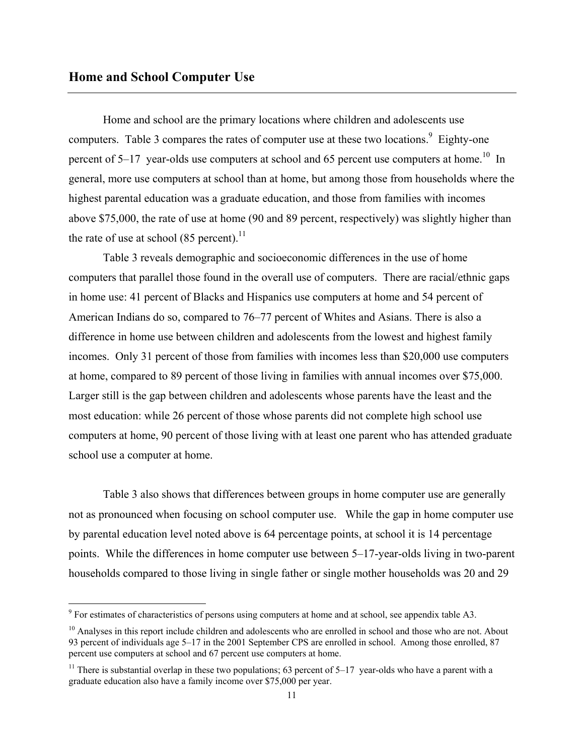## Home and School Computer Use

Home and school are the primary locations where children and adolescents use computers. Table 3 compares the rates of computer use at these two locations.[9] Eighty-one percent of 5–17 year-olds use computers at school and 65 percent use computers at home.[10] In general, more use computers at school than at home, but among those from households where the highest parental education was a graduate education, and those from families with incomes above $75,000, the rate of use at home (90 and 89 percent, respectively) was slightly higher than the rate of use at school (85 percent).[11]

Table 3 reveals demographic and socioeconomic differences in the use of home computers that parallel those found in the overall use of computers. There are racial/ethnic gaps in home use: 41 percent of Blacks and Hispanics use computers at home and 54 percent of American Indians do so, compared to 76–77 percent of Whites and Asians. There is also a difference in home use between children and adolescents from the lowest and highest family incomes. Only 31 percent of those from families with incomes less than $20,000 use computers at home, compared to 89 percent of those living in families with annual incomes over $75,000. Larger still is the gap between children and adolescents whose parents have the least and the most education: while 26 percent of those whose parents did not complete high school use computers at home, 90 percent of those living with at least one parent who has attended graduate school use a computer at home.

Table 3 also shows that differences between groups in home computer use are generally not as pronounced when focusing on school computer use. While the gap in home computer use by parental education level noted above is 64 percentage points, at school it is 14 percentage points. While the differences in home computer use between 5–17-year-olds living in two-parent households compared to those living in single father or single mother households was 20 and 29

---

[9] For estimates of characteristics of persons using computers at home and at school, see appendix table A3.

[10] Analyses in this report include children and adolescents who are enrolled in school and those who are not. About 93 percent of individuals age 5–17 in the 2001 September CPS are enrolled in school. Among those enrolled, 87 percent use computers at school and 67 percent use computers at home.

[11] There is substantial overlap in these two populations; 63 percent of 5–17 year-olds who have a parent with a graduate education also have a family income over $75,000 per year.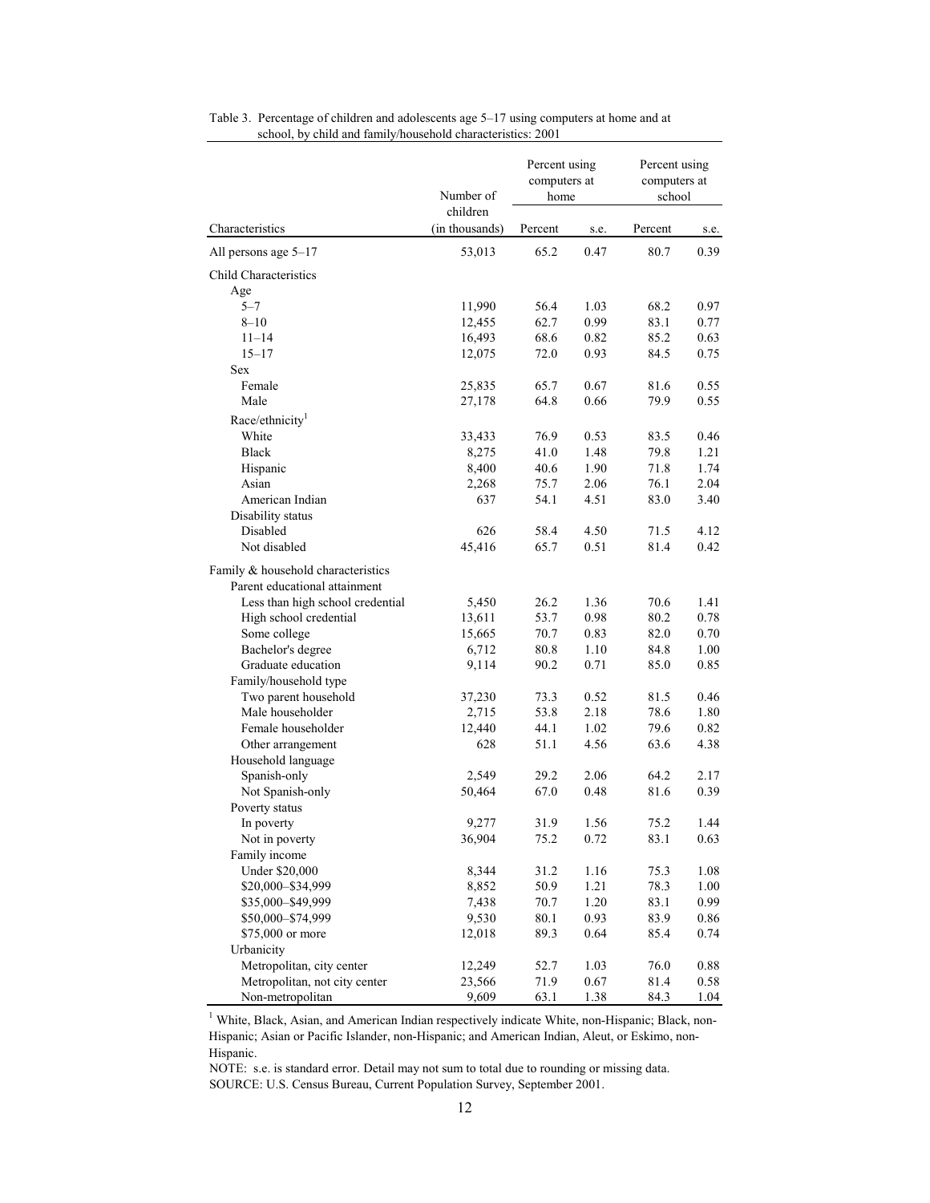Table 3. Percentage of children and adolescents age 5–17 using computers at home and at school, by child and family/household characteristics: 2001

| Characteristics | Number of children (in thousands) | Percent using computers at home | | Percent using computers at school | |
|---|---|---|---|---|---|
| | | Percent | s.e. | Percent | s.e. |
| All persons age 5–17 | 53,013 | 65.2 | 0.47 | 80.7 | 0.39 |
| Child Characteristics | | | | | |
| Age | | | | | |
| 5–7 | 11,990 | 56.4 | 1.03 | 68.2 | 0.97 |
| 8–10 | 12,455 | 62.7 | 0.99 | 83.1 | 0.77 |
| 11–14 | 16,493 | 68.6 | 0.82 | 85.2 | 0.63 |
| 15–17 | 12,075 | 72.0 | 0.93 | 84.5 | 0.75 |
| Sex | | | | | |
| Female | 25,835 | 65.7 | 0.67 | 81.6 | 0.55 |
| Male | 27,178 | 64.8 | 0.66 | 79.9 | 0.55 |
| Race/ethnicity[1] | | | | | |
| White | 33,433 | 76.9 | 0.53 | 83.5 | 0.46 |
| Black | 8,275 | 41.0 | 1.48 | 79.8 | 1.21 |
| Hispanic | 8,400 | 40.6 | 1.90 | 71.8 | 1.74 |
| Asian | 2,268 | 75.7 | 2.06 | 76.1 | 2.04 |
| American Indian | 637 | 54.1 | 4.51 | 83.0 | 3.40 |
| Disability status | | | | | |
| Disabled | 626 | 58.4 | 4.50 | 71.5 | 4.12 |
| Not disabled | 45,416 | 65.7 | 0.51 | 81.4 | 0.42 |
| Family & household characteristics | | | | | |
| Parent educational attainment | | | | | |
| Less than high school credential | 5,450 | 26.2 | 1.36 | 70.6 | 1.41 |
| High school credential | 13,611 | 53.7 | 0.98 | 80.2 | 0.78 |
| Some college | 15,665 | 70.7 | 0.83 | 82.0 | 0.70 |
| Bachelor's degree | 6,712 | 80.8 | 1.10 | 84.8 | 1.00 |
| Graduate education | 9,114 | 90.2 | 0.71 | 85.0 | 0.85 |
| Family/household type | | | | | |
| Two parent household | 37,230 | 73.3 | 0.52 | 81.5 | 0.46 |
| Male householder | 2,715 | 53.8 | 2.18 | 78.6 | 1.80 |
| Female householder | 12,440 | 44.1 | 1.02 | 79.6 | 0.82 |
| Other arrangement | 628 | 51.1 | 4.56 | 63.6 | 4.38 |
| Household language | | | | | |
| Spanish-only | 2,549 | 29.2 | 2.06 | 64.2 | 2.17 |
| Not Spanish-only | 50,464 | 67.0 | 0.48 | 81.6 | 0.39 |
| Poverty status | | | | | |
| In poverty | 9,277 | 31.9 | 1.56 | 75.2 | 1.44 |
| Not in poverty | 36,904 | 75.2 | 0.72 | 83.1 | 0.63 |
| Family income | | | | | |
| Under $20,000 | 8,344 | 31.2 | 1.16 | 75.3 | 1.08 |
| $20,000–$34,999 | 8,852 | 50.9 | 1.21 | 78.3 | 1.00 |
| $35,000–$49,999 | 7,438 | 70.7 | 1.20 | 83.1 | 0.99 |
| $50,000–$74,999 | 9,530 | 80.1 | 0.93 | 83.9 | 0.86 |
| $75,000 or more | 12,018 | 89.3 | 0.64 | 85.4 | 0.74 |
| Urbanicity | | | | | |
| Metropolitan, city center | 12,249 | 52.7 | 1.03 | 76.0 | 0.88 |
| Metropolitan, not city center | 23,566 | 71.9 | 0.67 | 81.4 | 0.58 |
| Non-metropolitan | 9,609 | 63.1 | 1.38 | 84.3 | 1.04 |

[1] White, Black, Asian, and American Indian respectively indicate White, non-Hispanic; Black, non-Hispanic; Asian or Pacific Islander, non-Hispanic; and American Indian, Aleut, or Eskimo, non-Hispanic.

NOTE: s.e. is standard error. Detail may not sum to total due to rounding or missing data.

SOURCE: U.S. Census Bureau, Current Population Survey, September 2001.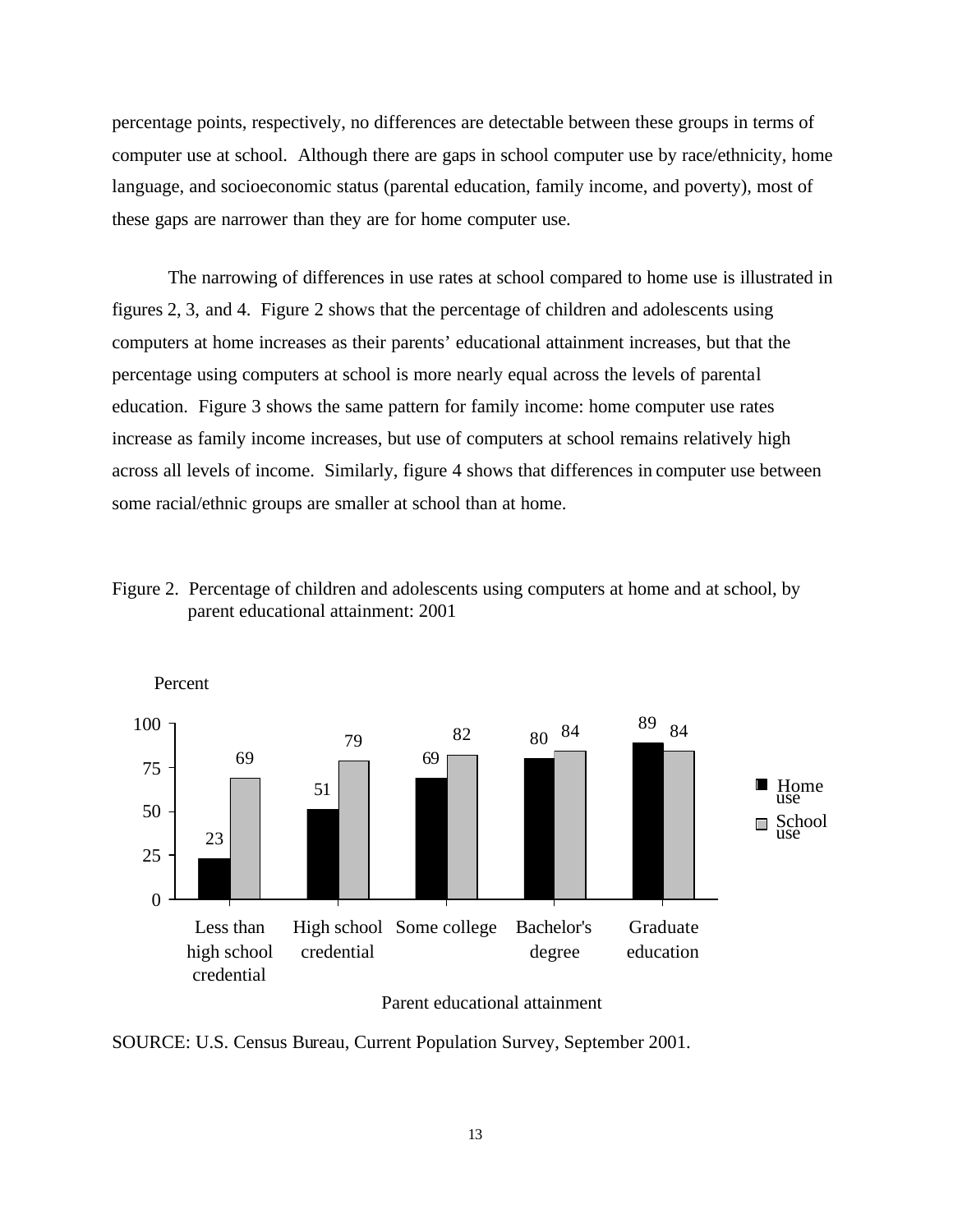percentage points, respectively, no differences are detectable between these groups in terms of computer use at school. Although there are gaps in school computer use by race/ethnicity, home language, and socioeconomic status (parental education, family income, and poverty), most of these gaps are narrower than they are for home computer use.

The narrowing of differences in use rates at school compared to home use is illustrated in figures 2, 3, and 4. Figure 2 shows that the percentage of children and adolescents using computers at home increases as their parents' educational attainment increases, but that the percentage using computers at school is more nearly equal across the levels of parental education. Figure 3 shows the same pattern for family income: home computer use rates increase as family income increases, but use of computers at school remains relatively high across all levels of income. Similarly, figure 4 shows that differences in computer use between some racial/ethnic groups are smaller at school than at home.

Figure 2. Percentage of children and adolescents using computers at home and at school, by parent educational attainment: 2001

Percent

100
75
50
25
0

23
69
51
79
69
82
80
84
89
84

Less than high school credential
High school credential
Some college
Bachelor's degree
Graduate education

Parent educational attainment

Home use
School use

SOURCE: U.S. Census Bureau, Current Population Survey, September 2001.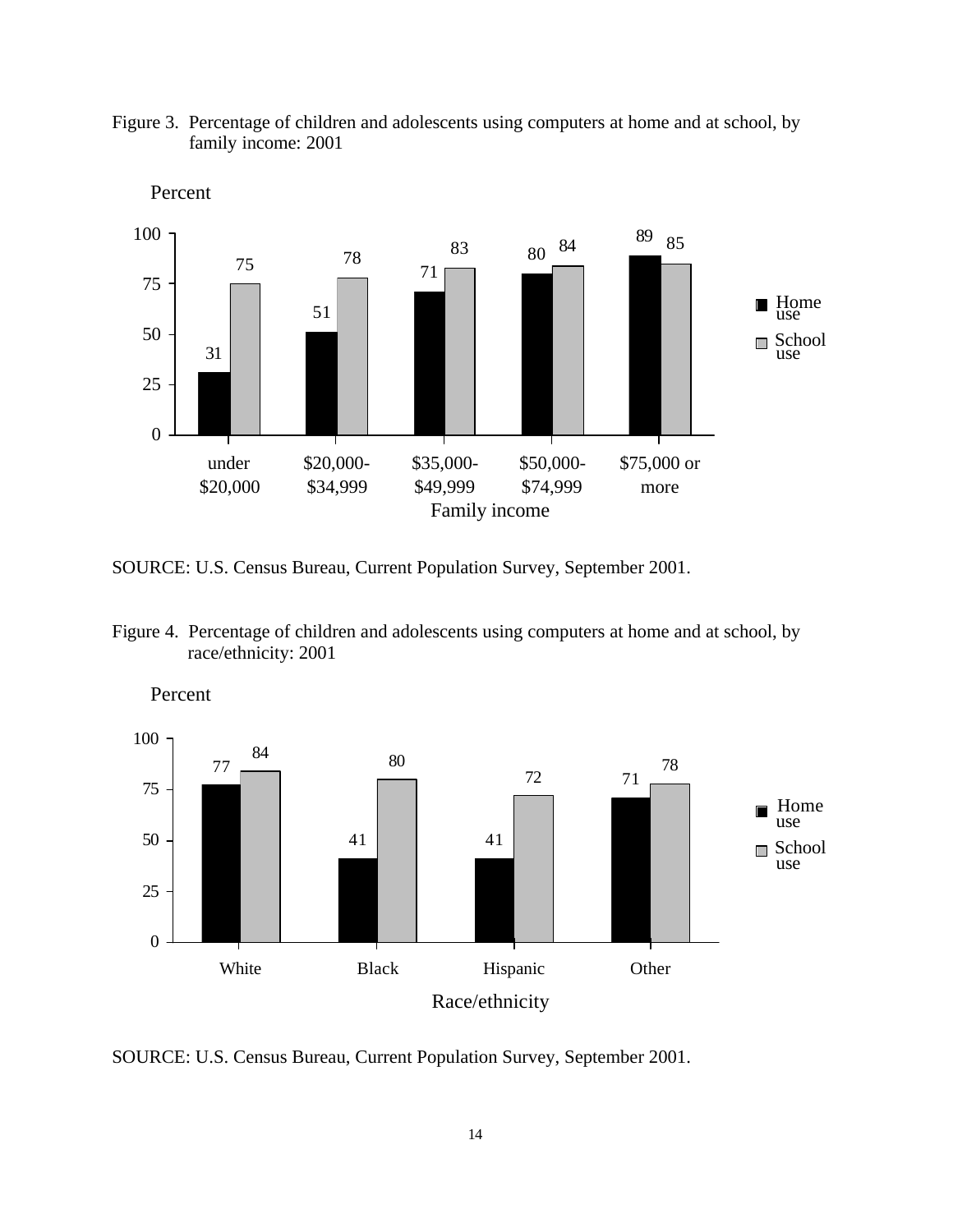Figure 3. Percentage of children and adolescents using computers at home and at school, by family income: 2001

Percent

100
75
50
25
0

31
75
51
78
71
83
80
84
89
85

under $20,000
$20,000-$34,999
$35,000-$49,999
$50,000-$74,999
$75,000 or more

Family income

Home use
School use

SOURCE: U.S. Census Bureau, Current Population Survey, September 2001.

Figure 4. Percentage of children and adolescents using computers at home and at school, by race/ethnicity: 2001

Percent

100
75
50
25
0

77
84
41
80
41
72
71
78

White
Black
Hispanic
Other

Race/ethnicity

Home use
School use

SOURCE: U.S. Census Bureau, Current Population Survey, September 2001.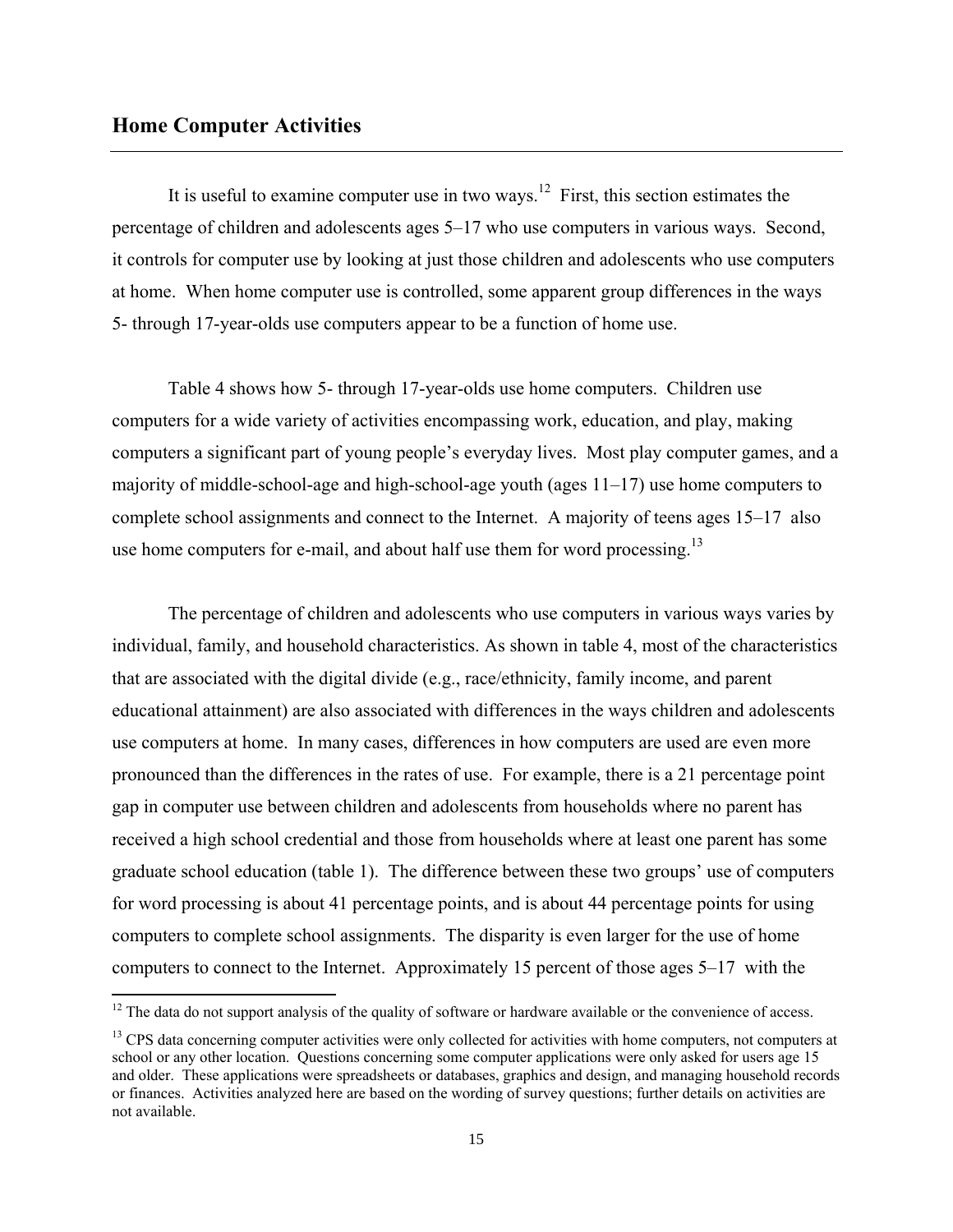## Home Computer Activities

It is useful to examine computer use in two ways.[12] First, this section estimates the percentage of children and adolescents ages 5–17 who use computers in various ways. Second, it controls for computer use by looking at just those children and adolescents who use computers at home. When home computer use is controlled, some apparent group differences in the ways 5- through 17-year-olds use computers appear to be a function of home use.

Table 4 shows how 5- through 17-year-olds use home computers. Children use computers for a wide variety of activities encompassing work, education, and play, making computers a significant part of young people's everyday lives. Most play computer games, and a majority of middle-school-age and high-school-age youth (ages 11–17) use home computers to complete school assignments and connect to the Internet. A majority of teens ages 15–17 also use home computers for e-mail, and about half use them for word processing.[13]

The percentage of children and adolescents who use computers in various ways varies by individual, family, and household characteristics. As shown in table 4, most of the characteristics that are associated with the digital divide (e.g., race/ethnicity, family income, and parent educational attainment) are also associated with differences in the ways children and adolescents use computers at home. In many cases, differences in how computers are used are even more pronounced than the differences in the rates of use. For example, there is a 21 percentage point gap in computer use between children and adolescents from households where no parent has received a high school credential and those from households where at least one parent has some graduate school education (table 1). The difference between these two groups' use of computers for word processing is about 41 percentage points, and is about 44 percentage points for using computers to complete school assignments. The disparity is even larger for the use of home computers to connect to the Internet. Approximately 15 percent of those ages 5–17 with the

[12] The data do not support analysis of the quality of software or hardware available or the convenience of access.

[13] CPS data concerning computer activities were only collected for activities with home computers, not computers at school or any other location. Questions concerning some computer applications were only asked for users age 15 and older. These applications were spreadsheets or databases, graphics and design, and managing household records or finances. Activities analyzed here are based on the wording of survey questions; further details on activities are not available.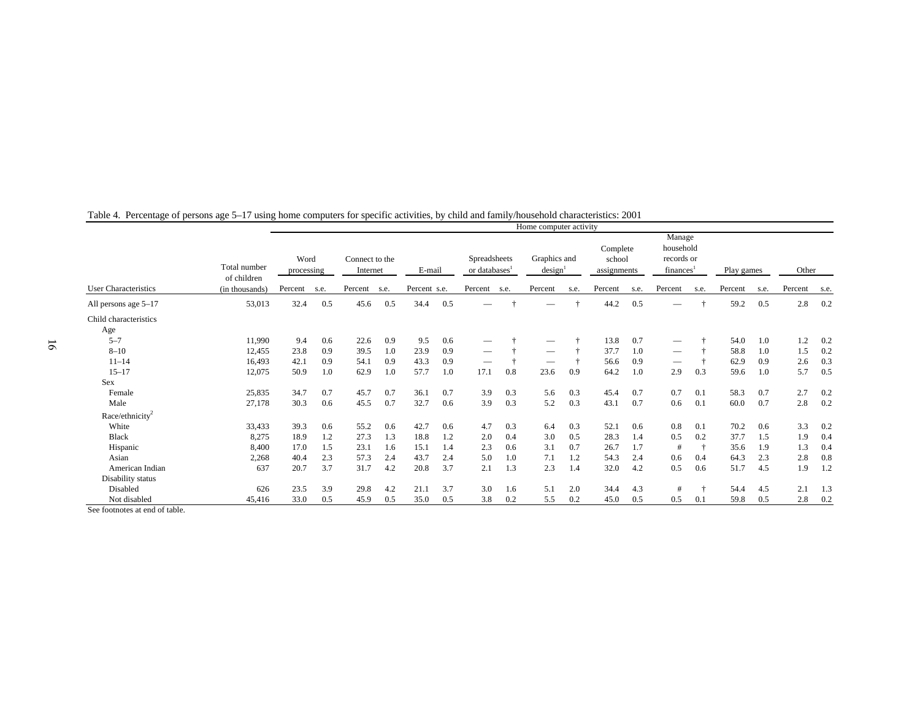Table 4. Percentage of persons age 5–17 using home computers for specific activities, by child and family/household characteristics: 2001

| User Characteristics | Total number of children (in thousands) | Home computer activity | | | | | | | | | | | | | | | | | |
|---|---|---|---|---|---|---|---|---|---|---|---|---|---|---|---|---|---|---|---|
| | | Word processing | | Connect to the Internet | | E-mail | | Spreadsheets or databases[1] | | Graphics and design[1] | | Complete school assignments | | Manage household records or finances[1] | | Play games | | Other | |
| | | Percent | s.e. | Percent | s.e. | Percent | s.e. | Percent | s.e. | Percent | s.e. | Percent | s.e. | Percent | s.e. | Percent | s.e. | Percent | s.e. |
| All persons age 5–17 | 53,013 | 32.4 | 0.5 | 45.6 | 0.5 | 34.4 | 0.5 | — | † | — | † | 44.2 | 0.5 | — | † | 59.2 | 0.5 | 2.8 | 0.2 |
| Child characteristics | | | | | | | | | | | | | | | | | | | |
| Age | | | | | | | | | | | | | | | | | | | |
| 5–7 | 11,990 | 9.4 | 0.6 | 22.6 | 0.9 | 9.5 | 0.6 | — | † | — | † | 13.8 | 0.7 | — | † | 54.0 | 1.0 | 1.2 | 0.2 |
| 8–10 | 12,455 | 23.8 | 0.9 | 39.5 | 1.0 | 23.9 | 0.9 | — | † | — | † | 37.7 | 1.0 | — | † | 58.8 | 1.0 | 1.5 | 0.2 |
| 11–14 | 16,493 | 42.1 | 0.9 | 54.1 | 0.9 | 43.3 | 0.9 | — | † | — | † | 56.6 | 0.9 | — | † | 62.9 | 0.9 | 2.6 | 0.3 |
| 15–17 | 12,075 | 50.9 | 1.0 | 62.9 | 1.0 | 57.7 | 1.0 | 17.1 | 0.8 | 23.6 | 0.9 | 64.2 | 1.0 | 2.9 | 0.3 | 59.6 | 1.0 | 5.7 | 0.5 |
| Sex | | | | | | | | | | | | | | | | | | | |
| Female | 25,835 | 34.7 | 0.7 | 45.7 | 0.7 | 36.1 | 0.7 | 3.9 | 0.3 | 5.6 | 0.3 | 45.4 | 0.7 | 0.7 | 0.1 | 58.3 | 0.7 | 2.7 | 0.2 |
| Male | 27,178 | 30.3 | 0.6 | 45.5 | 0.7 | 32.7 | 0.6 | 3.9 | 0.3 | 5.2 | 0.3 | 43.1 | 0.7 | 0.6 | 0.1 | 60.0 | 0.7 | 2.8 | 0.2 |
| Race/ethnicity[2] | | | | | | | | | | | | | | | | | | | |
| White | 33,433 | 39.3 | 0.6 | 55.2 | 0.6 | 42.7 | 0.6 | 4.7 | 0.3 | 6.4 | 0.3 | 52.1 | 0.6 | 0.8 | 0.1 | 70.2 | 0.6 | 3.3 | 0.2 |
| Black | 8,275 | 18.9 | 1.2 | 27.3 | 1.3 | 18.8 | 1.2 | 2.0 | 0.4 | 3.0 | 0.5 | 28.3 | 1.4 | 0.5 | 0.2 | 37.7 | 1.5 | 1.9 | 0.4 |
| Hispanic | 8,400 | 17.0 | 1.5 | 23.1 | 1.6 | 15.1 | 1.4 | 2.3 | 0.6 | 3.1 | 0.7 | 26.7 | 1.7 | # | † | 35.6 | 1.9 | 1.3 | 0.4 |
| Asian | 2,268 | 40.4 | 2.3 | 57.3 | 2.4 | 43.7 | 2.4 | 5.0 | 1.0 | 7.1 | 1.2 | 54.3 | 2.4 | 0.6 | 0.4 | 64.3 | 2.3 | 2.8 | 0.8 |
| American Indian | 637 | 20.7 | 3.7 | 31.7 | 4.2 | 20.8 | 3.7 | 2.1 | 1.3 | 2.3 | 1.4 | 32.0 | 4.2 | 0.5 | 0.6 | 51.7 | 4.5 | 1.9 | 1.2 |
| Disability status | | | | | | | | | | | | | | | | | | | |
| Disabled | 626 | 23.5 | 3.9 | 29.8 | 4.2 | 21.1 | 3.7 | 3.0 | 1.6 | 5.1 | 2.0 | 34.4 | 4.3 | # | † | 54.4 | 4.5 | 2.1 | 1.3 |
| Not disabled | 45,416 | 33.0 | 0.5 | 45.9 | 0.5 | 35.0 | 0.5 | 3.8 | 0.2 | 5.5 | 0.2 | 45.0 | 0.5 | 0.5 | 0.1 | 59.8 | 0.5 | 2.8 | 0.2 |

See footnotes at end of table.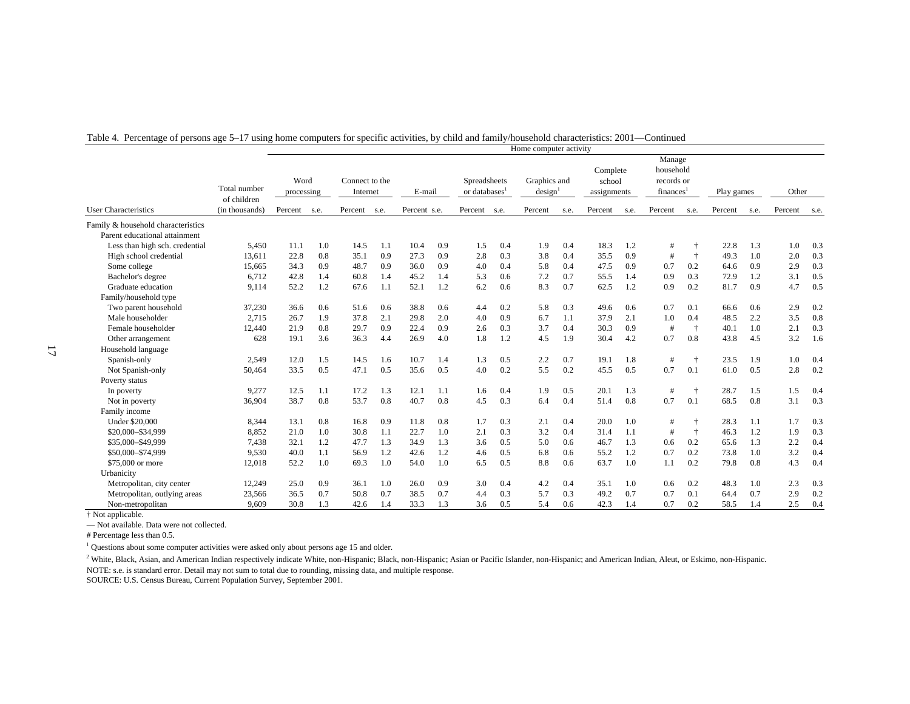Table 4. Percentage of persons age 5–17 using home computers for specific activities, by child and family/household characteristics: 2001—Continued

| User Characteristics | Total number of children (in thousands) | Word processing | | Connect to the Internet | | E-mail | | Spreadsheets or databases[1] | | Graphics and design[1] | | Complete school assignments | | Manage household records or finances[1] | | Play games | | Other | |
|---|---|---|---|---|---|---|---|---|---|---|---|---|---|---|---|---|---|---|---|
| | | Percent | s.e. | Percent | s.e. | Percent | s.e. | Percent | s.e. | Percent | s.e. | Percent | s.e. | Percent | s.e. | Percent | s.e. | Percent | s.e. |
| Family & household characteristics | | | | | | | | | | | | | | | | | | | |
| Parent educational attainment | | | | | | | | | | | | | | | | | | | |
| Less than high sch. credential | 5,450 | 11.1 | 1.0 | 14.5 | 1.1 | 10.4 | 0.9 | 1.5 | 0.4 | 1.9 | 0.4 | 18.3 | 1.2 | # | † | 22.8 | 1.3 | 1.0 | 0.3 |
| High school credential | 13,611 | 22.8 | 0.8 | 35.1 | 0.9 | 27.3 | 0.9 | 2.8 | 0.3 | 3.8 | 0.4 | 35.5 | 0.9 | # | † | 49.3 | 1.0 | 2.0 | 0.3 |
| Some college | 15,665 | 34.3 | 0.9 | 48.7 | 0.9 | 36.0 | 0.9 | 4.0 | 0.4 | 5.8 | 0.4 | 47.5 | 0.9 | 0.7 | 0.2 | 64.6 | 0.9 | 2.9 | 0.3 |
| Bachelor's degree | 6,712 | 42.8 | 1.4 | 60.8 | 1.4 | 45.2 | 1.4 | 5.3 | 0.6 | 7.2 | 0.7 | 55.5 | 1.4 | 0.9 | 0.3 | 72.9 | 1.2 | 3.1 | 0.5 |
| Graduate education | 9,114 | 52.2 | 1.2 | 67.6 | 1.1 | 52.1 | 1.2 | 6.2 | 0.6 | 8.3 | 0.7 | 62.5 | 1.2 | 0.9 | 0.2 | 81.7 | 0.9 | 4.7 | 0.5 |
| Family/household type | | | | | | | | | | | | | | | | | | | |
| Two parent household | 37,230 | 36.6 | 0.6 | 51.6 | 0.6 | 38.8 | 0.6 | 4.4 | 0.2 | 5.8 | 0.3 | 49.6 | 0.6 | 0.7 | 0.1 | 66.6 | 0.6 | 2.9 | 0.2 |
| Male householder | 2,715 | 26.7 | 1.9 | 37.8 | 2.1 | 29.8 | 2.0 | 4.0 | 0.9 | 6.7 | 1.1 | 37.9 | 2.1 | 1.0 | 0.4 | 48.5 | 2.2 | 3.5 | 0.8 |
| Female householder | 12,440 | 21.9 | 0.8 | 29.7 | 0.9 | 22.4 | 0.9 | 2.6 | 0.3 | 3.7 | 0.4 | 30.3 | 0.9 | # | † | 40.1 | 1.0 | 2.1 | 0.3 |
| Other arrangement | 628 | 19.1 | 3.6 | 36.3 | 4.4 | 26.9 | 4.0 | 1.8 | 1.2 | 4.5 | 1.9 | 30.4 | 4.2 | 0.7 | 0.8 | 43.8 | 4.5 | 3.2 | 1.6 |
| Household language | | | | | | | | | | | | | | | | | | | |
| Spanish-only | 2,549 | 12.0 | 1.5 | 14.5 | 1.6 | 10.7 | 1.4 | 1.3 | 0.5 | 2.2 | 0.7 | 19.1 | 1.8 | # | † | 23.5 | 1.9 | 1.0 | 0.4 |
| Not Spanish-only | 50,464 | 33.5 | 0.5 | 47.1 | 0.5 | 35.6 | 0.5 | 4.0 | 0.2 | 5.5 | 0.2 | 45.5 | 0.5 | 0.7 | 0.1 | 61.0 | 0.5 | 2.8 | 0.2 |
| Poverty status | | | | | | | | | | | | | | | | | | | |
| In poverty | 9,277 | 12.5 | 1.1 | 17.2 | 1.3 | 12.1 | 1.1 | 1.6 | 0.4 | 1.9 | 0.5 | 20.1 | 1.3 | # | † | 28.7 | 1.5 | 1.5 | 0.4 |
| Not in poverty | 36,904 | 38.7 | 0.8 | 53.7 | 0.8 | 40.7 | 0.8 | 4.5 | 0.3 | 6.4 | 0.4 | 51.4 | 0.8 | 0.7 | 0.1 | 68.5 | 0.8 | 3.1 | 0.3 |
| Family income | | | | | | | | | | | | | | | | | | | |
| Under $20,000 | 8,344 | 13.1 | 0.8 | 16.8 | 0.9 | 11.8 | 0.8 | 1.7 | 0.3 | 2.1 | 0.4 | 20.0 | 1.0 | # | † | 28.3 | 1.1 | 1.7 | 0.3 |
| $20,000–$34,999 | 8,852 | 21.0 | 1.0 | 30.8 | 1.1 | 22.7 | 1.0 | 2.1 | 0.3 | 3.2 | 0.4 | 31.4 | 1.1 | # | † | 46.3 | 1.2 | 1.9 | 0.3 |
| $35,000–$49,999 | 7,438 | 32.1 | 1.2 | 47.7 | 1.3 | 34.9 | 1.3 | 3.6 | 0.5 | 5.0 | 0.6 | 46.7 | 1.3 | 0.6 | 0.2 | 65.6 | 1.3 | 2.2 | 0.4 |
| $50,000–$74,999 | 9,530 | 40.0 | 1.1 | 56.9 | 1.2 | 42.6 | 1.2 | 4.6 | 0.5 | 6.8 | 0.6 | 55.2 | 1.2 | 0.7 | 0.2 | 73.8 | 1.0 | 3.2 | 0.4 |
| $75,000 or more | 12,018 | 52.2 | 1.0 | 69.3 | 1.0 | 54.0 | 1.0 | 6.5 | 0.5 | 8.8 | 0.6 | 63.7 | 1.0 | 1.1 | 0.2 | 79.8 | 0.8 | 4.3 | 0.4 |
| Urbanicity | | | | | | | | | | | | | | | | | | | |
| Metropolitan, city center | 12,249 | 25.0 | 0.9 | 36.1 | 1.0 | 26.0 | 0.9 | 3.0 | 0.4 | 4.2 | 0.4 | 35.1 | 1.0 | 0.6 | 0.2 | 48.3 | 1.0 | 2.3 | 0.3 |
| Metropolitan, outlying areas | 23,566 | 36.5 | 0.7 | 50.8 | 0.7 | 38.5 | 0.7 | 4.4 | 0.3 | 5.7 | 0.3 | 49.2 | 0.7 | 0.7 | 0.1 | 64.4 | 0.7 | 2.9 | 0.2 |
| Non-metropolitan | 9,609 | 30.8 | 1.3 | 42.6 | 1.4 | 33.3 | 1.3 | 3.6 | 0.5 | 5.4 | 0.6 | 42.3 | 1.4 | 0.7 | 0.2 | 58.5 | 1.4 | 2.5 | 0.4 |

† Not applicable.

— Not available. Data were not collected.

# Percentage less than 0.5.

[1] Questions about some computer activities were asked only about persons age 15 and older.

[2] White, Black, Asian, and American Indian respectively indicate White, non-Hispanic; Black, non-Hispanic; Asian or Pacific Islander, non-Hispanic; and American Indian, Aleut, or Eskimo, non-Hispanic.

NOTE: s.e. is standard error. Detail may not sum to total due to rounding, missing data, and multiple response.

SOURCE: U.S. Census Bureau, Current Population Survey, September 2001.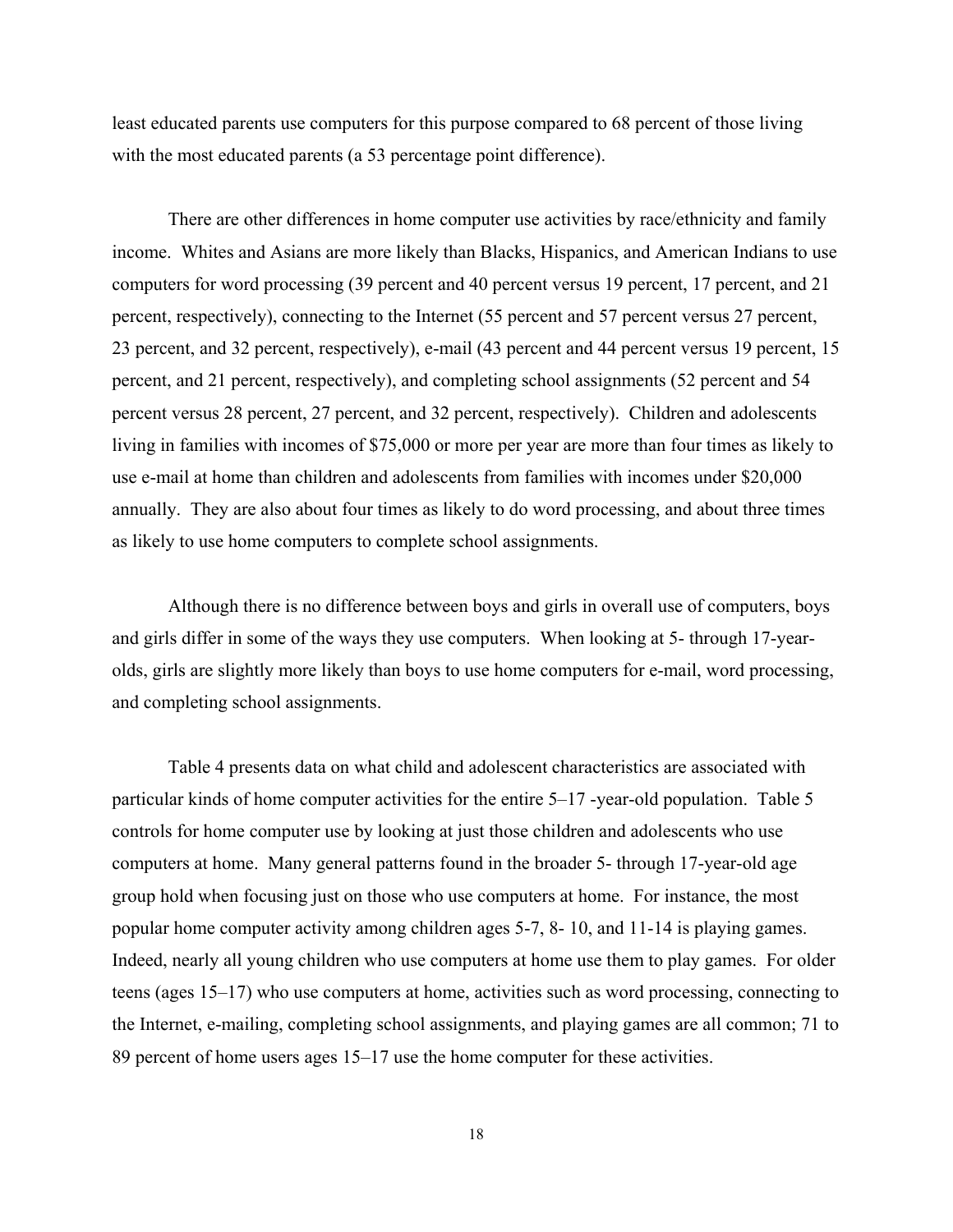least educated parents use computers for this purpose compared to 68 percent of those living with the most educated parents (a 53 percentage point difference).

There are other differences in home computer use activities by race/ethnicity and family income. Whites and Asians are more likely than Blacks, Hispanics, and American Indians to use computers for word processing (39 percent and 40 percent versus 19 percent, 17 percent, and 21 percent, respectively), connecting to the Internet (55 percent and 57 percent versus 27 percent, 23 percent, and 32 percent, respectively), e-mail (43 percent and 44 percent versus 19 percent, 15 percent, and 21 percent, respectively), and completing school assignments (52 percent and 54 percent versus 28 percent, 27 percent, and 32 percent, respectively). Children and adolescents living in families with incomes of $75,000 or more per year are more than four times as likely to use e-mail at home than children and adolescents from families with incomes under $20,000 annually. They are also about four times as likely to do word processing, and about three times as likely to use home computers to complete school assignments.

Although there is no difference between boys and girls in overall use of computers, boys and girls differ in some of the ways they use computers. When looking at 5- through 17-year-olds, girls are slightly more likely than boys to use home computers for e-mail, word processing, and completing school assignments.

Table 4 presents data on what child and adolescent characteristics are associated with particular kinds of home computer activities for the entire 5–17 -year-old population. Table 5 controls for home computer use by looking at just those children and adolescents who use computers at home. Many general patterns found in the broader 5- through 17-year-old age group hold when focusing just on those who use computers at home. For instance, the most popular home computer activity among children ages 5-7, 8- 10, and 11-14 is playing games. Indeed, nearly all young children who use computers at home use them to play games. For older teens (ages 15–17) who use computers at home, activities such as word processing, connecting to the Internet, e-mailing, completing school assignments, and playing games are all common; 71 to 89 percent of home users ages 15–17 use the home computer for these activities.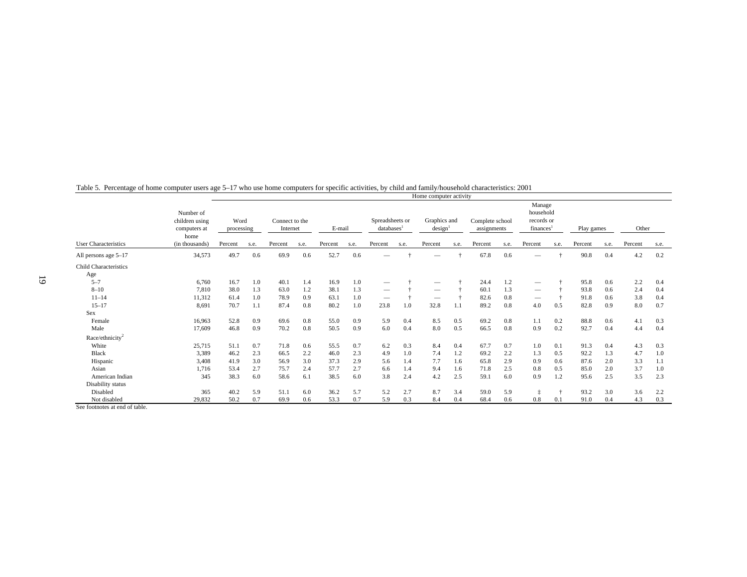Table 5. Percentage of home computer users age 5–17 who use home computers for specific activities, by child and family/household characteristics: 2001

| User Characteristics | Number of children using computers at home (in thousands) | Home computer activity | | | | | | | | | | | | | | | | | |
|---|---|---|---|---|---|---|---|---|---|---|---|---|---|---|---|---|---|---|---|
| | | Word processing | | Connect to the Internet | | E-mail | | Spreadsheets or databases[1] | | Graphics and design[1] | | Complete school assignments | | Manage household records or finances[1] | | Play games | | Other | |
| | | Percent | s.e. | Percent | s.e. | Percent | s.e. | Percent | s.e. | Percent | s.e. | Percent | s.e. | Percent | s.e. | Percent | s.e. | Percent | s.e. |
| All persons age 5–17 | 34,573 | 49.7 | 0.6 | 69.9 | 0.6 | 52.7 | 0.6 | — | † | — | † | 67.8 | 0.6 | — | † | 90.8 | 0.4 | 4.2 | 0.2 |
| Child Characteristics | | | | | | | | | | | | | | | | | | | |
| Age | | | | | | | | | | | | | | | | | | | |
| 5–7 | 6,760 | 16.7 | 1.0 | 40.1 | 1.4 | 16.9 | 1.0 | — | † | — | † | 24.4 | 1.2 | — | † | 95.8 | 0.6 | 2.2 | 0.4 |
| 8–10 | 7,810 | 38.0 | 1.3 | 63.0 | 1.2 | 38.1 | 1.3 | — | † | — | † | 60.1 | 1.3 | — | † | 93.8 | 0.6 | 2.4 | 0.4 |
| 11–14 | 11,312 | 61.4 | 1.0 | 78.9 | 0.9 | 63.1 | 1.0 | — | † | — | † | 82.6 | 0.8 | — | † | 91.8 | 0.6 | 3.8 | 0.4 |
| 15–17 | 8,691 | 70.7 | 1.1 | 87.4 | 0.8 | 80.2 | 1.0 | 23.8 | 1.0 | 32.8 | 1.1 | 89.2 | 0.8 | 4.0 | 0.5 | 82.8 | 0.9 | 8.0 | 0.7 |
| Sex | | | | | | | | | | | | | | | | | | | |
| Female | 16,963 | 52.8 | 0.9 | 69.6 | 0.8 | 55.0 | 0.9 | 5.9 | 0.4 | 8.5 | 0.5 | 69.2 | 0.8 | 1.1 | 0.2 | 88.8 | 0.6 | 4.1 | 0.3 |
| Male | 17,609 | 46.8 | 0.9 | 70.2 | 0.8 | 50.5 | 0.9 | 6.0 | 0.4 | 8.0 | 0.5 | 66.5 | 0.8 | 0.9 | 0.2 | 92.7 | 0.4 | 4.4 | 0.4 |
| Race/ethnicity[2] | | | | | | | | | | | | | | | | | | | |
| White | 25,715 | 51.1 | 0.7 | 71.8 | 0.6 | 55.5 | 0.7 | 6.2 | 0.3 | 8.4 | 0.4 | 67.7 | 0.7 | 1.0 | 0.1 | 91.3 | 0.4 | 4.3 | 0.3 |
| Black | 3,389 | 46.2 | 2.3 | 66.5 | 2.2 | 46.0 | 2.3 | 4.9 | 1.0 | 7.4 | 1.2 | 69.2 | 2.2 | 1.3 | 0.5 | 92.2 | 1.3 | 4.7 | 1.0 |
| Hispanic | 3,408 | 41.9 | 3.0 | 56.9 | 3.0 | 37.3 | 2.9 | 5.6 | 1.4 | 7.7 | 1.6 | 65.8 | 2.9 | 0.9 | 0.6 | 87.6 | 2.0 | 3.3 | 1.1 |
| Asian | 1,716 | 53.4 | 2.7 | 75.7 | 2.4 | 57.7 | 2.7 | 6.6 | 1.4 | 9.4 | 1.6 | 71.8 | 2.5 | 0.8 | 0.5 | 85.0 | 2.0 | 3.7 | 1.0 |
| American Indian | 345 | 38.3 | 6.0 | 58.6 | 6.1 | 38.5 | 6.0 | 3.8 | 2.4 | 4.2 | 2.5 | 59.1 | 6.0 | 0.9 | 1.2 | 95.6 | 2.5 | 3.5 | 2.3 |
| Disability status | | | | | | | | | | | | | | | | | | | |
| Disabled | 365 | 40.2 | 5.9 | 51.1 | 6.0 | 36.2 | 5.7 | 5.2 | 2.7 | 8.7 | 3.4 | 59.0 | 5.9 | ‡ | † | 93.2 | 3.0 | 3.6 | 2.2 |
| Not disabled | 29,832 | 50.2 | 0.7 | 69.9 | 0.6 | 53.3 | 0.7 | 5.9 | 0.3 | 8.4 | 0.4 | 68.4 | 0.6 | 0.8 | 0.1 | 91.0 | 0.4 | 4.3 | 0.3 |

See footnotes at end of table.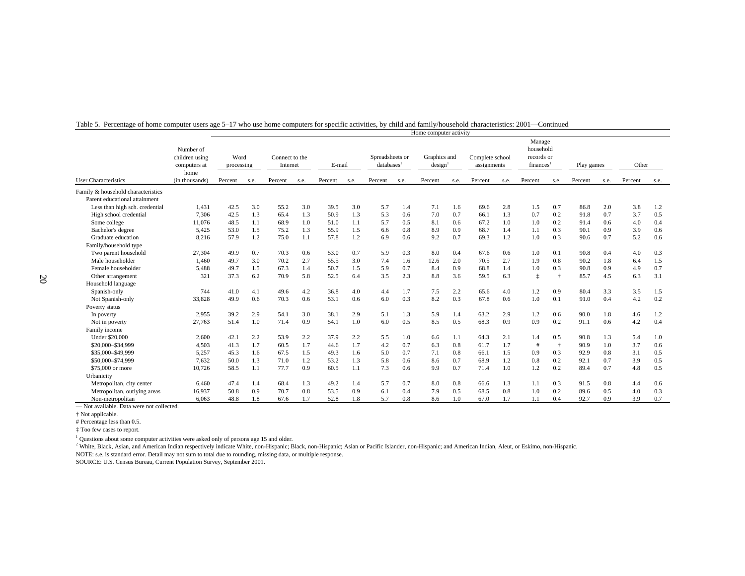Table 5. Percentage of home computer users age 5–17 who use home computers for specific activities, by child and family/household characteristics: 2001—Continued

| User Characteristics | Number of children using computers at home (in thousands) | Home computer activity | | | | | | | | | | | | | | | | | | | |
|---|---|---|---|---|---|---|---|---|---|---|---|---|---|---|---|---|---|---|---|---|---|
| | | Word processing | | Connect to the Internet | | E-mail | | Spreadsheets or databases[1] | | Graphics and design[1] | | Complete school assignments | | Manage household records or finances[1] | | Play games | | Other | | | |
| | | Percent | s.e. | Percent | s.e. | Percent | s.e. | Percent | s.e. | Percent | s.e. | Percent | s.e. | Percent | s.e. | Percent | s.e. | Percent | s.e. | | |
| Family & household characteristics | | | | | | | | | | | | | | | | | | | | | |
| Parent educational attainment | | | | | | | | | | | | | | | | | | | | | |
| Less than high sch. credential | 1,431 | 42.5 | 3.0 | 55.2 | 3.0 | 39.5 | 3.0 | 5.7 | 1.4 | 7.1 | 1.6 | 69.6 | 2.8 | 1.5 | 0.7 | 86.8 | 2.0 | 3.8 | 1.2 | | |
| High school credential | 7,306 | 42.5 | 1.3 | 65.4 | 1.3 | 50.9 | 1.3 | 5.3 | 0.6 | 7.0 | 0.7 | 66.1 | 1.3 | 0.7 | 0.2 | 91.8 | 0.7 | 3.7 | 0.5 | | |
| Some college | 11,076 | 48.5 | 1.1 | 68.9 | 1.0 | 51.0 | 1.1 | 5.7 | 0.5 | 8.1 | 0.6 | 67.2 | 1.0 | 1.0 | 0.2 | 91.4 | 0.6 | 4.0 | 0.4 | | |
| Bachelor's degree | 5,425 | 53.0 | 1.5 | 75.2 | 1.3 | 55.9 | 1.5 | 6.6 | 0.8 | 8.9 | 0.9 | 68.7 | 1.4 | 1.1 | 0.3 | 90.1 | 0.9 | 3.9 | 0.6 | | |
| Graduate education | 8,216 | 57.9 | 1.2 | 75.0 | 1.1 | 57.8 | 1.2 | 6.9 | 0.6 | 9.2 | 0.7 | 69.3 | 1.2 | 1.0 | 0.3 | 90.6 | 0.7 | 5.2 | 0.6 | | |
| Family/household type | | | | | | | | | | | | | | | | | | | | | |
| Two parent household | 27,304 | 49.9 | 0.7 | 70.3 | 0.6 | 53.0 | 0.7 | 5.9 | 0.3 | 8.0 | 0.4 | 67.6 | 0.6 | 1.0 | 0.1 | 90.8 | 0.4 | 4.0 | 0.3 | | |
| Male householder | 1,460 | 49.7 | 3.0 | 70.2 | 2.7 | 55.5 | 3.0 | 7.4 | 1.6 | 12.6 | 2.0 | 70.5 | 2.7 | 1.9 | 0.8 | 90.2 | 1.8 | 6.4 | 1.5 | | |
| Female householder | 5,488 | 49.7 | 1.5 | 67.3 | 1.4 | 50.7 | 1.5 | 5.9 | 0.7 | 8.4 | 0.9 | 68.8 | 1.4 | 1.0 | 0.3 | 90.8 | 0.9 | 4.9 | 0.7 | | |
| Other arrangement | 321 | 37.3 | 6.2 | 70.9 | 5.8 | 52.5 | 6.4 | 3.5 | 2.3 | 8.8 | 3.6 | 59.5 | 6.3 | ‡ | † | 85.7 | 4.5 | 6.3 | 3.1 | | |
| Household language | | | | | | | | | | | | | | | | | | | | | |
| Spanish-only | 744 | 41.0 | 4.1 | 49.6 | 4.2 | 36.8 | 4.0 | 4.4 | 1.7 | 7.5 | 2.2 | 65.6 | 4.0 | 1.2 | 0.9 | 80.4 | 3.3 | 3.5 | 1.5 | | |
| Not Spanish-only | 33,828 | 49.9 | 0.6 | 70.3 | 0.6 | 53.1 | 0.6 | 6.0 | 0.3 | 8.2 | 0.3 | 67.8 | 0.6 | 1.0 | 0.1 | 91.0 | 0.4 | 4.2 | 0.2 | | |
| Poverty status | | | | | | | | | | | | | | | | | | | | | |
| In poverty | 2,955 | 39.2 | 2.9 | 54.1 | 3.0 | 38.1 | 2.9 | 5.1 | 1.3 | 5.9 | 1.4 | 63.2 | 2.9 | 1.2 | 0.6 | 90.0 | 1.8 | 4.6 | 1.2 | | |
| Not in poverty | 27,763 | 51.4 | 1.0 | 71.4 | 0.9 | 54.1 | 1.0 | 6.0 | 0.5 | 8.5 | 0.5 | 68.3 | 0.9 | 0.9 | 0.2 | 91.1 | 0.6 | 4.2 | 0.4 | | |
| Family income | | | | | | | | | | | | | | | | | | | | | |
| Under $20,000 | 2,600 | 42.1 | 2.2 | 53.9 | 2.2 | 37.9 | 2.2 | 5.5 | 1.0 | 6.6 | 1.1 | 64.3 | 2.1 | 1.4 | 0.5 | 90.8 | 1.3 | 5.4 | 1.0 | | |
| $20,000–$34,999 | 4,503 | 41.3 | 1.7 | 60.5 | 1.7 | 44.6 | 1.7 | 4.2 | 0.7 | 6.3 | 0.8 | 61.7 | 1.7 | # | † | 90.9 | 1.0 | 3.7 | 0.6 | | |
| $35,000–$49,999 | 5,257 | 45.3 | 1.6 | 67.5 | 1.5 | 49.3 | 1.6 | 5.0 | 0.7 | 7.1 | 0.8 | 66.1 | 1.5 | 0.9 | 0.3 | 92.9 | 0.8 | 3.1 | 0.5 | | |
| $50,000–$74,999 | 7,632 | 50.0 | 1.3 | 71.0 | 1.2 | 53.2 | 1.3 | 5.8 | 0.6 | 8.6 | 0.7 | 68.9 | 1.2 | 0.8 | 0.2 | 92.1 | 0.7 | 3.9 | 0.5 | | |
| $75,000 or more | 10,726 | 58.5 | 1.1 | 77.7 | 0.9 | 60.5 | 1.1 | 7.3 | 0.6 | 9.9 | 0.7 | 71.4 | 1.0 | 1.2 | 0.2 | 89.4 | 0.7 | 4.8 | 0.5 | | |
| Urbanicity | | | | | | | | | | | | | | | | | | | | | |
| Metropolitan, city center | 6,460 | 47.4 | 1.4 | 68.4 | 1.3 | 49.2 | 1.4 | 5.7 | 0.7 | 8.0 | 0.8 | 66.6 | 1.3 | 1.1 | 0.3 | 91.5 | 0.8 | 4.4 | 0.6 | | |
| Metropolitan, outlying areas | 16,937 | 50.8 | 0.9 | 70.7 | 0.8 | 53.5 | 0.9 | 6.1 | 0.4 | 7.9 | 0.5 | 68.5 | 0.8 | 1.0 | 0.2 | 89.6 | 0.5 | 4.0 | 0.3 | | |
| Non-metropolitan | 6,063 | 48.8 | 1.8 | 67.6 | 1.7 | 52.8 | 1.8 | 5.7 | 0.8 | 8.6 | 1.0 | 67.0 | 1.7 | 1.1 | 0.4 | 92.7 | 0.9 | 3.9 | 0.7 | | |

— Not available. Data were not collected.

† Not applicable.

# Percentage less than 0.5.

‡ Too few cases to report.

[1] Questions about some computer activities were asked only of persons age 15 and older.

[2] White, Black, Asian, and American Indian respectively indicate White, non-Hispanic; Black, non-Hispanic; Asian or Pacific Islander, non-Hispanic; and American Indian, Aleut, or Eskimo, non-Hispanic.

NOTE: s.e. is standard error. Detail may not sum to total due to rounding, missing data, or multiple response.

SOURCE: U.S. Census Bureau, Current Population Survey, September 2001.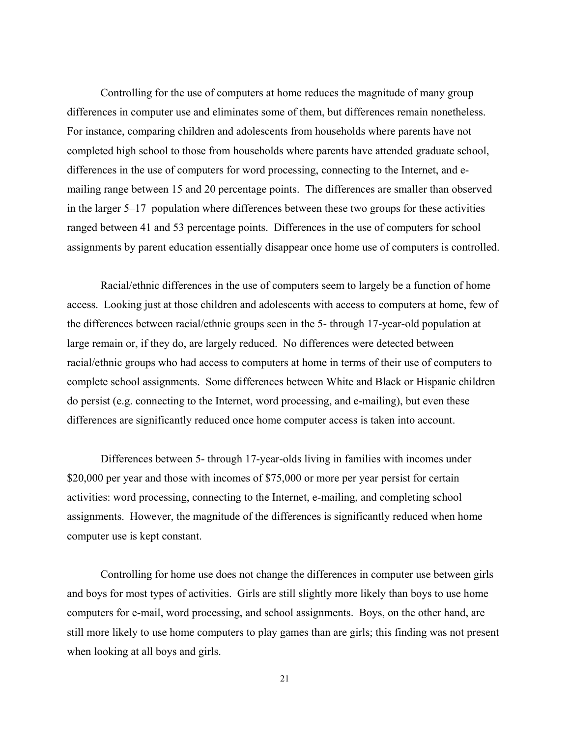Controlling for the use of computers at home reduces the magnitude of many group differences in computer use and eliminates some of them, but differences remain nonetheless. For instance, comparing children and adolescents from households where parents have not completed high school to those from households where parents have attended graduate school, differences in the use of computers for word processing, connecting to the Internet, and e-mailing range between 15 and 20 percentage points. The differences are smaller than observed in the larger 5–17 population where differences between these two groups for these activities ranged between 41 and 53 percentage points. Differences in the use of computers for school assignments by parent education essentially disappear once home use of computers is controlled.

Racial/ethnic differences in the use of computers seem to largely be a function of home access. Looking just at those children and adolescents with access to computers at home, few of the differences between racial/ethnic groups seen in the 5- through 17-year-old population at large remain or, if they do, are largely reduced. No differences were detected between racial/ethnic groups who had access to computers at home in terms of their use of computers to complete school assignments. Some differences between White and Black or Hispanic children do persist (e.g. connecting to the Internet, word processing, and e-mailing), but even these differences are significantly reduced once home computer access is taken into account.

Differences between 5- through 17-year-olds living in families with incomes under $20,000 per year and those with incomes of $75,000 or more per year persist for certain activities: word processing, connecting to the Internet, e-mailing, and completing school assignments. However, the magnitude of the differences is significantly reduced when home computer use is kept constant.

Controlling for home use does not change the differences in computer use between girls and boys for most types of activities. Girls are still slightly more likely than boys to use home computers for e-mail, word processing, and school assignments. Boys, on the other hand, are still more likely to use home computers to play games than are girls; this finding was not present when looking at all boys and girls.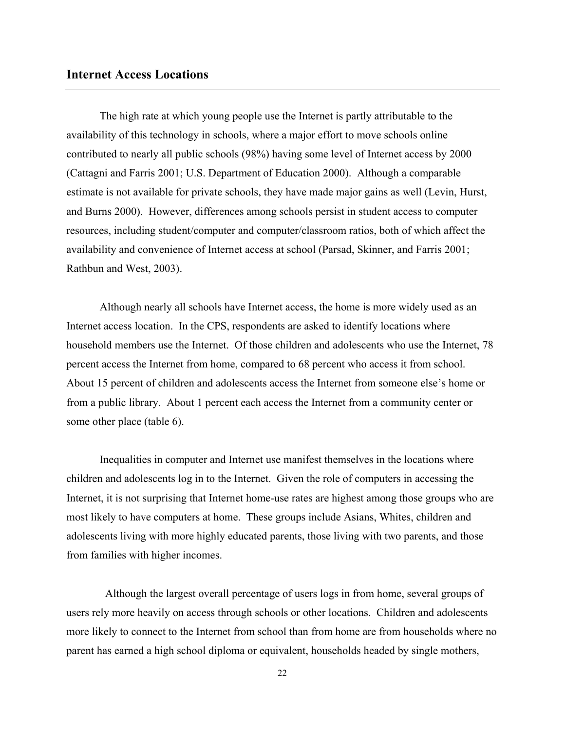## Internet Access Locations

The high rate at which young people use the Internet is partly attributable to the availability of this technology in schools, where a major effort to move schools online contributed to nearly all public schools (98%) having some level of Internet access by 2000 (Cattagni and Farris 2001; U.S. Department of Education 2000). Although a comparable estimate is not available for private schools, they have made major gains as well (Levin, Hurst, and Burns 2000). However, differences among schools persist in student access to computer resources, including student/computer and computer/classroom ratios, both of which affect the availability and convenience of Internet access at school (Parsad, Skinner, and Farris 2001; Rathbun and West, 2003).

Although nearly all schools have Internet access, the home is more widely used as an Internet access location. In the CPS, respondents are asked to identify locations where household members use the Internet. Of those children and adolescents who use the Internet, 78 percent access the Internet from home, compared to 68 percent who access it from school. About 15 percent of children and adolescents access the Internet from someone else's home or from a public library. About 1 percent each access the Internet from a community center or some other place (table 6).

Inequalities in computer and Internet use manifest themselves in the locations where children and adolescents log in to the Internet. Given the role of computers in accessing the Internet, it is not surprising that Internet home-use rates are highest among those groups who are most likely to have computers at home. These groups include Asians, Whites, children and adolescents living with more highly educated parents, those living with two parents, and those from families with higher incomes.

Although the largest overall percentage of users logs in from home, several groups of users rely more heavily on access through schools or other locations. Children and adolescents more likely to connect to the Internet from school than from home are from households where no parent has earned a high school diploma or equivalent, households headed by single mothers,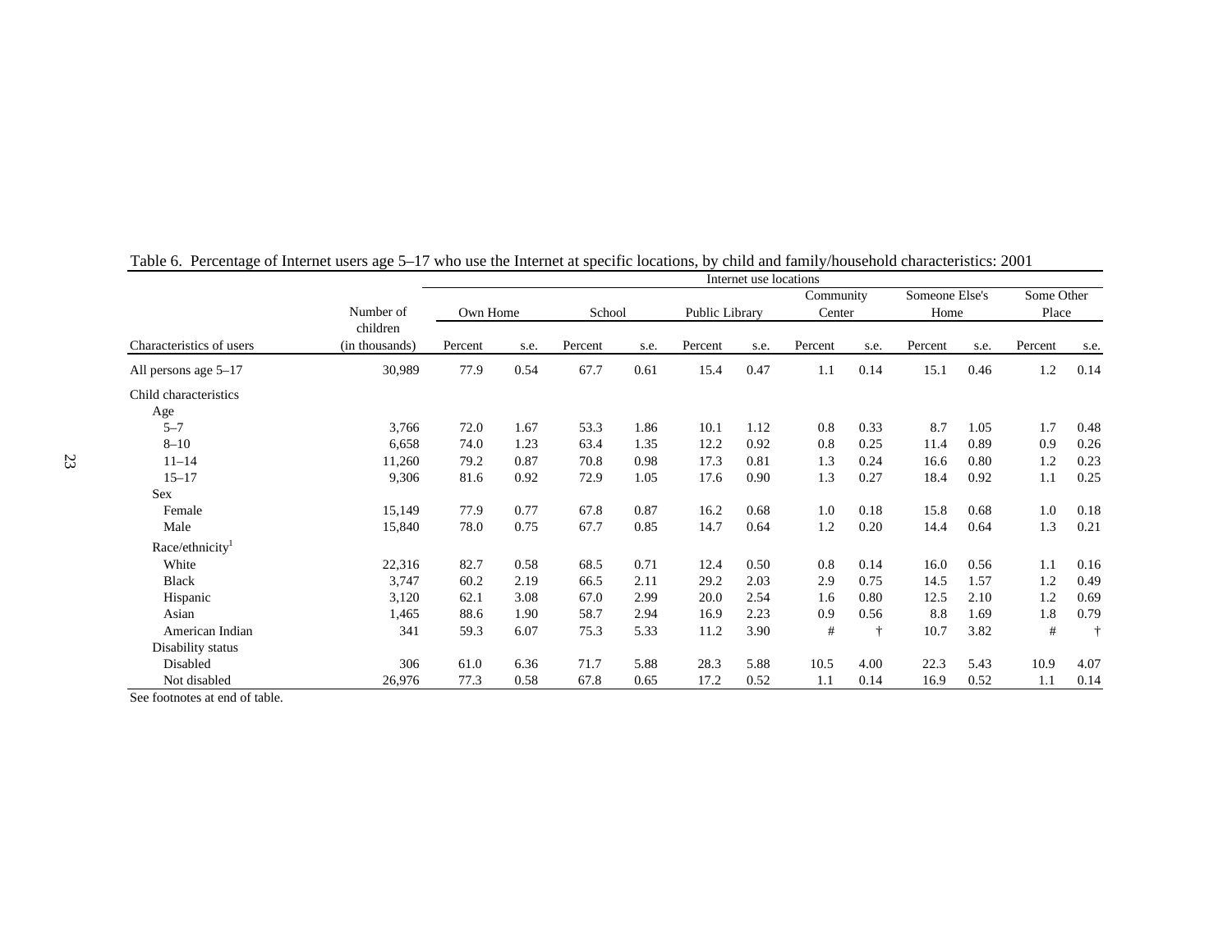Table 6. Percentage of Internet users age 5–17 who use the Internet at specific locations, by child and family/household characteristics: 2001

| | | Internet use locations | | | | | | | | | | | |
|---|---|---|---|---|---|---|---|---|---|---|---|---|---|
| | | Own Home | | School | | Public Library | | Community Center | | Someone Else's Home | | Some Other Place | |
| Characteristics of users | Number of children (in thousands) | Percent | s.e. | Percent | s.e. | Percent | s.e. | Percent | s.e. | Percent | s.e. | Percent | s.e. |
| All persons age 5–17 | 30,989 | 77.9 | 0.54 | 67.7 | 0.61 | 15.4 | 0.47 | 1.1 | 0.14 | 15.1 | 0.46 | 1.2 | 0.14 |
| Child characteristics | | | | | | | | | | | | | |
| Age | | | | | | | | | | | | | |
| 5–7 | 3,766 | 72.0 | 1.67 | 53.3 | 1.86 | 10.1 | 1.12 | 0.8 | 0.33 | 8.7 | 1.05 | 1.7 | 0.48 |
| 8–10 | 6,658 | 74.0 | 1.23 | 63.4 | 1.35 | 12.2 | 0.92 | 0.8 | 0.25 | 11.4 | 0.89 | 0.9 | 0.26 |
| 11–14 | 11,260 | 79.2 | 0.87 | 70.8 | 0.98 | 17.3 | 0.81 | 1.3 | 0.24 | 16.6 | 0.80 | 1.2 | 0.23 |
| 15–17 | 9,306 | 81.6 | 0.92 | 72.9 | 1.05 | 17.6 | 0.90 | 1.3 | 0.27 | 18.4 | 0.92 | 1.1 | 0.25 |
| Sex | | | | | | | | | | | | | |
| Female | 15,149 | 77.9 | 0.77 | 67.8 | 0.87 | 16.2 | 0.68 | 1.0 | 0.18 | 15.8 | 0.68 | 1.0 | 0.18 |
| Male | 15,840 | 78.0 | 0.75 | 67.7 | 0.85 | 14.7 | 0.64 | 1.2 | 0.20 | 14.4 | 0.64 | 1.3 | 0.21 |
| Race/ethnicity[1] | | | | | | | | | | | | | |
| White | 22,316 | 82.7 | 0.58 | 68.5 | 0.71 | 12.4 | 0.50 | 0.8 | 0.14 | 16.0 | 0.56 | 1.1 | 0.16 |
| Black | 3,747 | 60.2 | 2.19 | 66.5 | 2.11 | 29.2 | 2.03 | 2.9 | 0.75 | 14.5 | 1.57 | 1.2 | 0.49 |
| Hispanic | 3,120 | 62.1 | 3.08 | 67.0 | 2.99 | 20.0 | 2.54 | 1.6 | 0.80 | 12.5 | 2.10 | 1.2 | 0.69 |
| Asian | 1,465 | 88.6 | 1.90 | 58.7 | 2.94 | 16.9 | 2.23 | 0.9 | 0.56 | 8.8 | 1.69 | 1.8 | 0.79 |
| American Indian | 341 | 59.3 | 6.07 | 75.3 | 5.33 | 11.2 | 3.90 | # | † | 10.7 | 3.82 | # | † |
| Disability status | | | | | | | | | | | | | |
| Disabled | 306 | 61.0 | 6.36 | 71.7 | 5.88 | 28.3 | 5.88 | 10.5 | 4.00 | 22.3 | 5.43 | 10.9 | 4.07 |
| Not disabled | 26,976 | 77.3 | 0.58 | 67.8 | 0.65 | 17.2 | 0.52 | 1.1 | 0.14 | 16.9 | 0.52 | 1.1 | 0.14 |

See footnotes at end of table.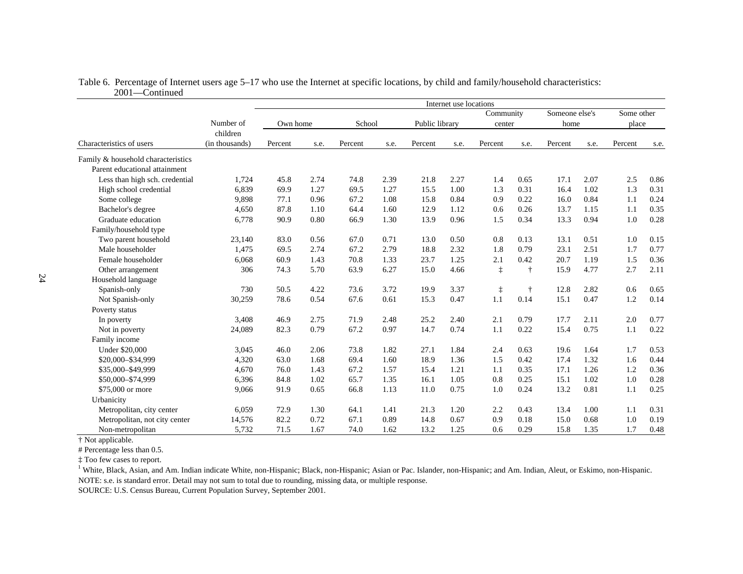Table 6. Percentage of Internet users age 5–17 who use the Internet at specific locations, by child and family/household characteristics: 2001—Continued

| Characteristics of users | Number of children (in thousands) | Own home Percent | Own home s.e. | School Percent | School s.e. | Public library Percent | Public library s.e. | Community center Percent | Community center s.e. | Someone else's home Percent | Someone else's home s.e. | Some other place Percent | Some other place s.e. |
|---|---|---|---|---|---|---|---|---|---|---|---|---|---|
| Family & household characteristics | | | | | | | | | | | | | |
| Parent educational attainment | | | | | | | | | | | | | |
| Less than high sch. credential | 1,724 | 45.8 | 2.74 | 74.8 | 2.39 | 21.8 | 2.27 | 1.4 | 0.65 | 17.1 | 2.07 | 2.5 | 0.86 |
| High school credential | 6,839 | 69.9 | 1.27 | 69.5 | 1.27 | 15.5 | 1.00 | 1.3 | 0.31 | 16.4 | 1.02 | 1.3 | 0.31 |
| Some college | 9,898 | 77.1 | 0.96 | 67.2 | 1.08 | 15.8 | 0.84 | 0.9 | 0.22 | 16.0 | 0.84 | 1.1 | 0.24 |
| Bachelor's degree | 4,650 | 87.8 | 1.10 | 64.4 | 1.60 | 12.9 | 1.12 | 0.6 | 0.26 | 13.7 | 1.15 | 1.1 | 0.35 |
| Graduate education | 6,778 | 90.9 | 0.80 | 66.9 | 1.30 | 13.9 | 0.96 | 1.5 | 0.34 | 13.3 | 0.94 | 1.0 | 0.28 |
| Family/household type | | | | | | | | | | | | | |
| Two parent household | 23,140 | 83.0 | 0.56 | 67.0 | 0.71 | 13.0 | 0.50 | 0.8 | 0.13 | 13.1 | 0.51 | 1.0 | 0.15 |
| Male householder | 1,475 | 69.5 | 2.74 | 67.2 | 2.79 | 18.8 | 2.32 | 1.8 | 0.79 | 23.1 | 2.51 | 1.7 | 0.77 |
| Female householder | 6,068 | 60.9 | 1.43 | 70.8 | 1.33 | 23.7 | 1.25 | 2.1 | 0.42 | 20.7 | 1.19 | 1.5 | 0.36 |
| Other arrangement | 306 | 74.3 | 5.70 | 63.9 | 6.27 | 15.0 | 4.66 | ‡ | † | 15.9 | 4.77 | 2.7 | 2.11 |
| Household language | | | | | | | | | | | | | |
| Spanish-only | 730 | 50.5 | 4.22 | 73.6 | 3.72 | 19.9 | 3.37 | ‡ | † | 12.8 | 2.82 | 0.6 | 0.65 |
| Not Spanish-only | 30,259 | 78.6 | 0.54 | 67.6 | 0.61 | 15.3 | 0.47 | 1.1 | 0.14 | 15.1 | 0.47 | 1.2 | 0.14 |
| Poverty status | | | | | | | | | | | | | |
| In poverty | 3,408 | 46.9 | 2.75 | 71.9 | 2.48 | 25.2 | 2.40 | 2.1 | 0.79 | 17.7 | 2.11 | 2.0 | 0.77 |
| Not in poverty | 24,089 | 82.3 | 0.79 | 67.2 | 0.97 | 14.7 | 0.74 | 1.1 | 0.22 | 15.4 | 0.75 | 1.1 | 0.22 |
| Family income | | | | | | | | | | | | | |
| Under $20,000 | 3,045 | 46.0 | 2.06 | 73.8 | 1.82 | 27.1 | 1.84 | 2.4 | 0.63 | 19.6 | 1.64 | 1.7 | 0.53 |
| $20,000–$34,999 | 4,320 | 63.0 | 1.68 | 69.4 | 1.60 | 18.9 | 1.36 | 1.5 | 0.42 | 17.4 | 1.32 | 1.6 | 0.44 |
| $35,000–$49,999 | 4,670 | 76.0 | 1.43 | 67.2 | 1.57 | 15.4 | 1.21 | 1.1 | 0.35 | 17.1 | 1.26 | 1.2 | 0.36 |
| $50,000–$74,999 | 6,396 | 84.8 | 1.02 | 65.7 | 1.35 | 16.1 | 1.05 | 0.8 | 0.25 | 15.1 | 1.02 | 1.0 | 0.28 |
| $75,000 or more | 9,066 | 91.9 | 0.65 | 66.8 | 1.13 | 11.0 | 0.75 | 1.0 | 0.24 | 13.2 | 0.81 | 1.1 | 0.25 |
| Urbanicity | | | | | | | | | | | | | |
| Metropolitan, city center | 6,059 | 72.9 | 1.30 | 64.1 | 1.41 | 21.3 | 1.20 | 2.2 | 0.43 | 13.4 | 1.00 | 1.1 | 0.31 |
| Metropolitan, not city center | 14,576 | 82.2 | 0.72 | 67.1 | 0.89 | 14.8 | 0.67 | 0.9 | 0.18 | 15.0 | 0.68 | 1.0 | 0.19 |
| Non-metropolitan | 5,732 | 71.5 | 1.67 | 74.0 | 1.62 | 13.2 | 1.25 | 0.6 | 0.29 | 15.8 | 1.35 | 1.7 | 0.48 |

† Not applicable.

# Percentage less than 0.5.

‡ Too few cases to report.

[1] White, Black, Asian, and Am. Indian indicate White, non-Hispanic; Black, non-Hispanic; Asian or Pac. Islander, non-Hispanic; and Am. Indian, Aleut, or Eskimo, non-Hispanic.

NOTE: s.e. is standard error. Detail may not sum to total due to rounding, missing data, or multiple response.

SOURCE: U.S. Census Bureau, Current Population Survey, September 2001.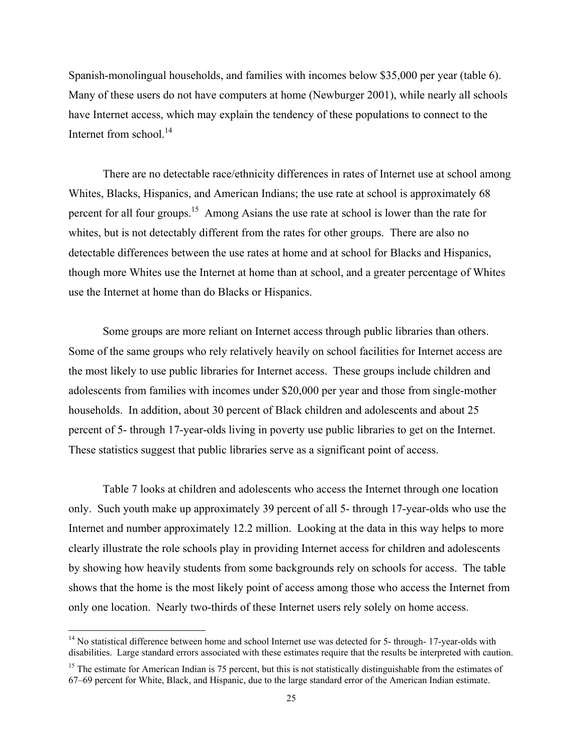Spanish-monolingual households, and families with incomes below $35,000 per year (table 6). Many of these users do not have computers at home (Newburger 2001), while nearly all schools have Internet access, which may explain the tendency of these populations to connect to the Internet from school.[14]

There are no detectable race/ethnicity differences in rates of Internet use at school among Whites, Blacks, Hispanics, and American Indians; the use rate at school is approximately 68 percent for all four groups.[15] Among Asians the use rate at school is lower than the rate for whites, but is not detectably different from the rates for other groups. There are also no detectable differences between the use rates at home and at school for Blacks and Hispanics, though more Whites use the Internet at home than at school, and a greater percentage of Whites use the Internet at home than do Blacks or Hispanics.

Some groups are more reliant on Internet access through public libraries than others. Some of the same groups who rely relatively heavily on school facilities for Internet access are the most likely to use public libraries for Internet access. These groups include children and adolescents from families with incomes under $20,000 per year and those from single-mother households. In addition, about 30 percent of Black children and adolescents and about 25 percent of 5- through 17-year-olds living in poverty use public libraries to get on the Internet. These statistics suggest that public libraries serve as a significant point of access.

Table 7 looks at children and adolescents who access the Internet through one location only. Such youth make up approximately 39 percent of all 5- through 17-year-olds who use the Internet and number approximately 12.2 million. Looking at the data in this way helps to more clearly illustrate the role schools play in providing Internet access for children and adolescents by showing how heavily students from some backgrounds rely on schools for access. The table shows that the home is the most likely point of access among those who access the Internet from only one location. Nearly two-thirds of these Internet users rely solely on home access.

---

[14] No statistical difference between home and school Internet use was detected for 5- through- 17-year-olds with disabilities. Large standard errors associated with these estimates require that the results be interpreted with caution.

[15] The estimate for American Indian is 75 percent, but this is not statistically distinguishable from the estimates of 67–69 percent for White, Black, and Hispanic, due to the large standard error of the American Indian estimate.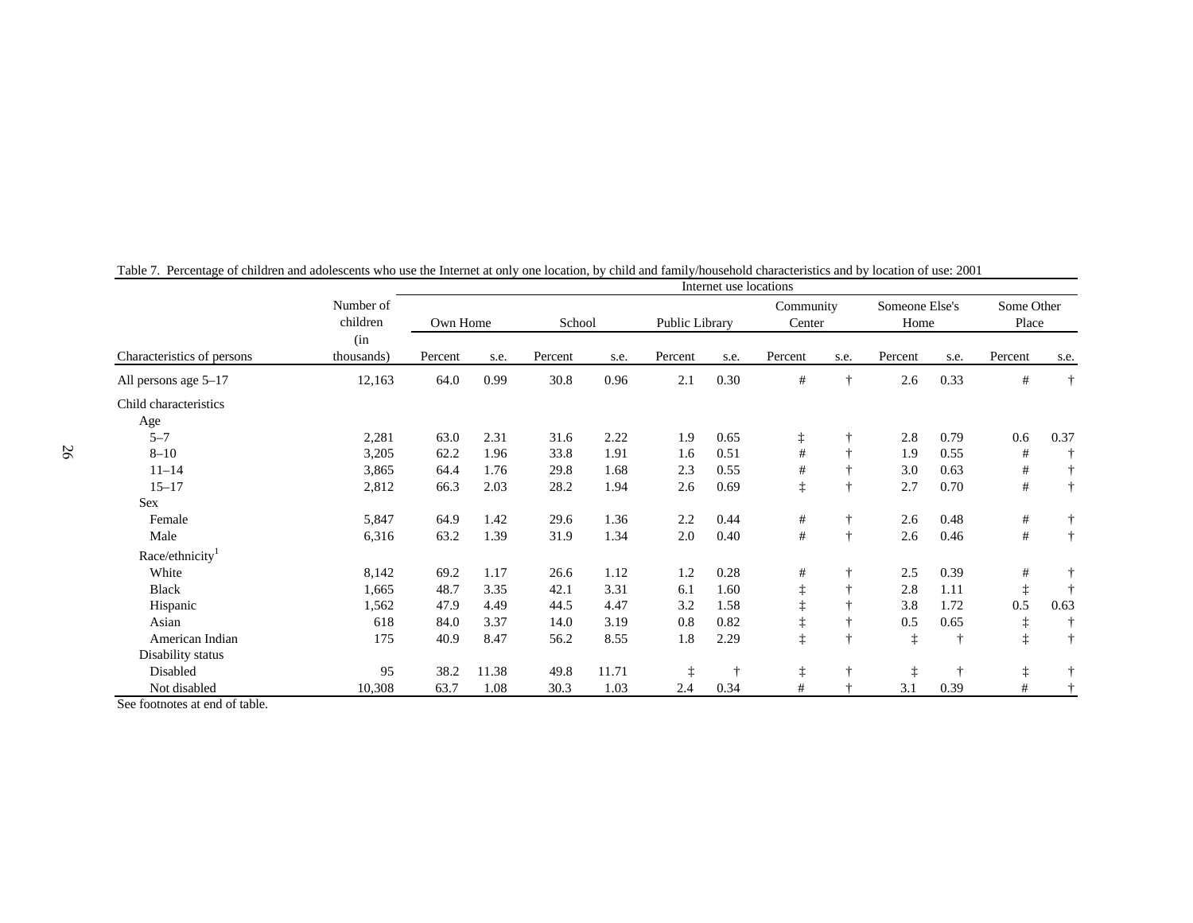Table 7. Percentage of children and adolescents who use the Internet at only one location, by child and family/household characteristics and by location of use: 2001

| | | Internet use locations | | | | | | | | | | | |
|---|---|---|---|---|---|---|---|---|---|---|---|---|---|
| | Number of children (in thousands) | Own Home | | School | | Public Library | | Community Center | | Someone Else's Home | | Some Other Place | |
| Characteristics of persons | | Percent | s.e. | Percent | s.e. | Percent | s.e. | Percent | s.e. | Percent | s.e. | Percent | s.e. |
| All persons age 5–17 | 12,163 | 64.0 | 0.99 | 30.8 | 0.96 | 2.1 | 0.30 | # | † | 2.6 | 0.33 | # | † |
| Child characteristics | | | | | | | | | | | | | |
| Age | | | | | | | | | | | | | |
| 5–7 | 2,281 | 63.0 | 2.31 | 31.6 | 2.22 | 1.9 | 0.65 | ‡ | † | 2.8 | 0.79 | 0.6 | 0.37 |
| 8–10 | 3,205 | 62.2 | 1.96 | 33.8 | 1.91 | 1.6 | 0.51 | # | † | 1.9 | 0.55 | # | † |
| 11–14 | 3,865 | 64.4 | 1.76 | 29.8 | 1.68 | 2.3 | 0.55 | # | † | 3.0 | 0.63 | # | † |
| 15–17 | 2,812 | 66.3 | 2.03 | 28.2 | 1.94 | 2.6 | 0.69 | ‡ | † | 2.7 | 0.70 | # | † |
| Sex | | | | | | | | | | | | | |
| Female | 5,847 | 64.9 | 1.42 | 29.6 | 1.36 | 2.2 | 0.44 | # | † | 2.6 | 0.48 | # | † |
| Male | 6,316 | 63.2 | 1.39 | 31.9 | 1.34 | 2.0 | 0.40 | # | † | 2.6 | 0.46 | # | † |
| Race/ethnicity[1] | | | | | | | | | | | | | |
| White | 8,142 | 69.2 | 1.17 | 26.6 | 1.12 | 1.2 | 0.28 | # | † | 2.5 | 0.39 | # | † |
| Black | 1,665 | 48.7 | 3.35 | 42.1 | 3.31 | 6.1 | 1.60 | ‡ | † | 2.8 | 1.11 | ‡ | † |
| Hispanic | 1,562 | 47.9 | 4.49 | 44.5 | 4.47 | 3.2 | 1.58 | ‡ | † | 3.8 | 1.72 | 0.5 | 0.63 |
| Asian | 618 | 84.0 | 3.37 | 14.0 | 3.19 | 0.8 | 0.82 | ‡ | † | 0.5 | 0.65 | ‡ | † |
| American Indian | 175 | 40.9 | 8.47 | 56.2 | 8.55 | 1.8 | 2.29 | ‡ | † | ‡ | † | ‡ | † |
| Disability status | | | | | | | | | | | | | |
| Disabled | 95 | 38.2 | 11.38 | 49.8 | 11.71 | ‡ | † | ‡ | † | ‡ | † | ‡ | † |
| Not disabled | 10,308 | 63.7 | 1.08 | 30.3 | 1.03 | 2.4 | 0.34 | # | † | 3.1 | 0.39 | # | † |

See footnotes at end of table.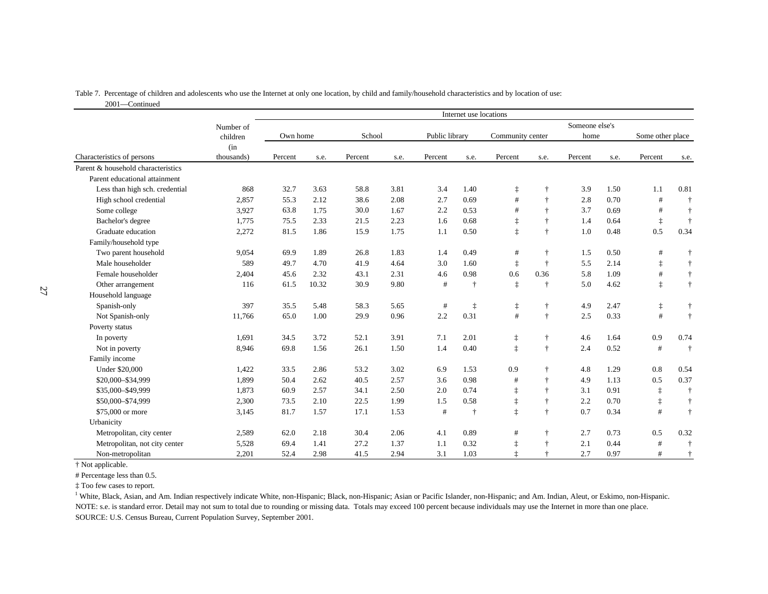Table 7. Percentage of children and adolescents who use the Internet at only one location, by child and family/household characteristics and by location of use: 2001—Continued

| Characteristics of persons | Number of children (in thousands) | Internet use locations | | | | | | | | | | | |
|---|---|---|---|---|---|---|---|---|---|---|---|---|---|
| | | Own home | | School | | Public library | | Community center | | Someone else's home | | Some other place | |
| | | Percent | s.e. | Percent | s.e. | Percent | s.e. | Percent | s.e. | Percent | s.e. | Percent | s.e. |
| Parent & household characteristics | | | | | | | | | | | | | |
| Parent educational attainment | | | | | | | | | | | | | |
| Less than high sch. credential | 868 | 32.7 | 3.63 | 58.8 | 3.81 | 3.4 | 1.40 | ‡ | † | 3.9 | 1.50 | 1.1 | 0.81 |
| High school credential | 2,857 | 55.3 | 2.12 | 38.6 | 2.08 | 2.7 | 0.69 | # | † | 2.8 | 0.70 | # | † |
| Some college | 3,927 | 63.8 | 1.75 | 30.0 | 1.67 | 2.2 | 0.53 | # | † | 3.7 | 0.69 | # | † |
| Bachelor's degree | 1,775 | 75.5 | 2.33 | 21.5 | 2.23 | 1.6 | 0.68 | ‡ | † | 1.4 | 0.64 | ‡ | † |
| Graduate education | 2,272 | 81.5 | 1.86 | 15.9 | 1.75 | 1.1 | 0.50 | ‡ | † | 1.0 | 0.48 | 0.5 | 0.34 |
| Family/household type | | | | | | | | | | | | | |
| Two parent household | 9,054 | 69.9 | 1.89 | 26.8 | 1.83 | 1.4 | 0.49 | # | † | 1.5 | 0.50 | # | † |
| Male householder | 589 | 49.7 | 4.70 | 41.9 | 4.64 | 3.0 | 1.60 | ‡ | † | 5.5 | 2.14 | ‡ | † |
| Female householder | 2,404 | 45.6 | 2.32 | 43.1 | 2.31 | 4.6 | 0.98 | 0.6 | 0.36 | 5.8 | 1.09 | # | † |
| Other arrangement | 116 | 61.5 | 10.32 | 30.9 | 9.80 | # | † | ‡ | † | 5.0 | 4.62 | ‡ | † |
| Household language | | | | | | | | | | | | | |
| Spanish-only | 397 | 35.5 | 5.48 | 58.3 | 5.65 | # | ‡ | ‡ | † | 4.9 | 2.47 | ‡ | † |
| Not Spanish-only | 11,766 | 65.0 | 1.00 | 29.9 | 0.96 | 2.2 | 0.31 | # | † | 2.5 | 0.33 | # | † |
| Poverty status | | | | | | | | | | | | | |
| In poverty | 1,691 | 34.5 | 3.72 | 52.1 | 3.91 | 7.1 | 2.01 | ‡ | † | 4.6 | 1.64 | 0.9 | 0.74 |
| Not in poverty | 8,946 | 69.8 | 1.56 | 26.1 | 1.50 | 1.4 | 0.40 | ‡ | † | 2.4 | 0.52 | # | † |
| Family income | | | | | | | | | | | | | |
| Under $20,000 | 1,422 | 33.5 | 2.86 | 53.2 | 3.02 | 6.9 | 1.53 | 0.9 | † | 4.8 | 1.29 | 0.8 | 0.54 |
| $20,000–$34,999 | 1,899 | 50.4 | 2.62 | 40.5 | 2.57 | 3.6 | 0.98 | # | † | 4.9 | 1.13 | 0.5 | 0.37 |
| $35,000–$49,999 | 1,873 | 60.9 | 2.57 | 34.1 | 2.50 | 2.0 | 0.74 | ‡ | † | 3.1 | 0.91 | ‡ | † |
| $50,000–$74,999 | 2,300 | 73.5 | 2.10 | 22.5 | 1.99 | 1.5 | 0.58 | ‡ | † | 2.2 | 0.70 | ‡ | † |
| $75,000 or more | 3,145 | 81.7 | 1.57 | 17.1 | 1.53 | # | † | ‡ | † | 0.7 | 0.34 | # | † |
| Urbanicity | | | | | | | | | | | | | |
| Metropolitan, city center | 2,589 | 62.0 | 2.18 | 30.4 | 2.06 | 4.1 | 0.89 | # | † | 2.7 | 0.73 | 0.5 | 0.32 |
| Metropolitan, not city center | 5,528 | 69.4 | 1.41 | 27.2 | 1.37 | 1.1 | 0.32 | ‡ | † | 2.1 | 0.44 | # | † |
| Non-metropolitan | 2,201 | 52.4 | 2.98 | 41.5 | 2.94 | 3.1 | 1.03 | ‡ | † | 2.7 | 0.97 | # | † |

† Not applicable.

# Percentage less than 0.5.

‡ Too few cases to report.

[1] White, Black, Asian, and Am. Indian respectively indicate White, non-Hispanic; Black, non-Hispanic; Asian or Pacific Islander, non-Hispanic; and Am. Indian, Aleut, or Eskimo, non-Hispanic.

NOTE: s.e. is standard error. Detail may not sum to total due to rounding or missing data. Totals may exceed 100 percent because individuals may use the Internet in more than one place.

SOURCE: U.S. Census Bureau, Current Population Survey, September 2001.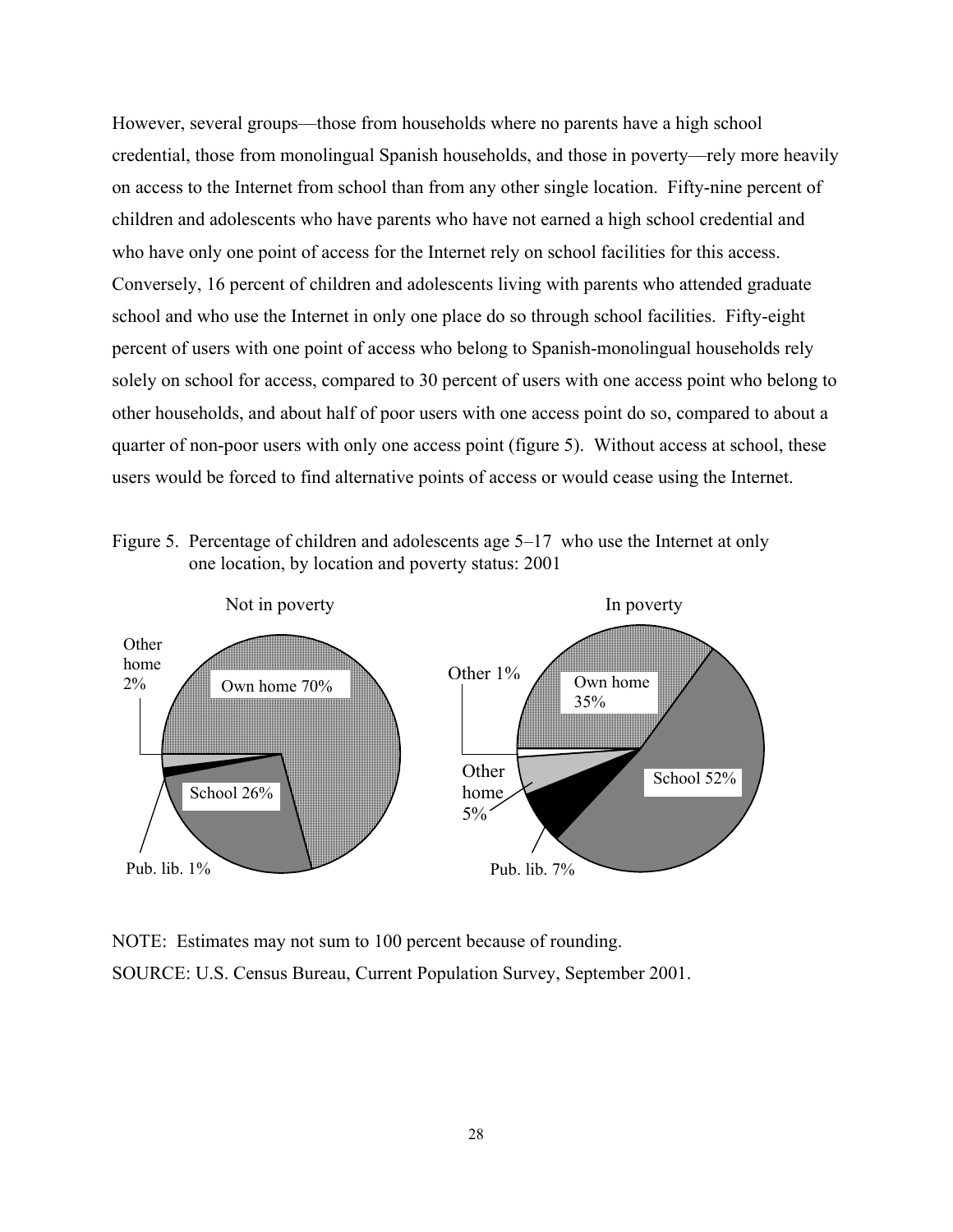However, several groups—those from households where no parents have a high school credential, those from monolingual Spanish households, and those in poverty—rely more heavily on access to the Internet from school than from any other single location. Fifty-nine percent of children and adolescents who have parents who have not earned a high school credential and who have only one point of access for the Internet rely on school facilities for this access. Conversely, 16 percent of children and adolescents living with parents who attended graduate school and who use the Internet in only one place do so through school facilities. Fifty-eight percent of users with one point of access who belong to Spanish-monolingual households rely solely on school for access, compared to 30 percent of users with one access point who belong to other households, and about half of poor users with one access point do so, compared to about a quarter of non-poor users with only one access point (figure 5). Without access at school, these users would be forced to find alternative points of access or would cease using the Internet.

Figure 5. Percentage of children and adolescents age 5–17 who use the Internet at only one location, by location and poverty status: 2001

Not in poverty

Other home 2%

Own home 70%

School 26%

Pub. lib. 1%

In poverty

Other 1%

Own home 35%

School 52%

Other home 5%

Pub. lib. 7%

NOTE: Estimates may not sum to 100 percent because of rounding.

SOURCE: U.S. Census Bureau, Current Population Survey, September 2001.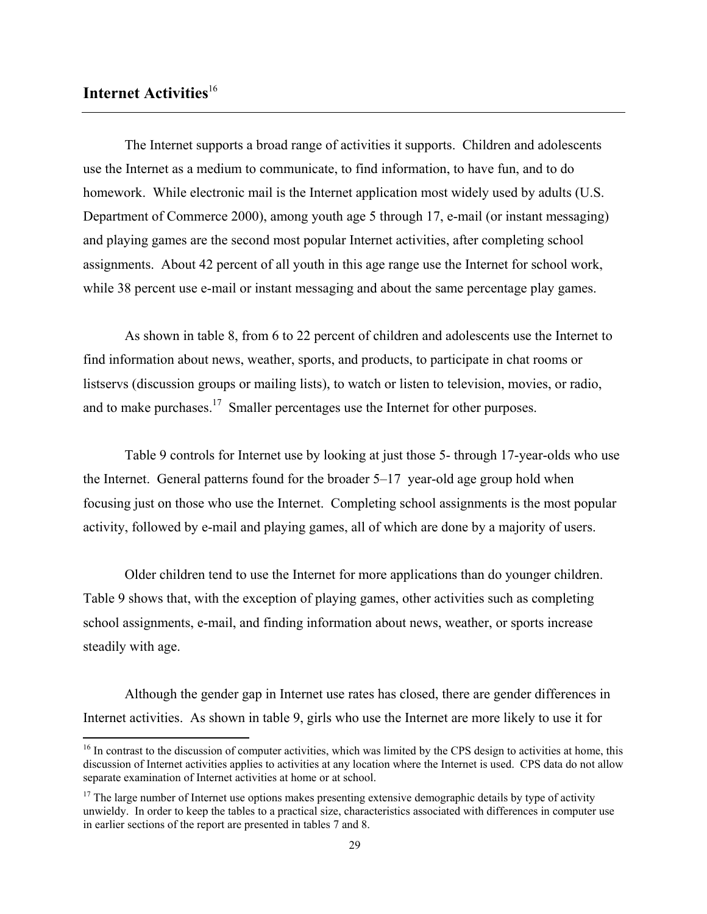## Internet Activities[16]

The Internet supports a broad range of activities it supports. Children and adolescents use the Internet as a medium to communicate, to find information, to have fun, and to do homework. While electronic mail is the Internet application most widely used by adults (U.S. Department of Commerce 2000), among youth age 5 through 17, e-mail (or instant messaging) and playing games are the second most popular Internet activities, after completing school assignments. About 42 percent of all youth in this age range use the Internet for school work, while 38 percent use e-mail or instant messaging and about the same percentage play games.

As shown in table 8, from 6 to 22 percent of children and adolescents use the Internet to find information about news, weather, sports, and products, to participate in chat rooms or listservs (discussion groups or mailing lists), to watch or listen to television, movies, or radio, and to make purchases.[17] Smaller percentages use the Internet for other purposes.

Table 9 controls for Internet use by looking at just those 5- through 17-year-olds who use the Internet. General patterns found for the broader 5–17 year-old age group hold when focusing just on those who use the Internet. Completing school assignments is the most popular activity, followed by e-mail and playing games, all of which are done by a majority of users.

Older children tend to use the Internet for more applications than do younger children. Table 9 shows that, with the exception of playing games, other activities such as completing school assignments, e-mail, and finding information about news, weather, or sports increase steadily with age.

Although the gender gap in Internet use rates has closed, there are gender differences in Internet activities. As shown in table 9, girls who use the Internet are more likely to use it for

---

[16] In contrast to the discussion of computer activities, which was limited by the CPS design to activities at home, this discussion of Internet activities applies to activities at any location where the Internet is used. CPS data do not allow separate examination of Internet activities at home or at school.

[17] The large number of Internet use options makes presenting extensive demographic details by type of activity unwieldy. In order to keep the tables to a practical size, characteristics associated with differences in computer use in earlier sections of the report are presented in tables 7 and 8.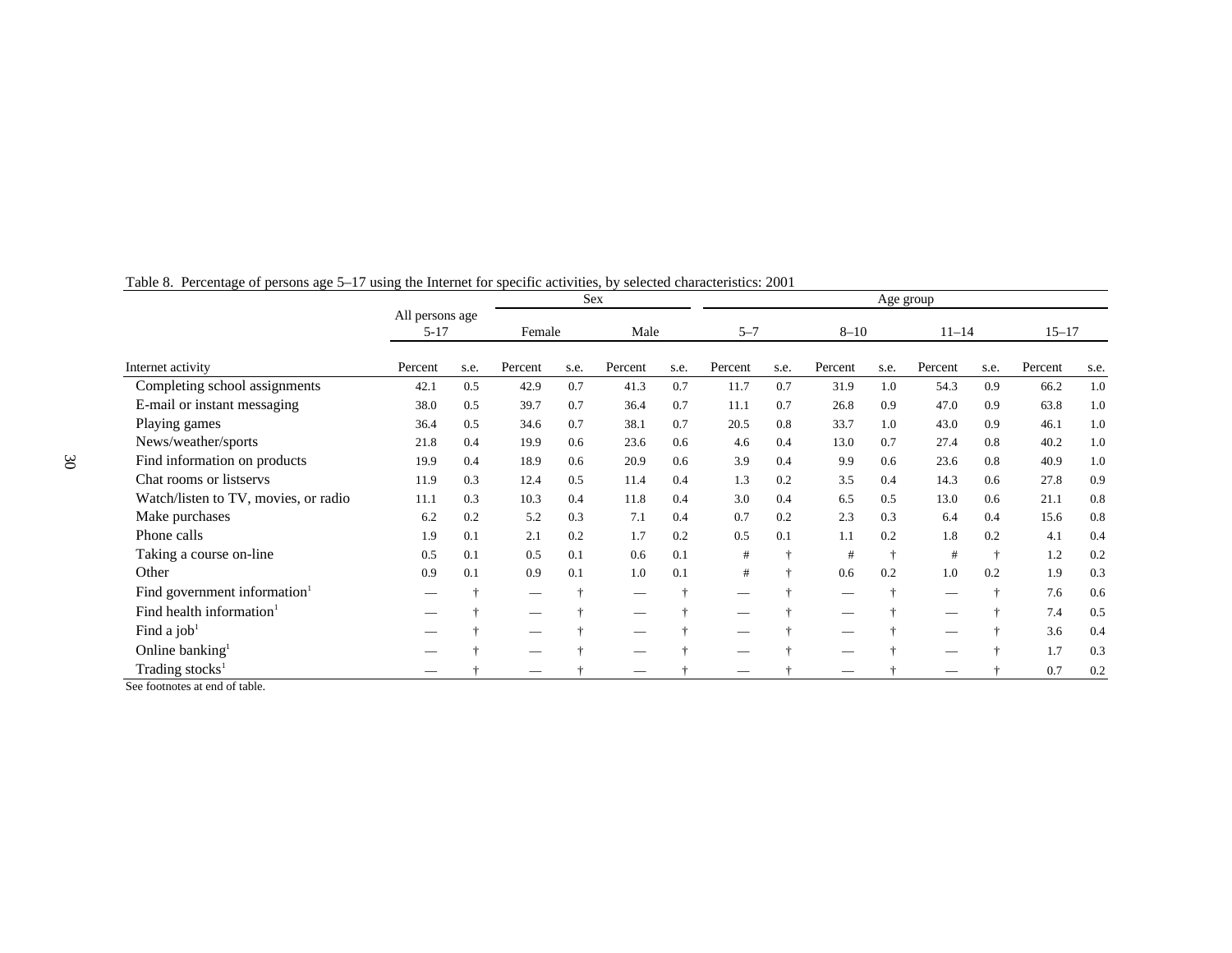Table 8.  Percentage of persons age 5–17 using the Internet for specific activities, by selected characteristics: 2001

| Internet activity | All persons age 5-17 | | Sex | | | | Age group | | | | | | | |
|---|---|---|---|---|---|---|---|---|---|---|---|---|---|---|
| | | | Female | | Male | | 5–7 | | 8–10 | | 11–14 | | 15–17 | |
| | Percent | s.e. | Percent | s.e. | Percent | s.e. | Percent | s.e. | Percent | s.e. | Percent | s.e. | Percent | s.e. |
| Completing school assignments | 42.1 | 0.5 | 42.9 | 0.7 | 41.3 | 0.7 | 11.7 | 0.7 | 31.9 | 1.0 | 54.3 | 0.9 | 66.2 | 1.0 |
| E-mail or instant messaging | 38.0 | 0.5 | 39.7 | 0.7 | 36.4 | 0.7 | 11.1 | 0.7 | 26.8 | 0.9 | 47.0 | 0.9 | 63.8 | 1.0 |
| Playing games | 36.4 | 0.5 | 34.6 | 0.7 | 38.1 | 0.7 | 20.5 | 0.8 | 33.7 | 1.0 | 43.0 | 0.9 | 46.1 | 1.0 |
| News/weather/sports | 21.8 | 0.4 | 19.9 | 0.6 | 23.6 | 0.6 | 4.6 | 0.4 | 13.0 | 0.7 | 27.4 | 0.8 | 40.2 | 1.0 |
| Find information on products | 19.9 | 0.4 | 18.9 | 0.6 | 20.9 | 0.6 | 3.9 | 0.4 | 9.9 | 0.6 | 23.6 | 0.8 | 40.9 | 1.0 |
| Chat rooms or listservs | 11.9 | 0.3 | 12.4 | 0.5 | 11.4 | 0.4 | 1.3 | 0.2 | 3.5 | 0.4 | 14.3 | 0.6 | 27.8 | 0.9 |
| Watch/listen to TV, movies, or radio | 11.1 | 0.3 | 10.3 | 0.4 | 11.8 | 0.4 | 3.0 | 0.4 | 6.5 | 0.5 | 13.0 | 0.6 | 21.1 | 0.8 |
| Make purchases | 6.2 | 0.2 | 5.2 | 0.3 | 7.1 | 0.4 | 0.7 | 0.2 | 2.3 | 0.3 | 6.4 | 0.4 | 15.6 | 0.8 |
| Phone calls | 1.9 | 0.1 | 2.1 | 0.2 | 1.7 | 0.2 | 0.5 | 0.1 | 1.1 | 0.2 | 1.8 | 0.2 | 4.1 | 0.4 |
| Taking a course on-line | 0.5 | 0.1 | 0.5 | 0.1 | 0.6 | 0.1 | # | † | # | † | # | † | 1.2 | 0.2 |
| Other | 0.9 | 0.1 | 0.9 | 0.1 | 1.0 | 0.1 | # | † | 0.6 | 0.2 | 1.0 | 0.2 | 1.9 | 0.3 |
| Find government information[1] | — | † | — | † | — | † | — | † | — | † | — | † | 7.6 | 0.6 |
| Find health information[1] | — | † | — | † | — | † | — | † | — | † | — | † | 7.4 | 0.5 |
| Find a job[1] | — | † | — | † | — | † | — | † | — | † | — | † | 3.6 | 0.4 |
| Online banking[1] | — | † | — | † | — | † | — | † | — | † | — | † | 1.7 | 0.3 |
| Trading stocks[1] | — | † | — | † | — | † | — | † | — | † | — | † | 0.7 | 0.2 |

See footnotes at end of table.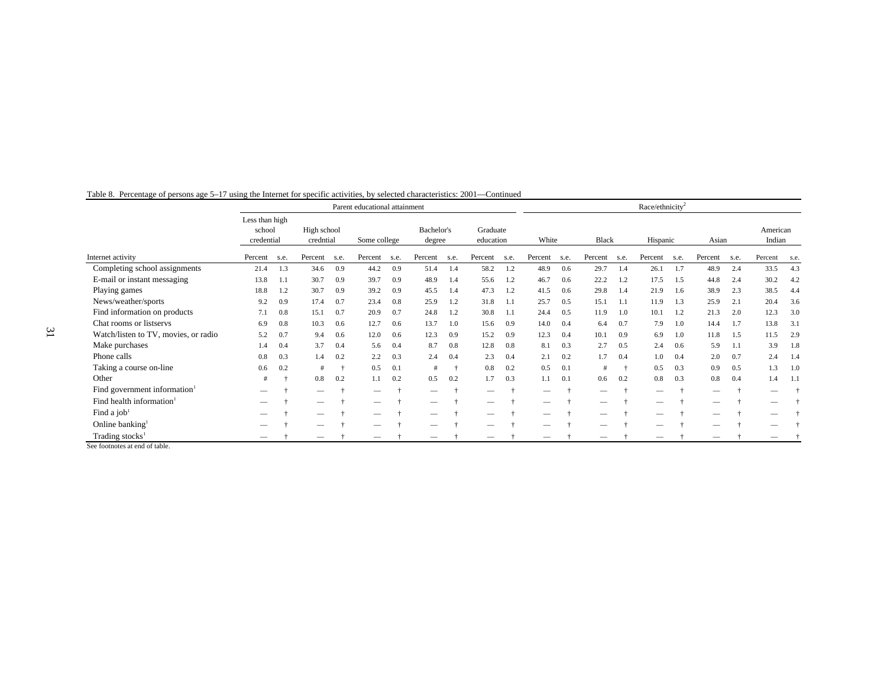Table 8. Percentage of persons age 5–17 using the Internet for specific activities, by selected characteristics: 2001—Continued

| | Parent educational attainment | | | | | | | | | | Race/ethnicity[2] | | | | | | | | | |
|---|---|---|---|---|---|---|---|---|---|---|---|---|---|---|---|---|---|---|---|---|
| | Less than high school credential | | High school credntial | | Some college | | Bachelor's degree | | Graduate education | | White | | Black | | Hispanic | | Asian | | American Indian | |
| Internet activity | Percent | s.e. | Percent | s.e. | Percent | s.e. | Percent | s.e. | Percent | s.e. | Percent | s.e. | Percent | s.e. | Percent | s.e. | Percent | s.e. | Percent | s.e. |
| Completing school assignments | 21.4 | 1.3 | 34.6 | 0.9 | 44.2 | 0.9 | 51.4 | 1.4 | 58.2 | 1.2 | 48.9 | 0.6 | 29.7 | 1.4 | 26.1 | 1.7 | 48.9 | 2.4 | 33.5 | 4.3 |
| E-mail or instant messaging | 13.8 | 1.1 | 30.7 | 0.9 | 39.7 | 0.9 | 48.9 | 1.4 | 55.6 | 1.2 | 46.7 | 0.6 | 22.2 | 1.2 | 17.5 | 1.5 | 44.8 | 2.4 | 30.2 | 4.2 |
| Playing games | 18.8 | 1.2 | 30.7 | 0.9 | 39.2 | 0.9 | 45.5 | 1.4 | 47.3 | 1.2 | 41.5 | 0.6 | 29.8 | 1.4 | 21.9 | 1.6 | 38.9 | 2.3 | 38.5 | 4.4 |
| News/weather/sports | 9.2 | 0.9 | 17.4 | 0.7 | 23.4 | 0.8 | 25.9 | 1.2 | 31.8 | 1.1 | 25.7 | 0.5 | 15.1 | 1.1 | 11.9 | 1.3 | 25.9 | 2.1 | 20.4 | 3.6 |
| Find information on products | 7.1 | 0.8 | 15.1 | 0.7 | 20.9 | 0.7 | 24.8 | 1.2 | 30.8 | 1.1 | 24.4 | 0.5 | 11.9 | 1.0 | 10.1 | 1.2 | 21.3 | 2.0 | 12.3 | 3.0 |
| Chat rooms or listservs | 6.9 | 0.8 | 10.3 | 0.6 | 12.7 | 0.6 | 13.7 | 1.0 | 15.6 | 0.9 | 14.0 | 0.4 | 6.4 | 0.7 | 7.9 | 1.0 | 14.4 | 1.7 | 13.8 | 3.1 |
| Watch/listen to TV, movies, or radio | 5.2 | 0.7 | 9.4 | 0.6 | 12.0 | 0.6 | 12.3 | 0.9 | 15.2 | 0.9 | 12.3 | 0.4 | 10.1 | 0.9 | 6.9 | 1.0 | 11.8 | 1.5 | 11.5 | 2.9 |
| Make purchases | 1.4 | 0.4 | 3.7 | 0.4 | 5.6 | 0.4 | 8.7 | 0.8 | 12.8 | 0.8 | 8.1 | 0.3 | 2.7 | 0.5 | 2.4 | 0.6 | 5.9 | 1.1 | 3.9 | 1.8 |
| Phone calls | 0.8 | 0.3 | 1.4 | 0.2 | 2.2 | 0.3 | 2.4 | 0.4 | 2.3 | 0.4 | 2.1 | 0.2 | 1.7 | 0.4 | 1.0 | 0.4 | 2.0 | 0.7 | 2.4 | 1.4 |
| Taking a course on-line | 0.6 | 0.2 | # | † | 0.5 | 0.1 | # | † | 0.8 | 0.2 | 0.5 | 0.1 | # | † | 0.5 | 0.3 | 0.9 | 0.5 | 1.3 | 1.0 |
| Other | # | † | 0.8 | 0.2 | 1.1 | 0.2 | 0.5 | 0.2 | 1.7 | 0.3 | 1.1 | 0.1 | 0.6 | 0.2 | 0.8 | 0.3 | 0.8 | 0.4 | 1.4 | 1.1 |
| Find government information[1] | — | † | — | † | — | † | — | † | — | † | — | † | — | † | — | † | — | † | — | † |
| Find health information[1] | — | † | — | † | — | † | — | † | — | † | — | † | — | † | — | † | — | † | — | † |
| Find a job[1] | — | † | — | † | — | † | — | † | — | † | — | † | — | † | — | † | — | † | — | † |
| Online banking[1] | — | † | — | † | — | † | — | † | — | † | — | † | — | † | — | † | — | † | — | † |
| Trading stocks[1] | — | † | — | † | — | † | — | † | — | † | — | † | — | † | — | † | — | † | — | † |

See footnotes at end of table.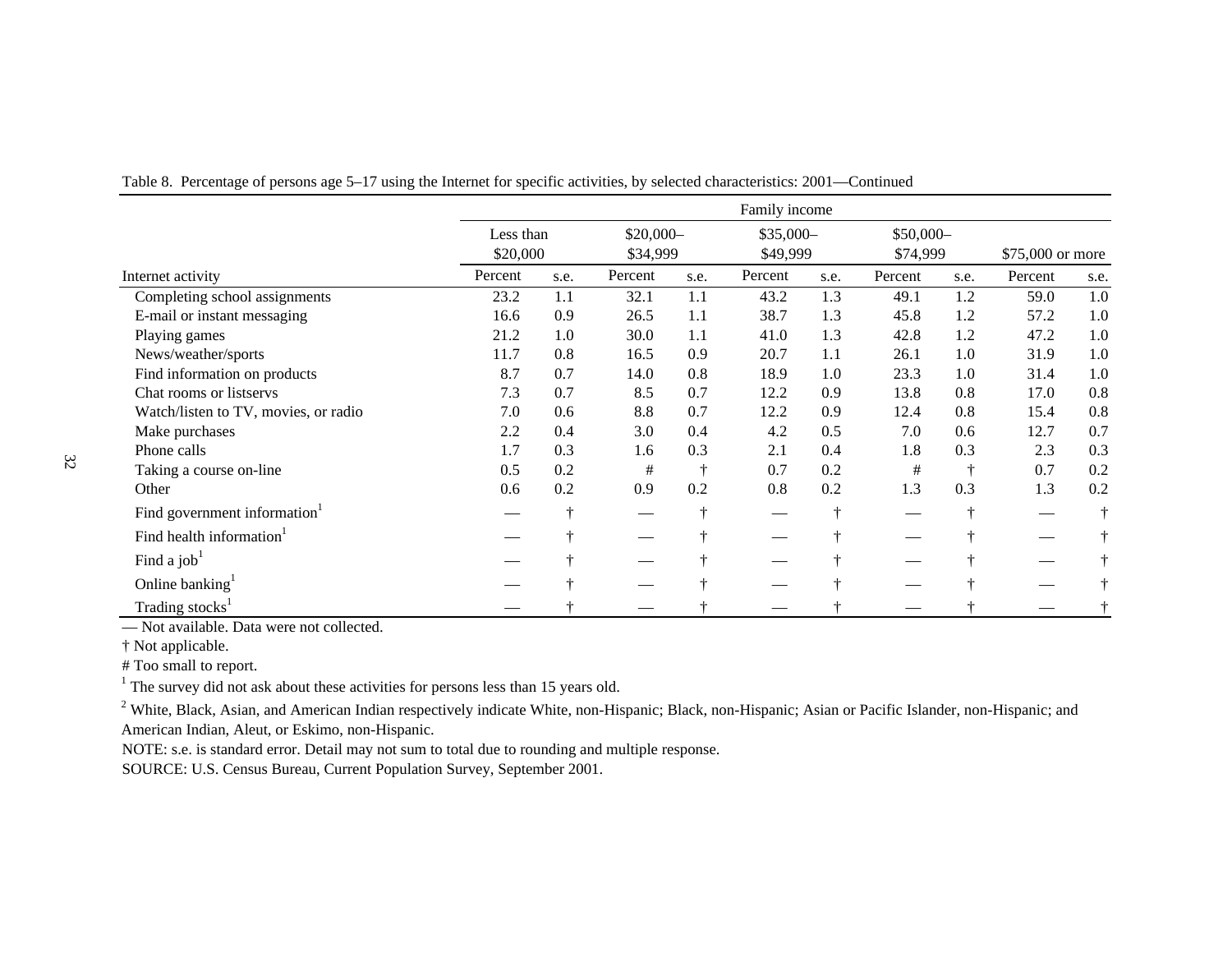Table 8. Percentage of persons age 5–17 using the Internet for specific activities, by selected characteristics: 2001—Continued

| | Family income | | | | | | | | | |
|---|---|---|---|---|---|---|---|---|---|---|
| | Less than $20,000 | | $20,000–$34,999 | | $35,000–$49,999 | | $50,000–$74,999 | | $75,000 or more | |
| Internet activity | Percent | s.e. | Percent | s.e. | Percent | s.e. | Percent | s.e. | Percent | s.e. |
| Completing school assignments | 23.2 | 1.1 | 32.1 | 1.1 | 43.2 | 1.3 | 49.1 | 1.2 | 59.0 | 1.0 |
| E-mail or instant messaging | 16.6 | 0.9 | 26.5 | 1.1 | 38.7 | 1.3 | 45.8 | 1.2 | 57.2 | 1.0 |
| Playing games | 21.2 | 1.0 | 30.0 | 1.1 | 41.0 | 1.3 | 42.8 | 1.2 | 47.2 | 1.0 |
| News/weather/sports | 11.7 | 0.8 | 16.5 | 0.9 | 20.7 | 1.1 | 26.1 | 1.0 | 31.9 | 1.0 |
| Find information on products | 8.7 | 0.7 | 14.0 | 0.8 | 18.9 | 1.0 | 23.3 | 1.0 | 31.4 | 1.0 |
| Chat rooms or listservs | 7.3 | 0.7 | 8.5 | 0.7 | 12.2 | 0.9 | 13.8 | 0.8 | 17.0 | 0.8 |
| Watch/listen to TV, movies, or radio | 7.0 | 0.6 | 8.8 | 0.7 | 12.2 | 0.9 | 12.4 | 0.8 | 15.4 | 0.8 |
| Make purchases | 2.2 | 0.4 | 3.0 | 0.4 | 4.2 | 0.5 | 7.0 | 0.6 | 12.7 | 0.7 |
| Phone calls | 1.7 | 0.3 | 1.6 | 0.3 | 2.1 | 0.4 | 1.8 | 0.3 | 2.3 | 0.3 |
| Taking a course on-line | 0.5 | 0.2 | # | † | 0.7 | 0.2 | # | † | 0.7 | 0.2 |
| Other | 0.6 | 0.2 | 0.9 | 0.2 | 0.8 | 0.2 | 1.3 | 0.3 | 1.3 | 0.2 |
| Find government information[1] | — | † | — | † | — | † | — | † | — | † |
| Find health information[1] | — | † | — | † | — | † | — | † | — | † |
| Find a job[1] | — | † | — | † | — | † | — | † | — | † |
| Online banking[1] | — | † | — | † | — | † | — | † | — | † |
| Trading stocks[1] | — | † | — | † | — | † | — | † | — | † |

— Not available. Data were not collected.

† Not applicable.

# Too small to report.

[1] The survey did not ask about these activities for persons less than 15 years old.

[2] White, Black, Asian, and American Indian respectively indicate White, non-Hispanic; Black, non-Hispanic; Asian or Pacific Islander, non-Hispanic; and American Indian, Aleut, or Eskimo, non-Hispanic.

NOTE: s.e. is standard error. Detail may not sum to total due to rounding and multiple response.

SOURCE: U.S. Census Bureau, Current Population Survey, September 2001.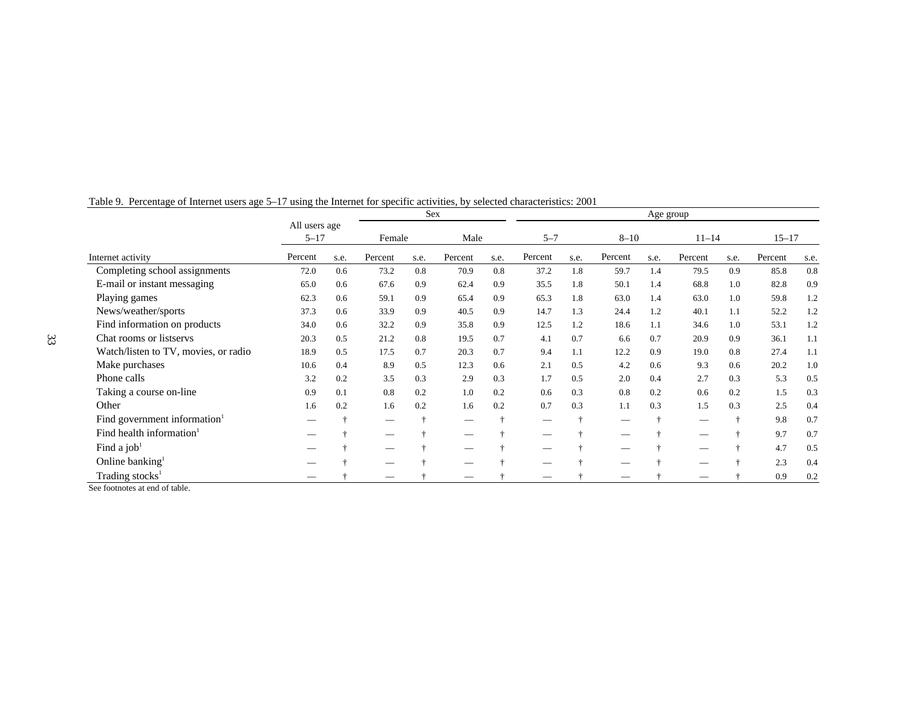Table 9. Percentage of Internet users age 5–17 using the Internet for specific activities, by selected characteristics: 2001

| | All users age 5–17 | | Sex | | | | Age group | | | | | | | |
|---|---|---|---|---|---|---|---|---|---|---|---|---|---|---|
| | | | Female | | Male | | 5–7 | | 8–10 | | 11–14 | | 15–17 | |
| Internet activity | Percent | s.e. | Percent | s.e. | Percent | s.e. | Percent | s.e. | Percent | s.e. | Percent | s.e. | Percent | s.e. |
| Completing school assignments | 72.0 | 0.6 | 73.2 | 0.8 | 70.9 | 0.8 | 37.2 | 1.8 | 59.7 | 1.4 | 79.5 | 0.9 | 85.8 | 0.8 |
| E-mail or instant messaging | 65.0 | 0.6 | 67.6 | 0.9 | 62.4 | 0.9 | 35.5 | 1.8 | 50.1 | 1.4 | 68.8 | 1.0 | 82.8 | 0.9 |
| Playing games | 62.3 | 0.6 | 59.1 | 0.9 | 65.4 | 0.9 | 65.3 | 1.8 | 63.0 | 1.4 | 63.0 | 1.0 | 59.8 | 1.2 |
| News/weather/sports | 37.3 | 0.6 | 33.9 | 0.9 | 40.5 | 0.9 | 14.7 | 1.3 | 24.4 | 1.2 | 40.1 | 1.1 | 52.2 | 1.2 |
| Find information on products | 34.0 | 0.6 | 32.2 | 0.9 | 35.8 | 0.9 | 12.5 | 1.2 | 18.6 | 1.1 | 34.6 | 1.0 | 53.1 | 1.2 |
| Chat rooms or listservs | 20.3 | 0.5 | 21.2 | 0.8 | 19.5 | 0.7 | 4.1 | 0.7 | 6.6 | 0.7 | 20.9 | 0.9 | 36.1 | 1.1 |
| Watch/listen to TV, movies, or radio | 18.9 | 0.5 | 17.5 | 0.7 | 20.3 | 0.7 | 9.4 | 1.1 | 12.2 | 0.9 | 19.0 | 0.8 | 27.4 | 1.1 |
| Make purchases | 10.6 | 0.4 | 8.9 | 0.5 | 12.3 | 0.6 | 2.1 | 0.5 | 4.2 | 0.6 | 9.3 | 0.6 | 20.2 | 1.0 |
| Phone calls | 3.2 | 0.2 | 3.5 | 0.3 | 2.9 | 0.3 | 1.7 | 0.5 | 2.0 | 0.4 | 2.7 | 0.3 | 5.3 | 0.5 |
| Taking a course on-line | 0.9 | 0.1 | 0.8 | 0.2 | 1.0 | 0.2 | 0.6 | 0.3 | 0.8 | 0.2 | 0.6 | 0.2 | 1.5 | 0.3 |
| Other | 1.6 | 0.2 | 1.6 | 0.2 | 1.6 | 0.2 | 0.7 | 0.3 | 1.1 | 0.3 | 1.5 | 0.3 | 2.5 | 0.4 |
| Find government information[1] | — | † | — | † | — | † | — | † | — | † | — | † | 9.8 | 0.7 |
| Find health information[1] | — | † | — | † | — | † | — | † | — | † | — | † | 9.7 | 0.7 |
| Find a job[1] | — | † | — | † | — | † | — | † | — | † | — | † | 4.7 | 0.5 |
| Online banking[1] | — | † | — | † | — | † | — | † | — | † | — | † | 2.3 | 0.4 |
| Trading stocks[1] | — | † | — | † | — | † | — | † | — | † | — | † | 0.9 | 0.2 |

See footnotes at end of table.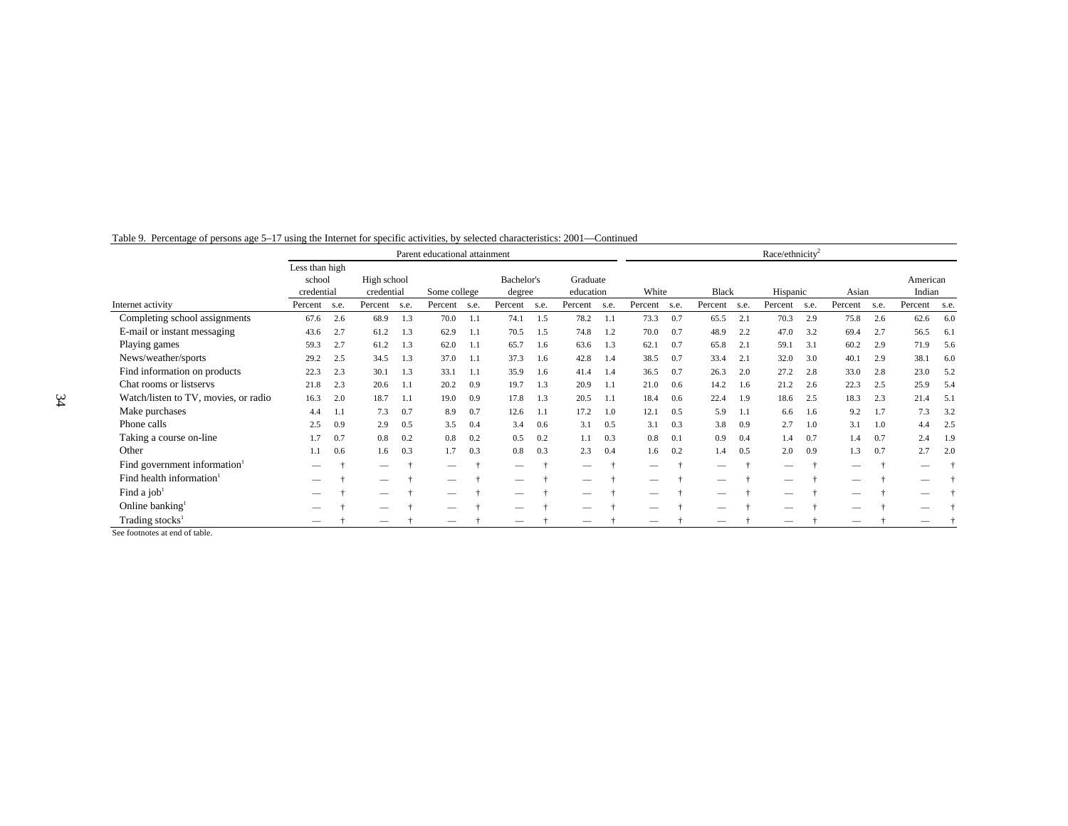Table 9. Percentage of persons age 5–17 using the Internet for specific activities, by selected characteristics: 2001—Continued

| | Parent educational attainment | | | | | | | | | | Race/ethnicity[2] | | | | | | | | | |
|---|---|---|---|---|---|---|---|---|---|---|---|---|---|---|---|---|---|---|---|---|
| | Less than high school credential | | High school credential | | Some college | | Bachelor's degree | | Graduate education | | White | | Black | | Hispanic | | Asian | | American Indian | |
| Internet activity | Percent | s.e. | Percent | s.e. | Percent | s.e. | Percent | s.e. | Percent | s.e. | Percent | s.e. | Percent | s.e. | Percent | s.e. | Percent | s.e. | Percent | s.e. |
| Completing school assignments | 67.6 | 2.6 | 68.9 | 1.3 | 70.0 | 1.1 | 74.1 | 1.5 | 78.2 | 1.1 | 73.3 | 0.7 | 65.5 | 2.1 | 70.3 | 2.9 | 75.8 | 2.6 | 62.6 | 6.0 |
| E-mail or instant messaging | 43.6 | 2.7 | 61.2 | 1.3 | 62.9 | 1.1 | 70.5 | 1.5 | 74.8 | 1.2 | 70.0 | 0.7 | 48.9 | 2.2 | 47.0 | 3.2 | 69.4 | 2.7 | 56.5 | 6.1 |
| Playing games | 59.3 | 2.7 | 61.2 | 1.3 | 62.0 | 1.1 | 65.7 | 1.6 | 63.6 | 1.3 | 62.1 | 0.7 | 65.8 | 2.1 | 59.1 | 3.1 | 60.2 | 2.9 | 71.9 | 5.6 |
| News/weather/sports | 29.2 | 2.5 | 34.5 | 1.3 | 37.0 | 1.1 | 37.3 | 1.6 | 42.8 | 1.4 | 38.5 | 0.7 | 33.4 | 2.1 | 32.0 | 3.0 | 40.1 | 2.9 | 38.1 | 6.0 |
| Find information on products | 22.3 | 2.3 | 30.1 | 1.3 | 33.1 | 1.1 | 35.9 | 1.6 | 41.4 | 1.4 | 36.5 | 0.7 | 26.3 | 2.0 | 27.2 | 2.8 | 33.0 | 2.8 | 23.0 | 5.2 |
| Chat rooms or listservs | 21.8 | 2.3 | 20.6 | 1.1 | 20.2 | 0.9 | 19.7 | 1.3 | 20.9 | 1.1 | 21.0 | 0.6 | 14.2 | 1.6 | 21.2 | 2.6 | 22.3 | 2.5 | 25.9 | 5.4 |
| Watch/listen to TV, movies, or radio | 16.3 | 2.0 | 18.7 | 1.1 | 19.0 | 0.9 | 17.8 | 1.3 | 20.5 | 1.1 | 18.4 | 0.6 | 22.4 | 1.9 | 18.6 | 2.5 | 18.3 | 2.3 | 21.4 | 5.1 |
| Make purchases | 4.4 | 1.1 | 7.3 | 0.7 | 8.9 | 0.7 | 12.6 | 1.1 | 17.2 | 1.0 | 12.1 | 0.5 | 5.9 | 1.1 | 6.6 | 1.6 | 9.2 | 1.7 | 7.3 | 3.2 |
| Phone calls | 2.5 | 0.9 | 2.9 | 0.5 | 3.5 | 0.4 | 3.4 | 0.6 | 3.1 | 0.5 | 3.1 | 0.3 | 3.8 | 0.9 | 2.7 | 1.0 | 3.1 | 1.0 | 4.4 | 2.5 |
| Taking a course on-line | 1.7 | 0.7 | 0.8 | 0.2 | 0.8 | 0.2 | 0.5 | 0.2 | 1.1 | 0.3 | 0.8 | 0.1 | 0.9 | 0.4 | 1.4 | 0.7 | 1.4 | 0.7 | 2.4 | 1.9 |
| Other | 1.1 | 0.6 | 1.6 | 0.3 | 1.7 | 0.3 | 0.8 | 0.3 | 2.3 | 0.4 | 1.6 | 0.2 | 1.4 | 0.5 | 2.0 | 0.9 | 1.3 | 0.7 | 2.7 | 2.0 |
| Find government information[1] | — | † | — | † | — | † | — | † | — | † | — | † | — | † | — | † | — | † | — | † |
| Find health information[1] | — | † | — | † | — | † | — | † | — | † | — | † | — | † | — | † | — | † | — | † |
| Find a job[1] | — | † | — | † | — | † | — | † | — | † | — | † | — | † | — | † | — | † | — | † |
| Online banking[1] | — | † | — | † | — | † | — | † | — | † | — | † | — | † | — | † | — | † | — | † |
| Trading stocks[1] | — | † | — | † | — | † | — | † | — | † | — | † | — | † | — | † | — | † | — | † |

See footnotes at end of table.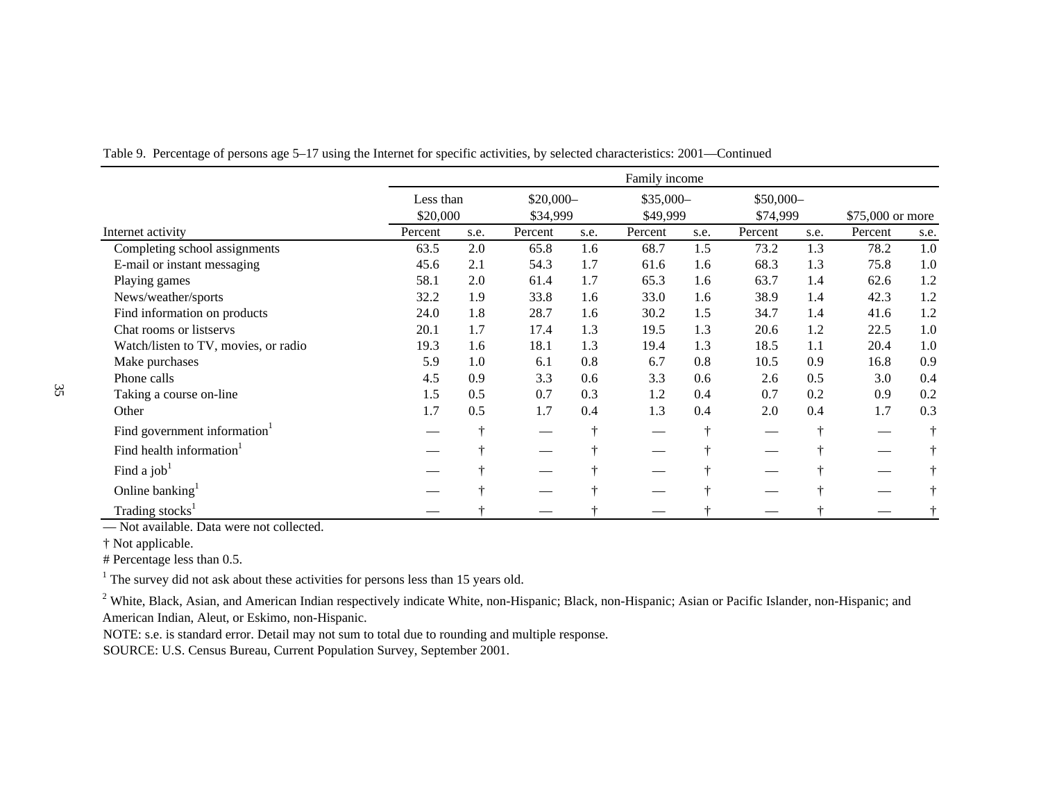Table 9. Percentage of persons age 5–17 using the Internet for specific activities, by selected characteristics: 2001—Continued

| | Family income | | | | | | | | | |
|---|---|---|---|---|---|---|---|---|---|---|
| | Less than $20,000 | | $20,000–$34,999 | | $35,000–$49,999 | | $50,000–$74,999 | | $75,000 or more | |
| Internet activity | Percent | s.e. | Percent | s.e. | Percent | s.e. | Percent | s.e. | Percent | s.e. |
| Completing school assignments | 63.5 | 2.0 | 65.8 | 1.6 | 68.7 | 1.5 | 73.2 | 1.3 | 78.2 | 1.0 |
| E-mail or instant messaging | 45.6 | 2.1 | 54.3 | 1.7 | 61.6 | 1.6 | 68.3 | 1.3 | 75.8 | 1.0 |
| Playing games | 58.1 | 2.0 | 61.4 | 1.7 | 65.3 | 1.6 | 63.7 | 1.4 | 62.6 | 1.2 |
| News/weather/sports | 32.2 | 1.9 | 33.8 | 1.6 | 33.0 | 1.6 | 38.9 | 1.4 | 42.3 | 1.2 |
| Find information on products | 24.0 | 1.8 | 28.7 | 1.6 | 30.2 | 1.5 | 34.7 | 1.4 | 41.6 | 1.2 |
| Chat rooms or listservs | 20.1 | 1.7 | 17.4 | 1.3 | 19.5 | 1.3 | 20.6 | 1.2 | 22.5 | 1.0 |
| Watch/listen to TV, movies, or radio | 19.3 | 1.6 | 18.1 | 1.3 | 19.4 | 1.3 | 18.5 | 1.1 | 20.4 | 1.0 |
| Make purchases | 5.9 | 1.0 | 6.1 | 0.8 | 6.7 | 0.8 | 10.5 | 0.9 | 16.8 | 0.9 |
| Phone calls | 4.5 | 0.9 | 3.3 | 0.6 | 3.3 | 0.6 | 2.6 | 0.5 | 3.0 | 0.4 |
| Taking a course on-line | 1.5 | 0.5 | 0.7 | 0.3 | 1.2 | 0.4 | 0.7 | 0.2 | 0.9 | 0.2 |
| Other | 1.7 | 0.5 | 1.7 | 0.4 | 1.3 | 0.4 | 2.0 | 0.4 | 1.7 | 0.3 |
| Find government information[1] | — | † | — | † | — | † | — | † | — | † |
| Find health information[1] | — | † | — | † | — | † | — | † | — | † |
| Find a job[1] | — | † | — | † | — | † | — | † | — | † |
| Online banking[1] | — | † | — | † | — | † | — | † | — | † |
| Trading stocks[1] | — | † | — | † | — | † | — | † | — | † |

— Not available. Data were not collected.

† Not applicable.

# Percentage less than 0.5.

[1] The survey did not ask about these activities for persons less than 15 years old.

[2] White, Black, Asian, and American Indian respectively indicate White, non-Hispanic; Black, non-Hispanic; Asian or Pacific Islander, non-Hispanic; and American Indian, Aleut, or Eskimo, non-Hispanic.

NOTE: s.e. is standard error. Detail may not sum to total due to rounding and multiple response.

SOURCE: U.S. Census Bureau, Current Population Survey, September 2001.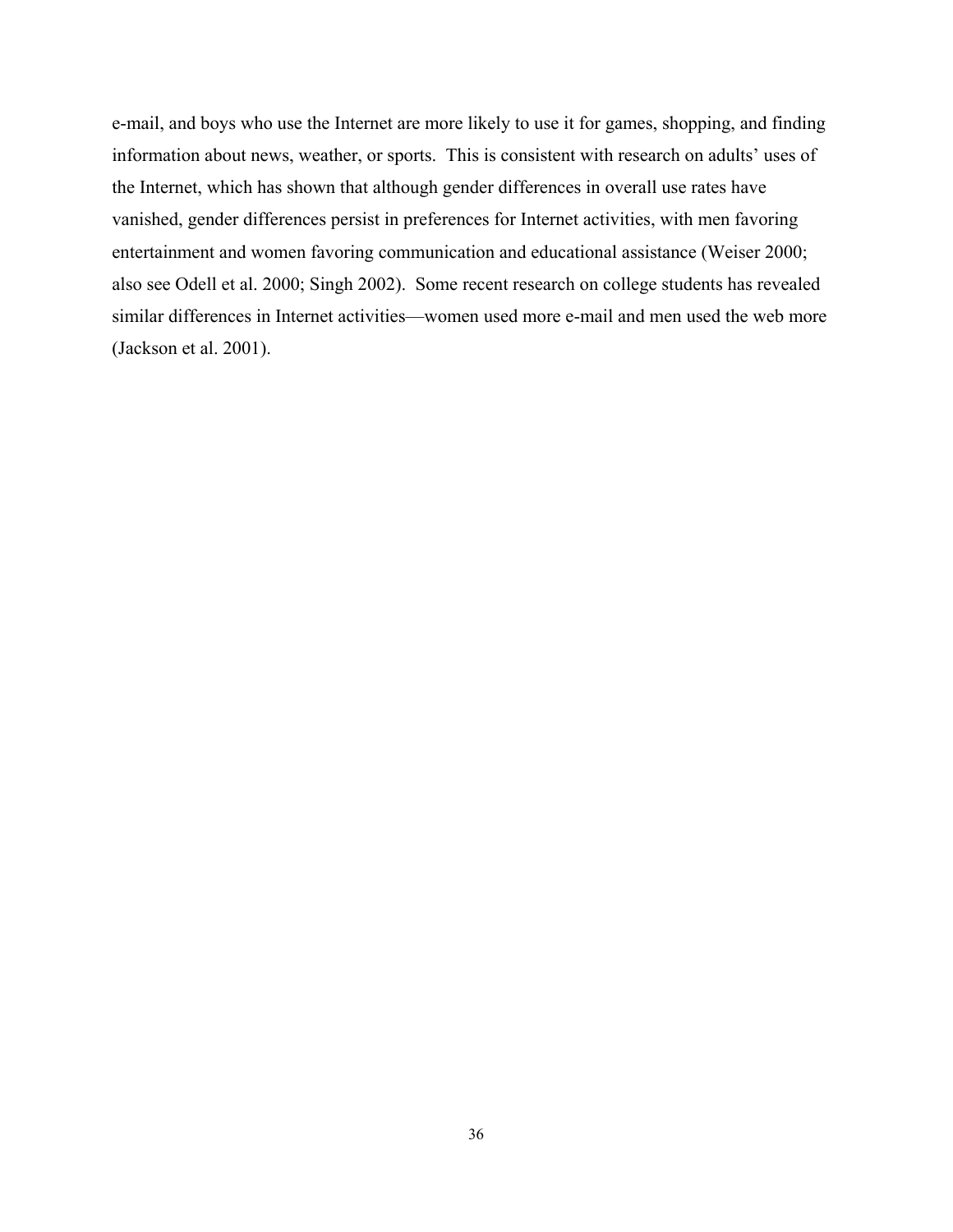e-mail, and boys who use the Internet are more likely to use it for games, shopping, and finding information about news, weather, or sports. This is consistent with research on adults' uses of the Internet, which has shown that although gender differences in overall use rates have vanished, gender differences persist in preferences for Internet activities, with men favoring entertainment and women favoring communication and educational assistance (Weiser 2000; also see Odell et al. 2000; Singh 2002). Some recent research on college students has revealed similar differences in Internet activities—women used more e-mail and men used the web more (Jackson et al. 2001).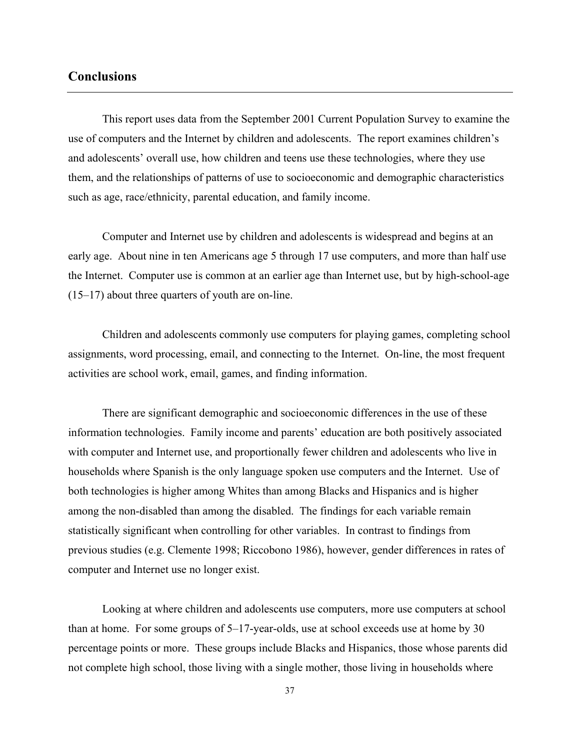## Conclusions

This report uses data from the September 2001 Current Population Survey to examine the use of computers and the Internet by children and adolescents. The report examines children's and adolescents' overall use, how children and teens use these technologies, where they use them, and the relationships of patterns of use to socioeconomic and demographic characteristics such as age, race/ethnicity, parental education, and family income.

Computer and Internet use by children and adolescents is widespread and begins at an early age. About nine in ten Americans age 5 through 17 use computers, and more than half use the Internet. Computer use is common at an earlier age than Internet use, but by high-school-age (15–17) about three quarters of youth are on-line.

Children and adolescents commonly use computers for playing games, completing school assignments, word processing, email, and connecting to the Internet. On-line, the most frequent activities are school work, email, games, and finding information.

There are significant demographic and socioeconomic differences in the use of these information technologies. Family income and parents' education are both positively associated with computer and Internet use, and proportionally fewer children and adolescents who live in households where Spanish is the only language spoken use computers and the Internet. Use of both technologies is higher among Whites than among Blacks and Hispanics and is higher among the non-disabled than among the disabled. The findings for each variable remain statistically significant when controlling for other variables. In contrast to findings from previous studies (e.g. Clemente 1998; Riccobono 1986), however, gender differences in rates of computer and Internet use no longer exist.

Looking at where children and adolescents use computers, more use computers at school than at home. For some groups of 5–17-year-olds, use at school exceeds use at home by 30 percentage points or more. These groups include Blacks and Hispanics, those whose parents did not complete high school, those living with a single mother, those living in households where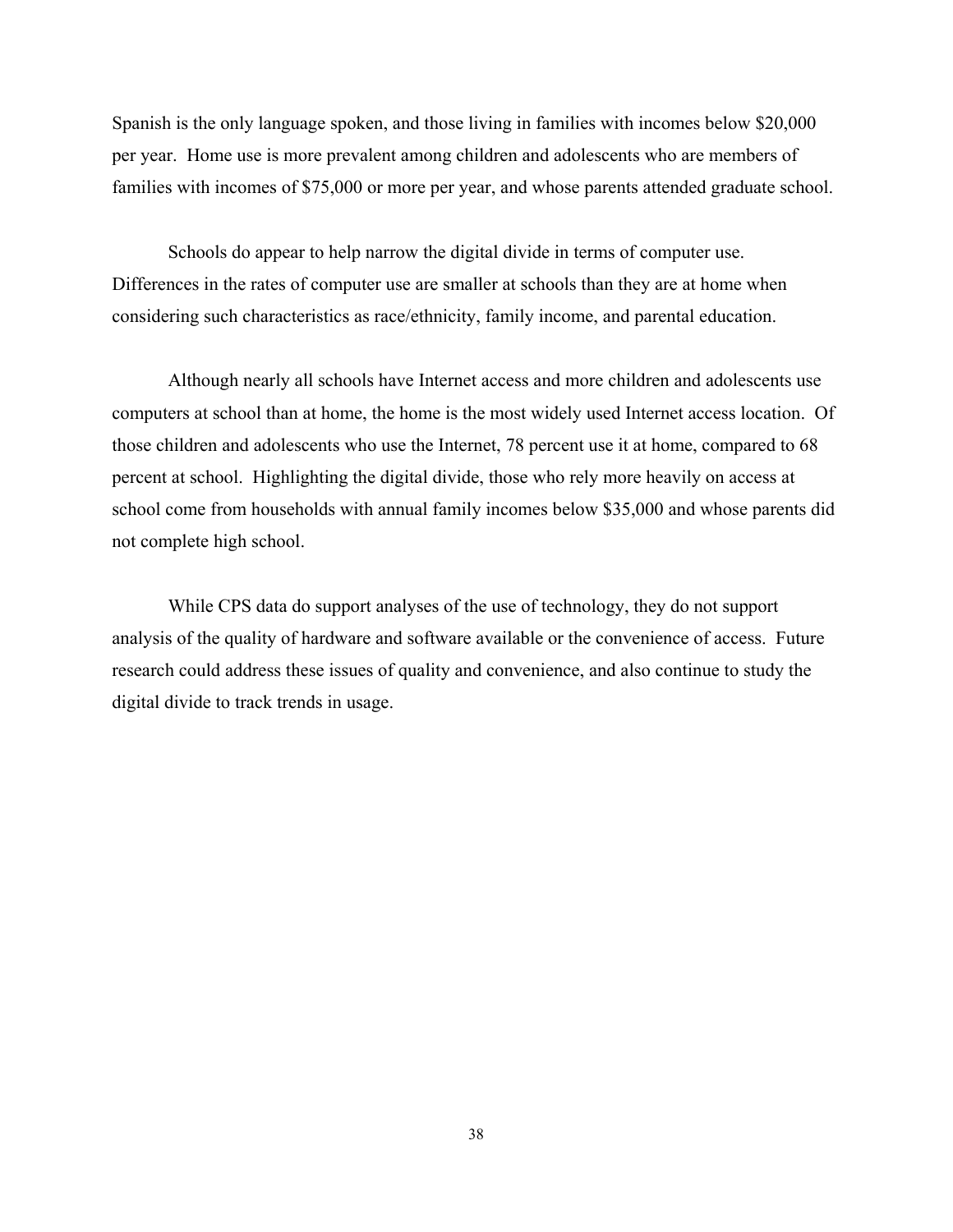Spanish is the only language spoken, and those living in families with incomes below $20,000 per year. Home use is more prevalent among children and adolescents who are members of families with incomes of $75,000 or more per year, and whose parents attended graduate school.

Schools do appear to help narrow the digital divide in terms of computer use. Differences in the rates of computer use are smaller at schools than they are at home when considering such characteristics as race/ethnicity, family income, and parental education.

Although nearly all schools have Internet access and more children and adolescents use computers at school than at home, the home is the most widely used Internet access location. Of those children and adolescents who use the Internet, 78 percent use it at home, compared to 68 percent at school. Highlighting the digital divide, those who rely more heavily on access at school come from households with annual family incomes below $35,000 and whose parents did not complete high school.

While CPS data do support analyses of the use of technology, they do not support analysis of the quality of hardware and software available or the convenience of access. Future research could address these issues of quality and convenience, and also continue to study the digital divide to track trends in usage.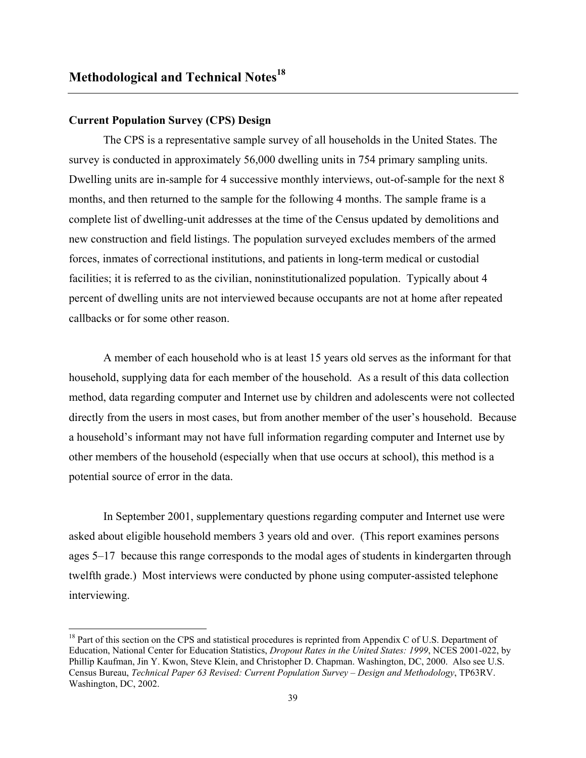## Methodological and Technical Notes[18]

### Current Population Survey (CPS) Design

The CPS is a representative sample survey of all households in the United States. The survey is conducted in approximately 56,000 dwelling units in 754 primary sampling units. Dwelling units are in-sample for 4 successive monthly interviews, out-of-sample for the next 8 months, and then returned to the sample for the following 4 months. The sample frame is a complete list of dwelling-unit addresses at the time of the Census updated by demolitions and new construction and field listings. The population surveyed excludes members of the armed forces, inmates of correctional institutions, and patients in long-term medical or custodial facilities; it is referred to as the civilian, noninstitutionalized population. Typically about 4 percent of dwelling units are not interviewed because occupants are not at home after repeated callbacks or for some other reason.

A member of each household who is at least 15 years old serves as the informant for that household, supplying data for each member of the household. As a result of this data collection method, data regarding computer and Internet use by children and adolescents were not collected directly from the users in most cases, but from another member of the user's household. Because a household's informant may not have full information regarding computer and Internet use by other members of the household (especially when that use occurs at school), this method is a potential source of error in the data.

In September 2001, supplementary questions regarding computer and Internet use were asked about eligible household members 3 years old and over. (This report examines persons ages 5–17 because this range corresponds to the modal ages of students in kindergarten through twelfth grade.) Most interviews were conducted by phone using computer-assisted telephone interviewing.

---

[18] Part of this section on the CPS and statistical procedures is reprinted from Appendix C of U.S. Department of Education, National Center for Education Statistics, *Dropout Rates in the United States: 1999*, NCES 2001-022, by Phillip Kaufman, Jin Y. Kwon, Steve Klein, and Christopher D. Chapman. Washington, DC, 2000. Also see U.S. Census Bureau, *Technical Paper 63 Revised: Current Population Survey – Design and Methodology*, TP63RV. Washington, DC, 2002.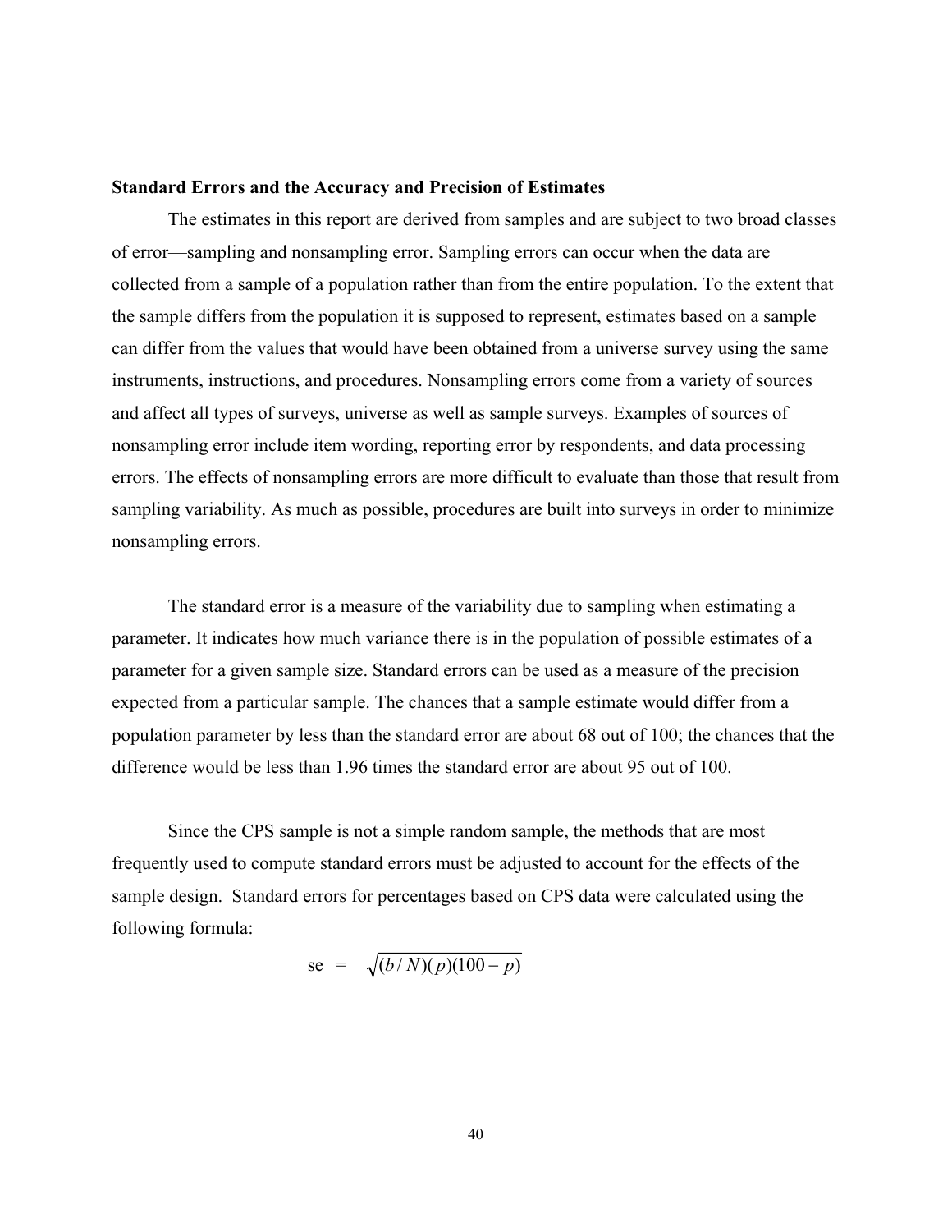**Standard Errors and the Accuracy and Precision of Estimates**

The estimates in this report are derived from samples and are subject to two broad classes of error—sampling and nonsampling error. Sampling errors can occur when the data are collected from a sample of a population rather than from the entire population. To the extent that the sample differs from the population it is supposed to represent, estimates based on a sample can differ from the values that would have been obtained from a universe survey using the same instruments, instructions, and procedures. Nonsampling errors come from a variety of sources and affect all types of surveys, universe as well as sample surveys. Examples of sources of nonsampling error include item wording, reporting error by respondents, and data processing errors. The effects of nonsampling errors are more difficult to evaluate than those that result from sampling variability. As much as possible, procedures are built into surveys in order to minimize nonsampling errors.

The standard error is a measure of the variability due to sampling when estimating a parameter. It indicates how much variance there is in the population of possible estimates of a parameter for a given sample size. Standard errors can be used as a measure of the precision expected from a particular sample. The chances that a sample estimate would differ from a population parameter by less than the standard error are about 68 out of 100; the chances that the difference would be less than 1.96 times the standard error are about 95 out of 100.

Since the CPS sample is not a simple random sample, the methods that are most frequently used to compute standard errors must be adjusted to account for the effects of the sample design. Standard errors for percentages based on CPS data were calculated using the following formula:

$$\text{se} = \sqrt{(b/N)(p)(100-p)}$$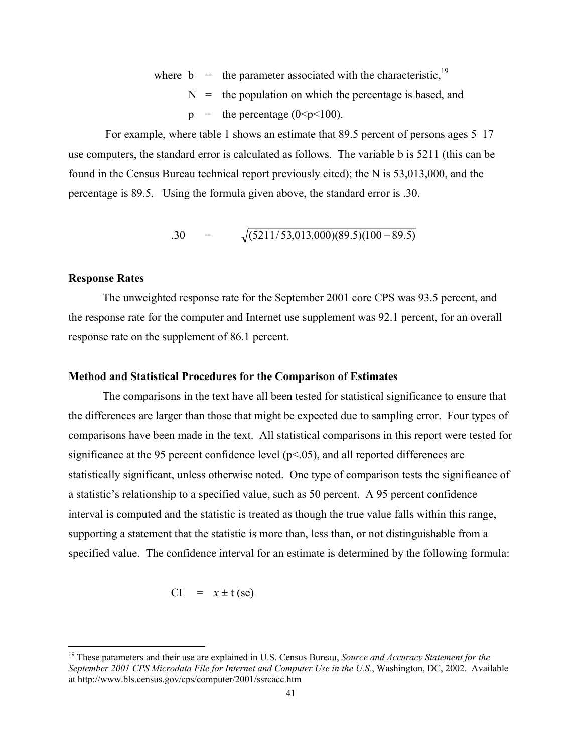where $b$ = the parameter associated with the characteristic,[19]

$N$ = the population on which the percentage is based, and

$p$ = the percentage ($0<p<100$).

For example, where table 1 shows an estimate that 89.5 percent of persons ages 5–17 use computers, the standard error is calculated as follows. The variable b is 5211 (this can be found in the Census Bureau technical report previously cited); the N is 53,013,000, and the percentage is 89.5. Using the formula given above, the standard error is .30.

$$.30 = \sqrt{(5211/53{,}013{,}000)(89.5)(100-89.5)}$$

### Response Rates

The unweighted response rate for the September 2001 core CPS was 93.5 percent, and the response rate for the computer and Internet use supplement was 92.1 percent, for an overall response rate on the supplement of 86.1 percent.

### Method and Statistical Procedures for the Comparison of Estimates

The comparisons in the text have all been tested for statistical significance to ensure that the differences are larger than those that might be expected due to sampling error. Four types of comparisons have been made in the text. All statistical comparisons in this report were tested for significance at the 95 percent confidence level ($p<.05$), and all reported differences are statistically significant, unless otherwise noted. One type of comparison tests the significance of a statistic's relationship to a specified value, such as 50 percent. A 95 percent confidence interval is computed and the statistic is treated as though the true value falls within this range, supporting a statement that the statistic is more than, less than, or not distinguishable from a specified value. The confidence interval for an estimate is determined by the following formula:

$$CI = x \pm t\,(se)$$

---

[19] These parameters and their use are explained in U.S. Census Bureau, *Source and Accuracy Statement for the September 2001 CPS Microdata File for Internet and Computer Use in the U.S.*, Washington, DC, 2002. Available at http://www.bls.census.gov/cps/computer/2001/ssrcacc.htm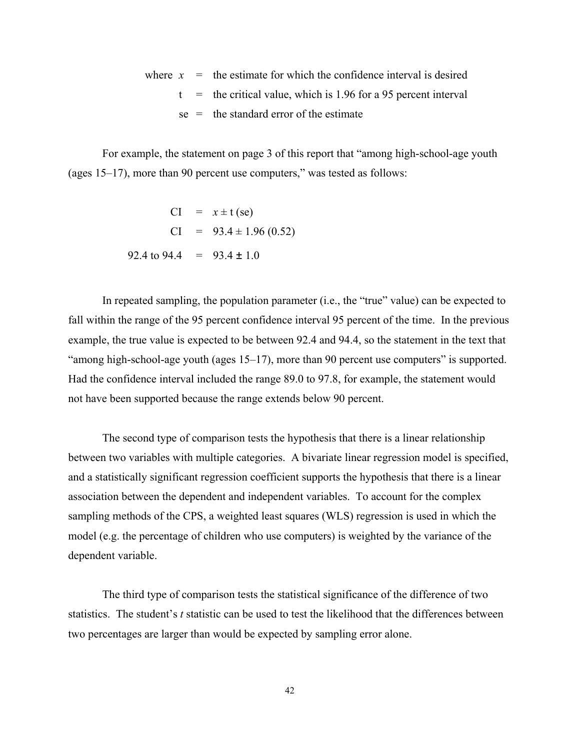where $x$ = the estimate for which the confidence interval is desired

t = the critical value, which is 1.96 for a 95 percent interval

se = the standard error of the estimate

For example, the statement on page 3 of this report that "among high-school-age youth (ages 15–17), more than 90 percent use computers," was tested as follows:

$$CI = x \pm t\,(se)$$

$$CI = 93.4 \pm 1.96\,(0.52)$$

$$92.4 \text{ to } 94.4 = 93.4 \pm 1.0$$

In repeated sampling, the population parameter (i.e., the "true" value) can be expected to fall within the range of the 95 percent confidence interval 95 percent of the time. In the previous example, the true value is expected to be between 92.4 and 94.4, so the statement in the text that "among high-school-age youth (ages 15–17), more than 90 percent use computers" is supported. Had the confidence interval included the range 89.0 to 97.8, for example, the statement would not have been supported because the range extends below 90 percent.

The second type of comparison tests the hypothesis that there is a linear relationship between two variables with multiple categories. A bivariate linear regression model is specified, and a statistically significant regression coefficient supports the hypothesis that there is a linear association between the dependent and independent variables. To account for the complex sampling methods of the CPS, a weighted least squares (WLS) regression is used in which the model (e.g. the percentage of children who use computers) is weighted by the variance of the dependent variable.

The third type of comparison tests the statistical significance of the difference of two statistics. The student's *t* statistic can be used to test the likelihood that the differences between two percentages are larger than would be expected by sampling error alone.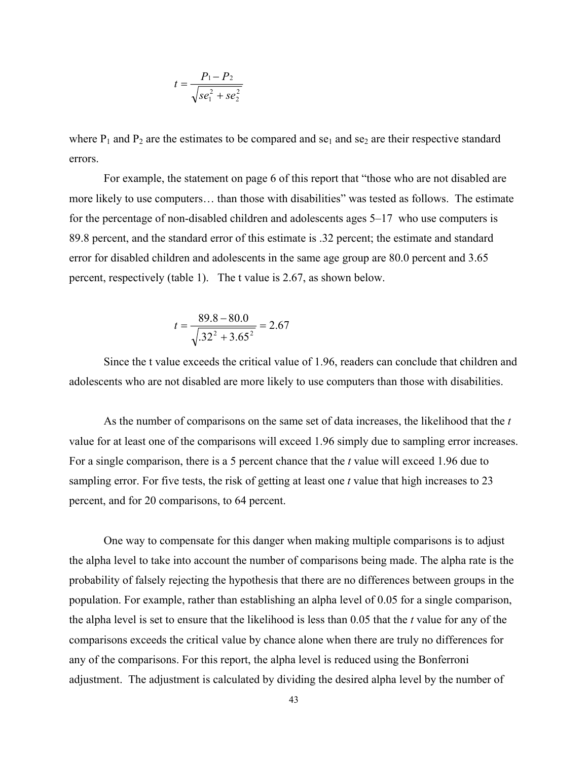$$t = \frac{P_1 - P_2}{\sqrt{se_1^2 + se_2^2}}$$

where $P_1$ and $P_2$ are the estimates to be compared and $se_1$ and $se_2$ are their respective standard errors.

For example, the statement on page 6 of this report that “those who are not disabled are more likely to use computers… than those with disabilities” was tested as follows. The estimate for the percentage of non-disabled children and adolescents ages 5–17 who use computers is 89.8 percent, and the standard error of this estimate is .32 percent; the estimate and standard error for disabled children and adolescents in the same age group are 80.0 percent and 3.65 percent, respectively (table 1). The t value is 2.67, as shown below.

$$t = \frac{89.8 - 80.0}{\sqrt{.32^2 + 3.65^2}} = 2.67$$

Since the t value exceeds the critical value of 1.96, readers can conclude that children and adolescents who are not disabled are more likely to use computers than those with disabilities.

As the number of comparisons on the same set of data increases, the likelihood that the *t* value for at least one of the comparisons will exceed 1.96 simply due to sampling error increases. For a single comparison, there is a 5 percent chance that the *t* value will exceed 1.96 due to sampling error. For five tests, the risk of getting at least one *t* value that high increases to 23 percent, and for 20 comparisons, to 64 percent.

One way to compensate for this danger when making multiple comparisons is to adjust the alpha level to take into account the number of comparisons being made. The alpha rate is the probability of falsely rejecting the hypothesis that there are no differences between groups in the population. For example, rather than establishing an alpha level of 0.05 for a single comparison, the alpha level is set to ensure that the likelihood is less than 0.05 that the *t* value for any of the comparisons exceeds the critical value by chance alone when there are truly no differences for any of the comparisons. For this report, the alpha level is reduced using the Bonferroni adjustment. The adjustment is calculated by dividing the desired alpha level by the number of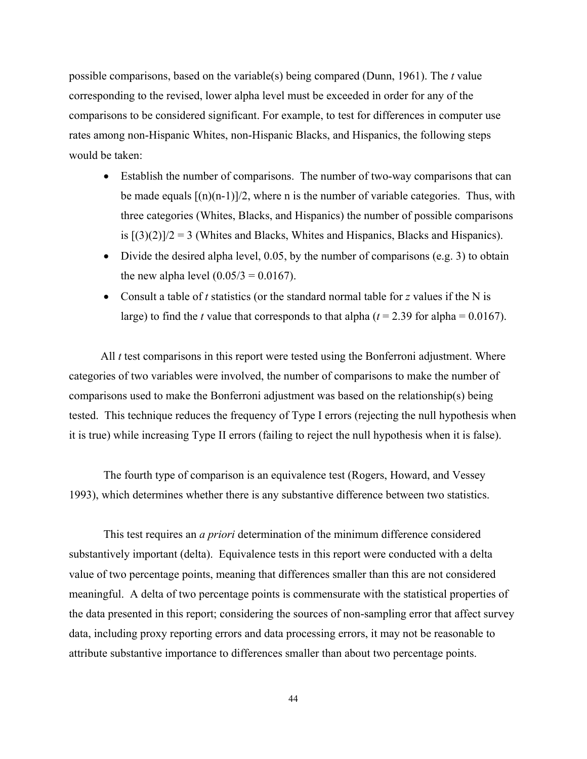possible comparisons, based on the variable(s) being compared (Dunn, 1961). The *t* value corresponding to the revised, lower alpha level must be exceeded in order for any of the comparisons to be considered significant. For example, to test for differences in computer use rates among non-Hispanic Whites, non-Hispanic Blacks, and Hispanics, the following steps would be taken:

- Establish the number of comparisons. The number of two-way comparisons that can be made equals $[(n)(n-1)]/2$, where n is the number of variable categories. Thus, with three categories (Whites, Blacks, and Hispanics) the number of possible comparisons is $[(3)(2)]/2 = 3$ (Whites and Blacks, Whites and Hispanics, Blacks and Hispanics).
- Divide the desired alpha level, 0.05, by the number of comparisons (e.g. 3) to obtain the new alpha level ($0.05/3 = 0.0167$).
- Consult a table of *t* statistics (or the standard normal table for *z* values if the N is large) to find the *t* value that corresponds to that alpha ($t = 2.39$ for alpha = 0.0167).

All *t* test comparisons in this report were tested using the Bonferroni adjustment. Where categories of two variables were involved, the number of comparisons to make the number of comparisons used to make the Bonferroni adjustment was based on the relationship(s) being tested. This technique reduces the frequency of Type I errors (rejecting the null hypothesis when it is true) while increasing Type II errors (failing to reject the null hypothesis when it is false).

The fourth type of comparison is an equivalence test (Rogers, Howard, and Vessey 1993), which determines whether there is any substantive difference between two statistics.

This test requires an *a priori* determination of the minimum difference considered substantively important (delta). Equivalence tests in this report were conducted with a delta value of two percentage points, meaning that differences smaller than this are not considered meaningful. A delta of two percentage points is commensurate with the statistical properties of the data presented in this report; considering the sources of non-sampling error that affect survey data, including proxy reporting errors and data processing errors, it may not be reasonable to attribute substantive importance to differences smaller than about two percentage points.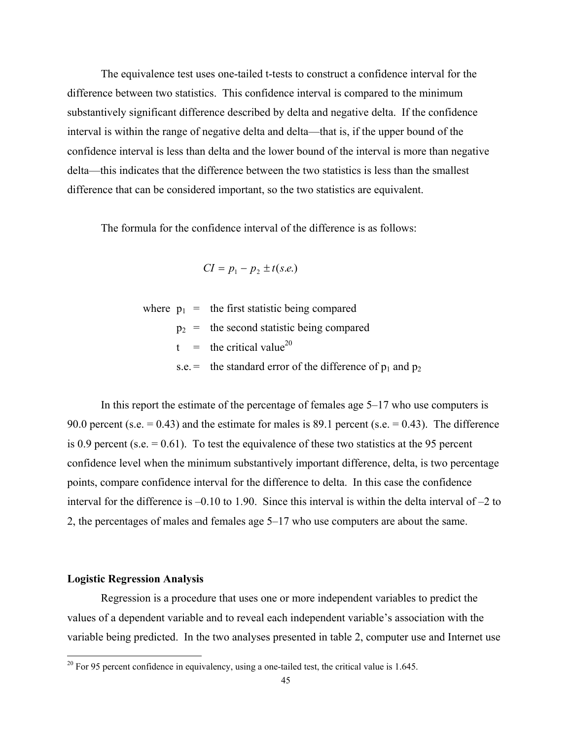The equivalence test uses one-tailed t-tests to construct a confidence interval for the difference between two statistics. This confidence interval is compared to the minimum substantively significant difference described by delta and negative delta. If the confidence interval is within the range of negative delta and delta—that is, if the upper bound of the confidence interval is less than delta and the lower bound of the interval is more than negative delta—this indicates that the difference between the two statistics is less than the smallest difference that can be considered important, so the two statistics are equivalent.

The formula for the confidence interval of the difference is as follows:

$$CI = p_1 - p_2 \pm t(s.e.)$$

where $p_1$ = the first statistic being compared

$p_2$ = the second statistic being compared

$t$ = the critical value[20]

s.e. = the standard error of the difference of $p_1$ and $p_2$

In this report the estimate of the percentage of females age 5–17 who use computers is 90.0 percent (s.e. = 0.43) and the estimate for males is 89.1 percent (s.e. = 0.43). The difference is 0.9 percent (s.e. = 0.61). To test the equivalence of these two statistics at the 95 percent confidence level when the minimum substantively important difference, delta, is two percentage points, compare confidence interval for the difference to delta. In this case the confidence interval for the difference is –0.10 to 1.90. Since this interval is within the delta interval of –2 to 2, the percentages of males and females age 5–17 who use computers are about the same.

**Logistic Regression Analysis**

Regression is a procedure that uses one or more independent variables to predict the values of a dependent variable and to reveal each independent variable's association with the variable being predicted. In the two analyses presented in table 2, computer use and Internet use

[20] For 95 percent confidence in equivalency, using a one-tailed test, the critical value is 1.645.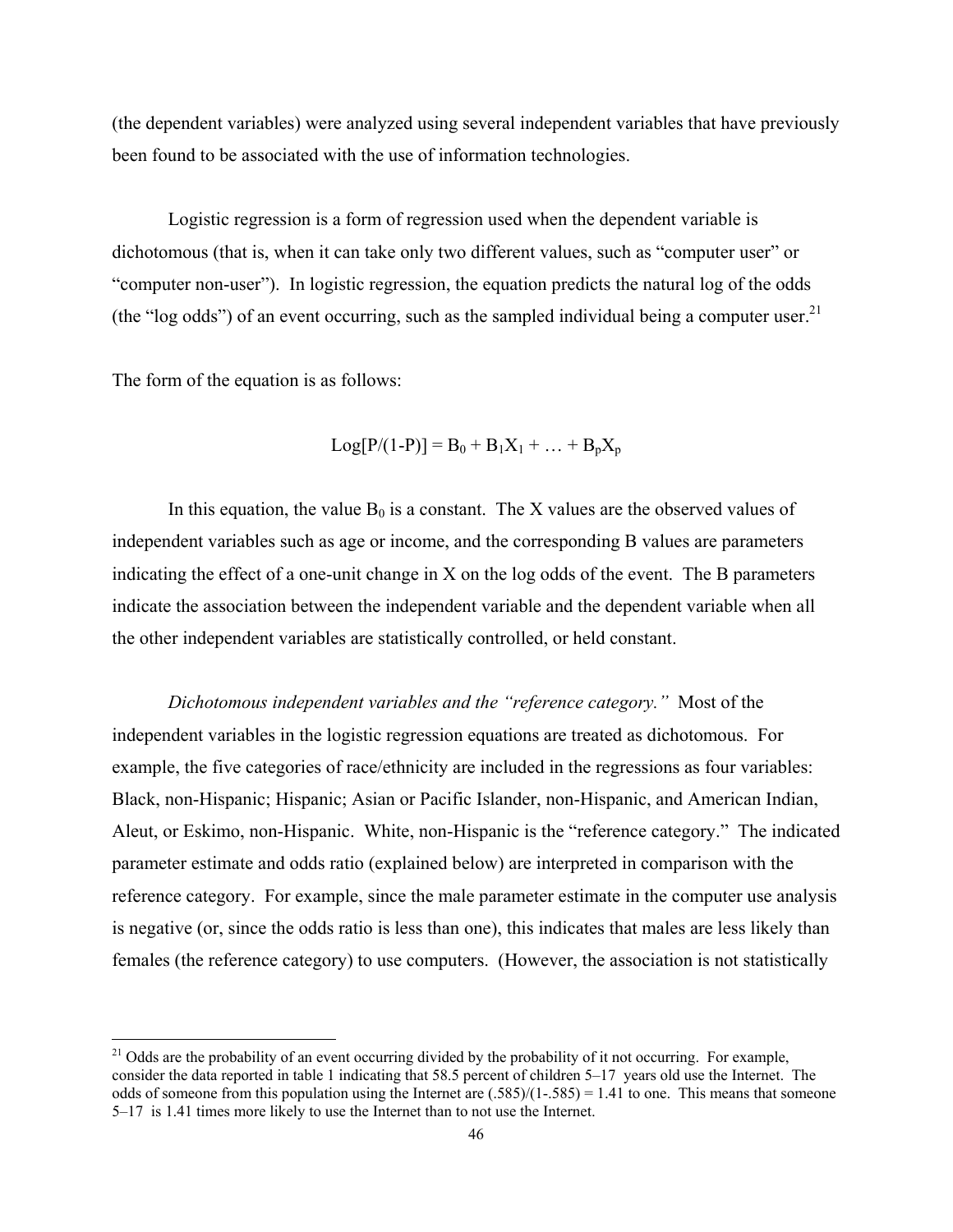(the dependent variables) were analyzed using several independent variables that have previously been found to be associated with the use of information technologies.

Logistic regression is a form of regression used when the dependent variable is dichotomous (that is, when it can take only two different values, such as "computer user" or "computer non-user"). In logistic regression, the equation predicts the natural log of the odds (the "log odds") of an event occurring, such as the sampled individual being a computer user.[21]

The form of the equation is as follows:

$$\text{Log}[P/(1\text{-}P)] = B_0 + B_1X_1 + \ldots + B_pX_p$$

In this equation, the value $B_0$ is a constant. The X values are the observed values of independent variables such as age or income, and the corresponding B values are parameters indicating the effect of a one-unit change in X on the log odds of the event. The B parameters indicate the association between the independent variable and the dependent variable when all the other independent variables are statistically controlled, or held constant.

*Dichotomous independent variables and the "reference category."* Most of the independent variables in the logistic regression equations are treated as dichotomous. For example, the five categories of race/ethnicity are included in the regressions as four variables: Black, non-Hispanic; Hispanic; Asian or Pacific Islander, non-Hispanic, and American Indian, Aleut, or Eskimo, non-Hispanic. White, non-Hispanic is the "reference category." The indicated parameter estimate and odds ratio (explained below) are interpreted in comparison with the reference category. For example, since the male parameter estimate in the computer use analysis is negative (or, since the odds ratio is less than one), this indicates that males are less likely than females (the reference category) to use computers. (However, the association is not statistically

---

[21] Odds are the probability of an event occurring divided by the probability of it not occurring. For example, consider the data reported in table 1 indicating that 58.5 percent of children 5–17 years old use the Internet. The odds of someone from this population using the Internet are (.585)/(1-.585) = 1.41 to one. This means that someone 5–17 is 1.41 times more likely to use the Internet than to not use the Internet.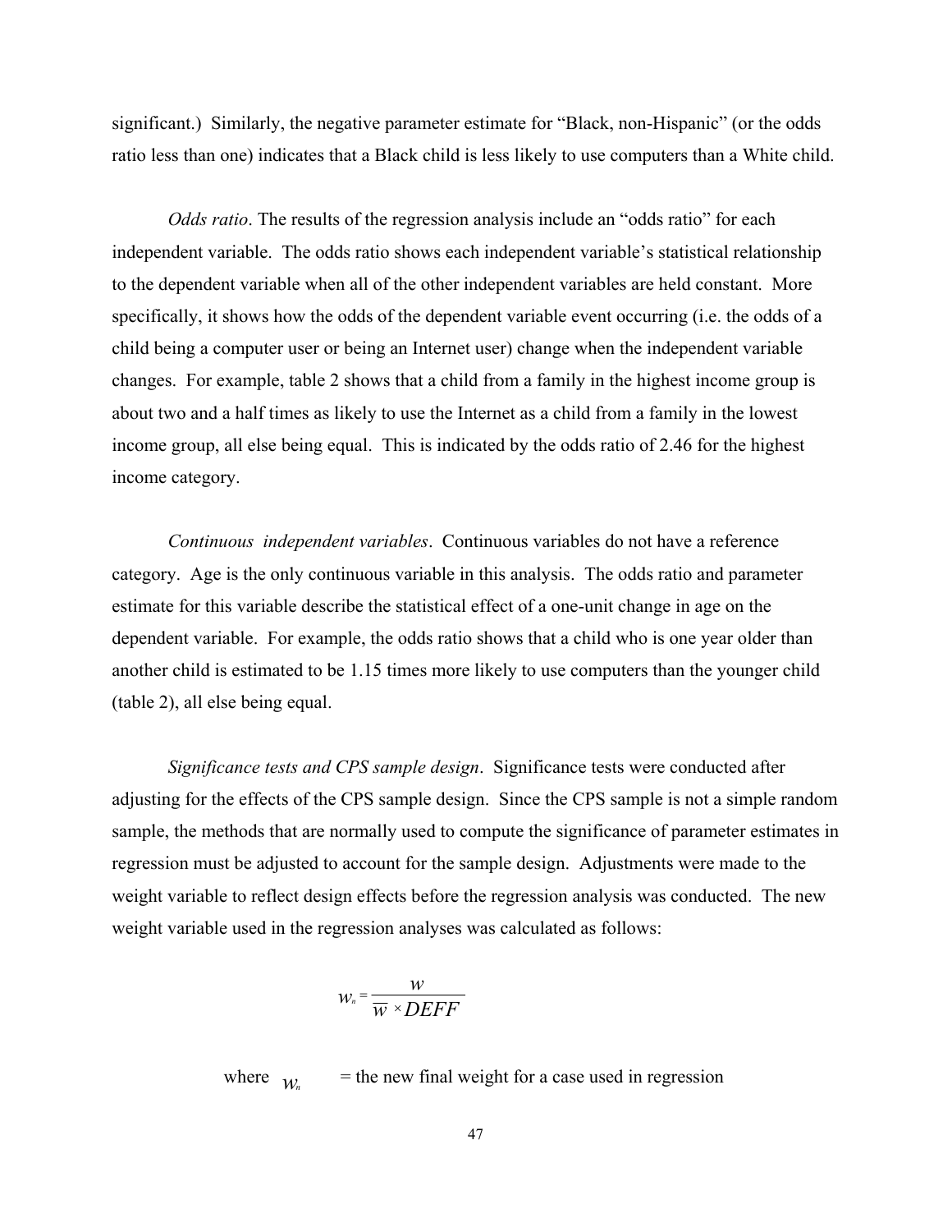significant.) Similarly, the negative parameter estimate for "Black, non-Hispanic" (or the odds ratio less than one) indicates that a Black child is less likely to use computers than a White child.

*Odds ratio*. The results of the regression analysis include an "odds ratio" for each independent variable. The odds ratio shows each independent variable's statistical relationship to the dependent variable when all of the other independent variables are held constant. More specifically, it shows how the odds of the dependent variable event occurring (i.e. the odds of a child being a computer user or being an Internet user) change when the independent variable changes. For example, table 2 shows that a child from a family in the highest income group is about two and a half times as likely to use the Internet as a child from a family in the lowest income group, all else being equal. This is indicated by the odds ratio of 2.46 for the highest income category.

*Continuous independent variables*. Continuous variables do not have a reference category. Age is the only continuous variable in this analysis. The odds ratio and parameter estimate for this variable describe the statistical effect of a one-unit change in age on the dependent variable. For example, the odds ratio shows that a child who is one year older than another child is estimated to be 1.15 times more likely to use computers than the younger child (table 2), all else being equal.

*Significance tests and CPS sample design*. Significance tests were conducted after adjusting for the effects of the CPS sample design. Since the CPS sample is not a simple random sample, the methods that are normally used to compute the significance of parameter estimates in regression must be adjusted to account for the sample design. Adjustments were made to the weight variable to reflect design effects before the regression analysis was conducted. The new weight variable used in the regression analyses was calculated as follows:

$$w_n = \frac{w}{\overline{w} \times DEFF}$$

where $w_n$ = the new final weight for a case used in regression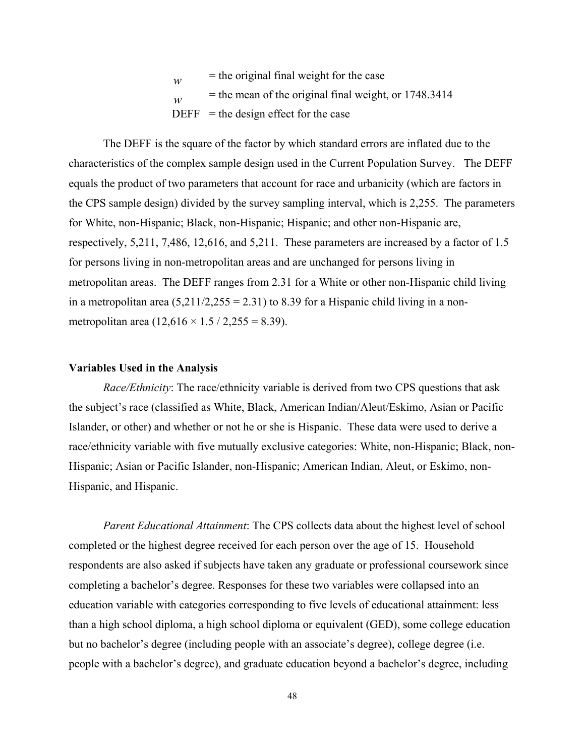$w$ = the original final weight for the case

$\overline{w}$ = the mean of the original final weight, or 1748.3414

DEFF = the design effect for the case

The DEFF is the square of the factor by which standard errors are inflated due to the characteristics of the complex sample design used in the Current Population Survey. The DEFF equals the product of two parameters that account for race and urbanicity (which are factors in the CPS sample design) divided by the survey sampling interval, which is 2,255. The parameters for White, non-Hispanic; Black, non-Hispanic; Hispanic; and other non-Hispanic are, respectively, 5,211, 7,486, 12,616, and 5,211. These parameters are increased by a factor of 1.5 for persons living in non-metropolitan areas and are unchanged for persons living in metropolitan areas. The DEFF ranges from 2.31 for a White or other non-Hispanic child living in a metropolitan area (5,211/2,255 = 2.31) to 8.39 for a Hispanic child living in a non-metropolitan area (12,616 × 1.5 / 2,255 = 8.39).

**Variables Used in the Analysis**

*Race/Ethnicity*: The race/ethnicity variable is derived from two CPS questions that ask the subject's race (classified as White, Black, American Indian/Aleut/Eskimo, Asian or Pacific Islander, or other) and whether or not he or she is Hispanic. These data were used to derive a race/ethnicity variable with five mutually exclusive categories: White, non-Hispanic; Black, non-Hispanic; Asian or Pacific Islander, non-Hispanic; American Indian, Aleut, or Eskimo, non-Hispanic, and Hispanic.

*Parent Educational Attainment*: The CPS collects data about the highest level of school completed or the highest degree received for each person over the age of 15. Household respondents are also asked if subjects have taken any graduate or professional coursework since completing a bachelor's degree. Responses for these two variables were collapsed into an education variable with categories corresponding to five levels of educational attainment: less than a high school diploma, a high school diploma or equivalent (GED), some college education but no bachelor's degree (including people with an associate's degree), college degree (i.e. people with a bachelor's degree), and graduate education beyond a bachelor's degree, including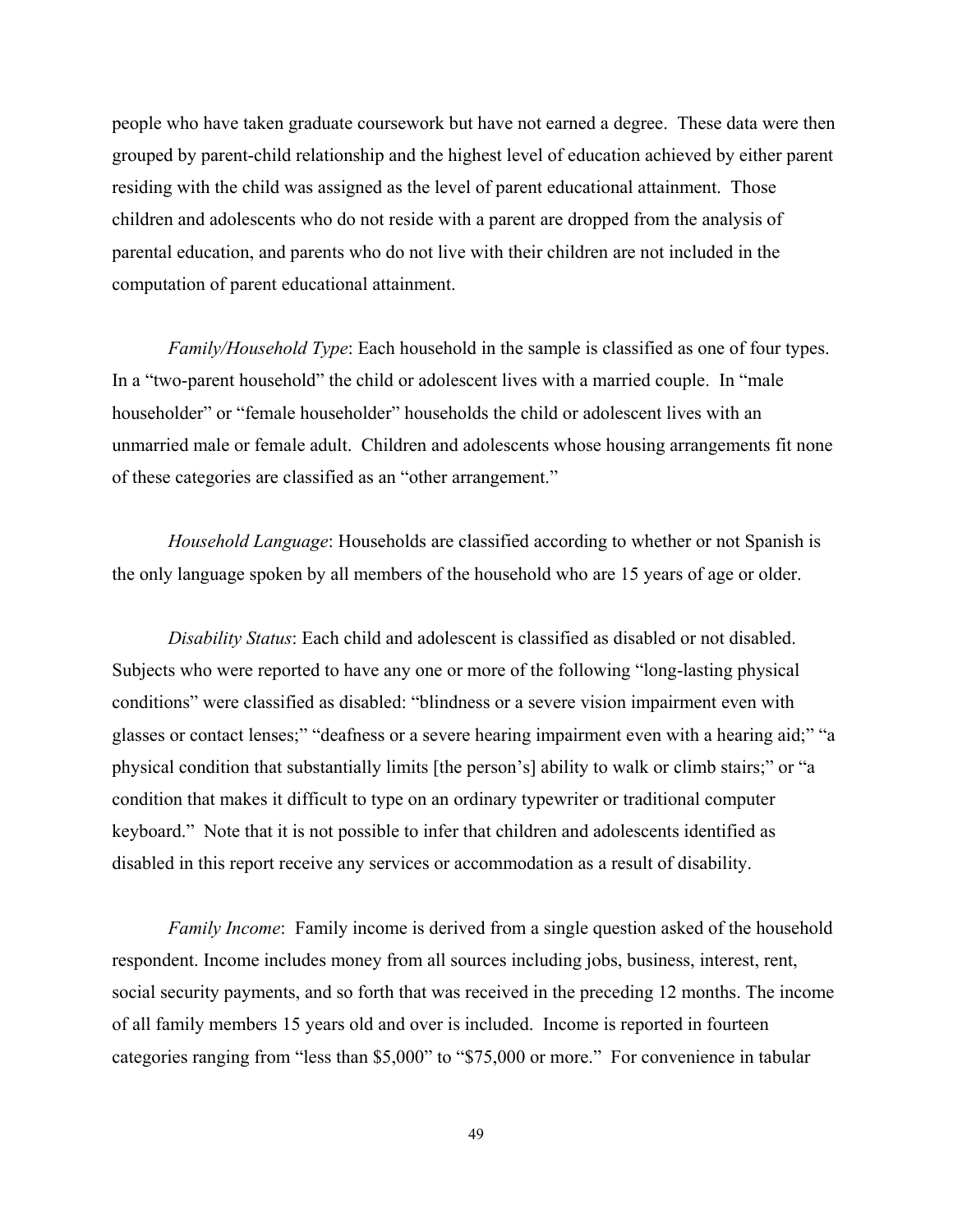people who have taken graduate coursework but have not earned a degree. These data were then grouped by parent-child relationship and the highest level of education achieved by either parent residing with the child was assigned as the level of parent educational attainment. Those children and adolescents who do not reside with a parent are dropped from the analysis of parental education, and parents who do not live with their children are not included in the computation of parent educational attainment.

*Family/Household Type*: Each household in the sample is classified as one of four types. In a “two-parent household” the child or adolescent lives with a married couple. In “male householder” or “female householder” households the child or adolescent lives with an unmarried male or female adult. Children and adolescents whose housing arrangements fit none of these categories are classified as an “other arrangement.”

*Household Language*: Households are classified according to whether or not Spanish is the only language spoken by all members of the household who are 15 years of age or older.

*Disability Status*: Each child and adolescent is classified as disabled or not disabled. Subjects who were reported to have any one or more of the following “long-lasting physical conditions” were classified as disabled: “blindness or a severe vision impairment even with glasses or contact lenses;” “deafness or a severe hearing impairment even with a hearing aid;” “a physical condition that substantially limits [the person’s] ability to walk or climb stairs;” or “a condition that makes it difficult to type on an ordinary typewriter or traditional computer keyboard.” Note that it is not possible to infer that children and adolescents identified as disabled in this report receive any services or accommodation as a result of disability.

*Family Income*: Family income is derived from a single question asked of the household respondent. Income includes money from all sources including jobs, business, interest, rent, social security payments, and so forth that was received in the preceding 12 months. The income of all family members 15 years old and over is included. Income is reported in fourteen categories ranging from “less than $5,000” to “$75,000 or more.” For convenience in tabular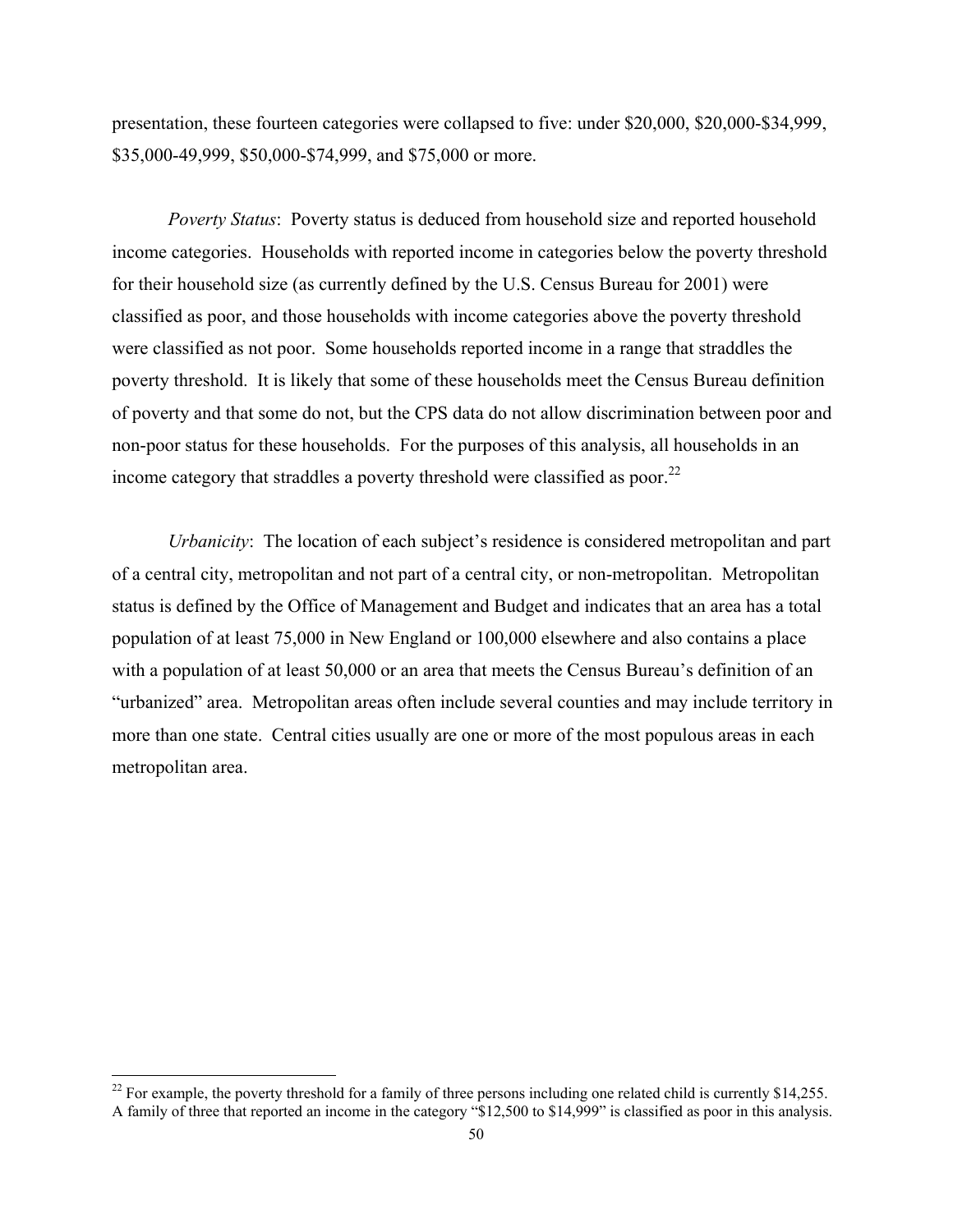presentation, these fourteen categories were collapsed to five: under $20,000, $20,000-$34,999, $35,000-49,999, $50,000-$74,999, and $75,000 or more.

*Poverty Status*: Poverty status is deduced from household size and reported household income categories. Households with reported income in categories below the poverty threshold for their household size (as currently defined by the U.S. Census Bureau for 2001) were classified as poor, and those households with income categories above the poverty threshold were classified as not poor. Some households reported income in a range that straddles the poverty threshold. It is likely that some of these households meet the Census Bureau definition of poverty and that some do not, but the CPS data do not allow discrimination between poor and non-poor status for these households. For the purposes of this analysis, all households in an income category that straddles a poverty threshold were classified as poor.[22]

*Urbanicity*: The location of each subject's residence is considered metropolitan and part of a central city, metropolitan and not part of a central city, or non-metropolitan. Metropolitan status is defined by the Office of Management and Budget and indicates that an area has a total population of at least 75,000 in New England or 100,000 elsewhere and also contains a place with a population of at least 50,000 or an area that meets the Census Bureau's definition of an "urbanized" area. Metropolitan areas often include several counties and may include territory in more than one state. Central cities usually are one or more of the most populous areas in each metropolitan area.

[22] For example, the poverty threshold for a family of three persons including one related child is currently $14,255. A family of three that reported an income in the category "$12,500 to $14,999" is classified as poor in this analysis.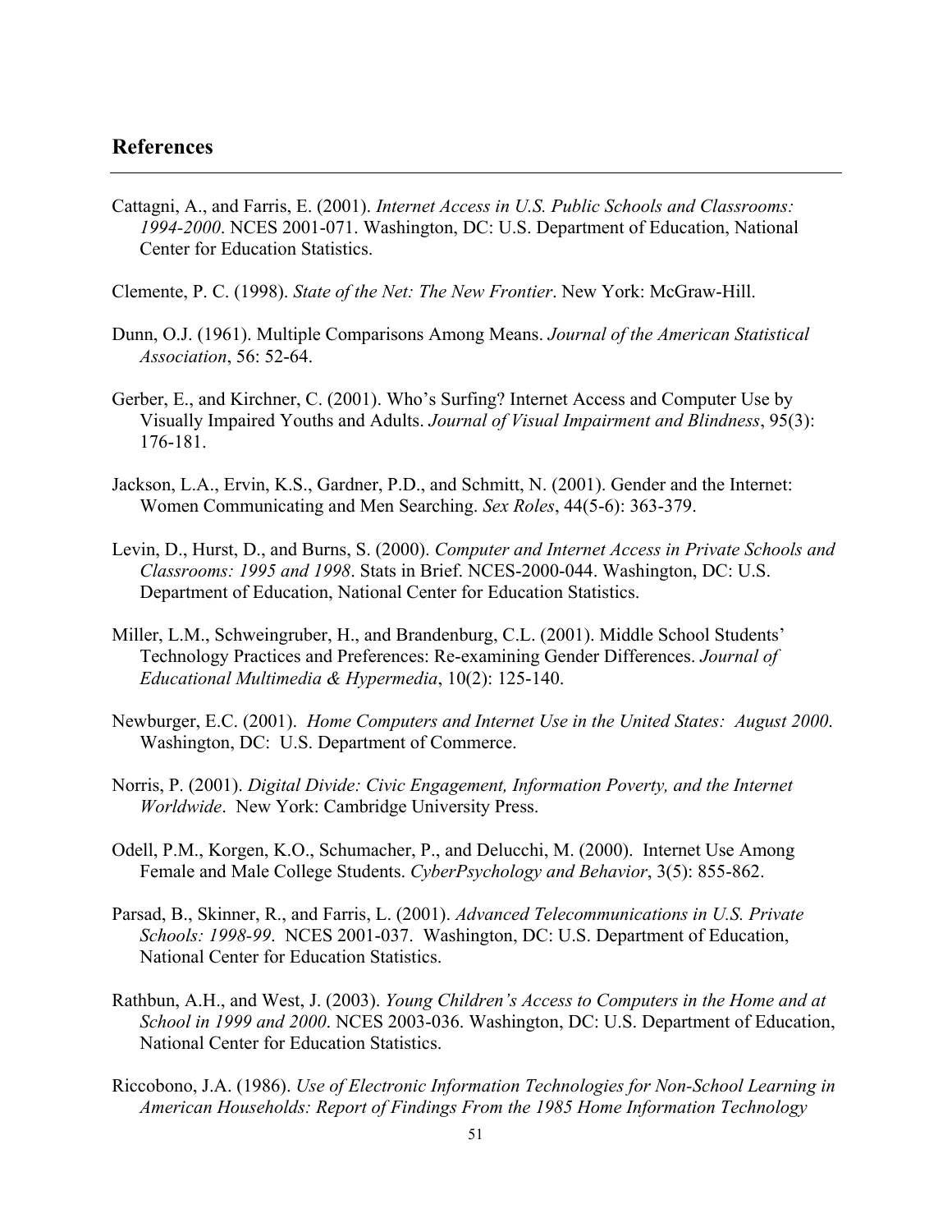## References

Cattagni, A., and Farris, E. (2001). *Internet Access in U.S. Public Schools and Classrooms: 1994-2000*. NCES 2001-071. Washington, DC: U.S. Department of Education, National Center for Education Statistics.

Clemente, P. C. (1998). *State of the Net: The New Frontier*. New York: McGraw-Hill.

Dunn, O.J. (1961). Multiple Comparisons Among Means. *Journal of the American Statistical Association*, 56: 52-64.

Gerber, E., and Kirchner, C. (2001). Who's Surfing? Internet Access and Computer Use by Visually Impaired Youths and Adults. *Journal of Visual Impairment and Blindness*, 95(3): 176-181.

Jackson, L.A., Ervin, K.S., Gardner, P.D., and Schmitt, N. (2001). Gender and the Internet: Women Communicating and Men Searching. *Sex Roles*, 44(5-6): 363-379.

Levin, D., Hurst, D., and Burns, S. (2000). *Computer and Internet Access in Private Schools and Classrooms: 1995 and 1998*. Stats in Brief. NCES-2000-044. Washington, DC: U.S. Department of Education, National Center for Education Statistics.

Miller, L.M., Schweingruber, H., and Brandenburg, C.L. (2001). Middle School Students' Technology Practices and Preferences: Re-examining Gender Differences. *Journal of Educational Multimedia & Hypermedia*, 10(2): 125-140.

Newburger, E.C. (2001). *Home Computers and Internet Use in the United States: August 2000*. Washington, DC: U.S. Department of Commerce.

Norris, P. (2001). *Digital Divide: Civic Engagement, Information Poverty, and the Internet Worldwide*. New York: Cambridge University Press.

Odell, P.M., Korgen, K.O., Schumacher, P., and Delucchi, M. (2000). Internet Use Among Female and Male College Students. *CyberPsychology and Behavior*, 3(5): 855-862.

Parsad, B., Skinner, R., and Farris, L. (2001). *Advanced Telecommunications in U.S. Private Schools: 1998-99*. NCES 2001-037. Washington, DC: U.S. Department of Education, National Center for Education Statistics.

Rathbun, A.H., and West, J. (2003). *Young Children's Access to Computers in the Home and at School in 1999 and 2000*. NCES 2003-036. Washington, DC: U.S. Department of Education, National Center for Education Statistics.

Riccobono, J.A. (1986). *Use of Electronic Information Technologies for Non-School Learning in American Households: Report of Findings From the 1985 Home Information Technology*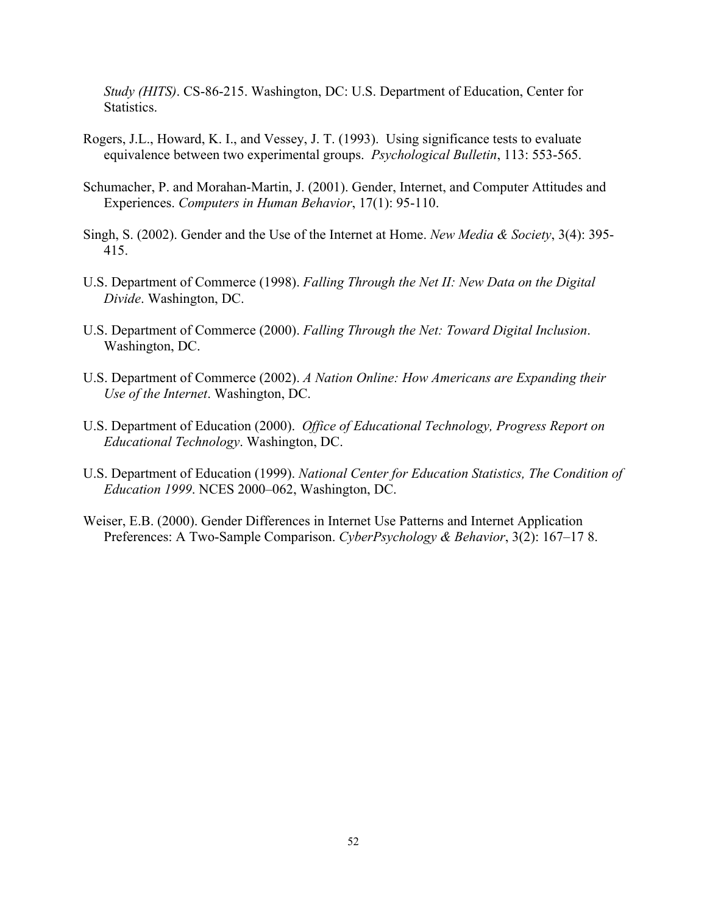*Study (HITS)*. CS-86-215. Washington, DC: U.S. Department of Education, Center for Statistics.

Rogers, J.L., Howard, K. I., and Vessey, J. T. (1993). Using significance tests to evaluate equivalence between two experimental groups. *Psychological Bulletin*, 113: 553-565.

Schumacher, P. and Morahan-Martin, J. (2001). Gender, Internet, and Computer Attitudes and Experiences. *Computers in Human Behavior*, 17(1): 95-110.

Singh, S. (2002). Gender and the Use of the Internet at Home. *New Media & Society*, 3(4): 395-415.

U.S. Department of Commerce (1998). *Falling Through the Net II: New Data on the Digital Divide*. Washington, DC.

U.S. Department of Commerce (2000). *Falling Through the Net: Toward Digital Inclusion*. Washington, DC.

U.S. Department of Commerce (2002). *A Nation Online: How Americans are Expanding their Use of the Internet*. Washington, DC.

U.S. Department of Education (2000). *Office of Educational Technology, Progress Report on Educational Technology*. Washington, DC.

U.S. Department of Education (1999). *National Center for Education Statistics, The Condition of Education 1999*. NCES 2000–062, Washington, DC.

Weiser, E.B. (2000). Gender Differences in Internet Use Patterns and Internet Application Preferences: A Two-Sample Comparison. *CyberPsychology & Behavior*, 3(2): 167–17 8.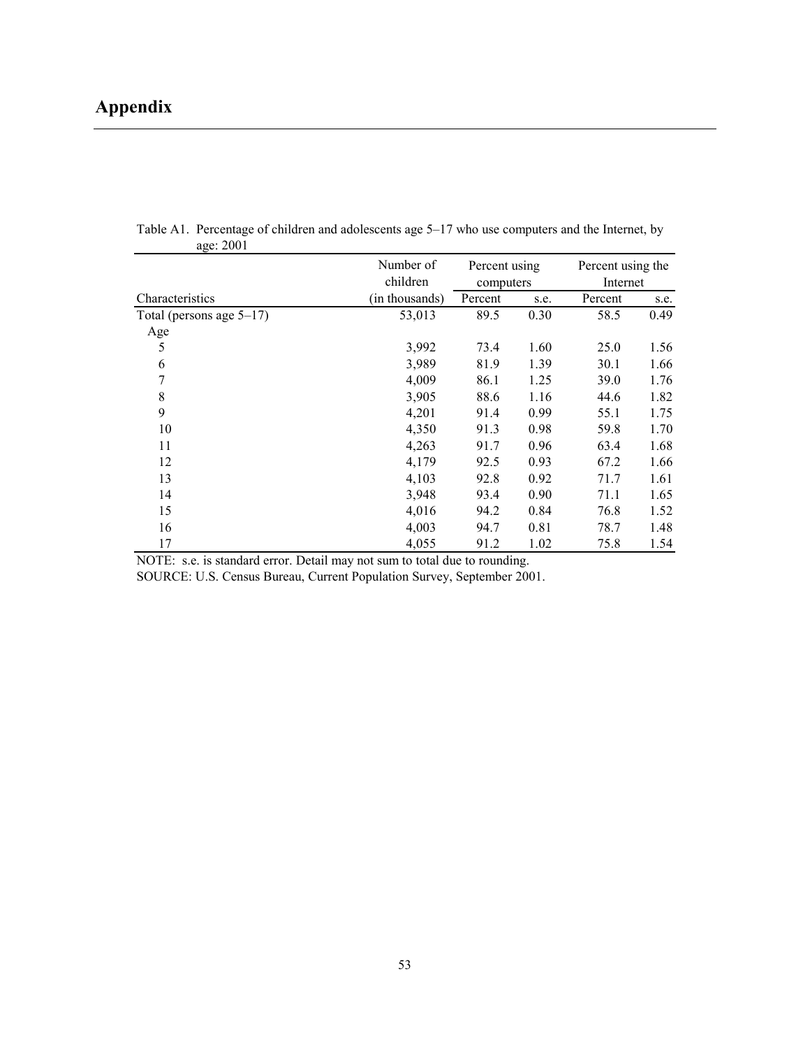# Appendix

Table A1. Percentage of children and adolescents age 5–17 who use computers and the Internet, by age: 2001

| Characteristics | Number of children (in thousands) | Percent using computers | | Percent using the Internet | |
|---|---|---|---|---|---|
| | | Percent | s.e. | Percent | s.e. |
| Total (persons age 5–17) | 53,013 | 89.5 | 0.30 | 58.5 | 0.49 |
| Age | | | | | |
| 5 | 3,992 | 73.4 | 1.60 | 25.0 | 1.56 |
| 6 | 3,989 | 81.9 | 1.39 | 30.1 | 1.66 |
| 7 | 4,009 | 86.1 | 1.25 | 39.0 | 1.76 |
| 8 | 3,905 | 88.6 | 1.16 | 44.6 | 1.82 |
| 9 | 4,201 | 91.4 | 0.99 | 55.1 | 1.75 |
| 10 | 4,350 | 91.3 | 0.98 | 59.8 | 1.70 |
| 11 | 4,263 | 91.7 | 0.96 | 63.4 | 1.68 |
| 12 | 4,179 | 92.5 | 0.93 | 67.2 | 1.66 |
| 13 | 4,103 | 92.8 | 0.92 | 71.7 | 1.61 |
| 14 | 3,948 | 93.4 | 0.90 | 71.1 | 1.65 |
| 15 | 4,016 | 94.2 | 0.84 | 76.8 | 1.52 |
| 16 | 4,003 | 94.7 | 0.81 | 78.7 | 1.48 |
| 17 | 4,055 | 91.2 | 1.02 | 75.8 | 1.54 |

NOTE: s.e. is standard error. Detail may not sum to total due to rounding.

SOURCE: U.S. Census Bureau, Current Population Survey, September 2001.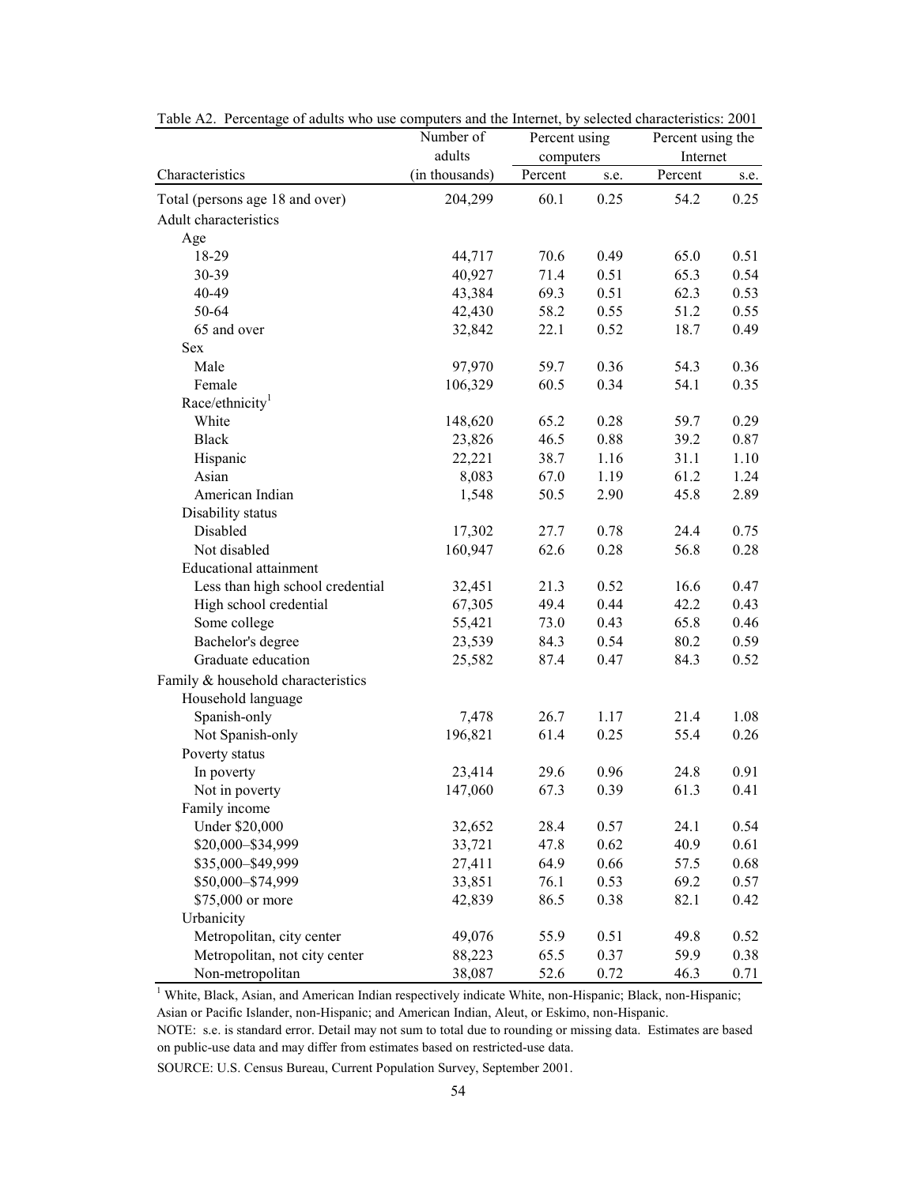Table A2. Percentage of adults who use computers and the Internet, by selected characteristics: 2001

| Characteristics | Number of adults (in thousands) | Percent using computers | | Percent using the Internet | |
|---|---|---|---|---|---|
| | | Percent | s.e. | Percent | s.e. |
| Total (persons age 18 and over) | 204,299 | 60.1 | 0.25 | 54.2 | 0.25 |
| Adult characteristics | | | | | |
| Age | | | | | |
| 18-29 | 44,717 | 70.6 | 0.49 | 65.0 | 0.51 |
| 30-39 | 40,927 | 71.4 | 0.51 | 65.3 | 0.54 |
| 40-49 | 43,384 | 69.3 | 0.51 | 62.3 | 0.53 |
| 50-64 | 42,430 | 58.2 | 0.55 | 51.2 | 0.55 |
| 65 and over | 32,842 | 22.1 | 0.52 | 18.7 | 0.49 |
| Sex | | | | | |
| Male | 97,970 | 59.7 | 0.36 | 54.3 | 0.36 |
| Female | 106,329 | 60.5 | 0.34 | 54.1 | 0.35 |
| Race/ethnicity[1] | | | | | |
| White | 148,620 | 65.2 | 0.28 | 59.7 | 0.29 |
| Black | 23,826 | 46.5 | 0.88 | 39.2 | 0.87 |
| Hispanic | 22,221 | 38.7 | 1.16 | 31.1 | 1.10 |
| Asian | 8,083 | 67.0 | 1.19 | 61.2 | 1.24 |
| American Indian | 1,548 | 50.5 | 2.90 | 45.8 | 2.89 |
| Disability status | | | | | |
| Disabled | 17,302 | 27.7 | 0.78 | 24.4 | 0.75 |
| Not disabled | 160,947 | 62.6 | 0.28 | 56.8 | 0.28 |
| Educational attainment | | | | | |
| Less than high school credential | 32,451 | 21.3 | 0.52 | 16.6 | 0.47 |
| High school credential | 67,305 | 49.4 | 0.44 | 42.2 | 0.43 |
| Some college | 55,421 | 73.0 | 0.43 | 65.8 | 0.46 |
| Bachelor's degree | 23,539 | 84.3 | 0.54 | 80.2 | 0.59 |
| Graduate education | 25,582 | 87.4 | 0.47 | 84.3 | 0.52 |
| Family & household characteristics | | | | | |
| Household language | | | | | |
| Spanish-only | 7,478 | 26.7 | 1.17 | 21.4 | 1.08 |
| Not Spanish-only | 196,821 | 61.4 | 0.25 | 55.4 | 0.26 |
| Poverty status | | | | | |
| In poverty | 23,414 | 29.6 | 0.96 | 24.8 | 0.91 |
| Not in poverty | 147,060 | 67.3 | 0.39 | 61.3 | 0.41 |
| Family income | | | | | |
| Under $20,000 | 32,652 | 28.4 | 0.57 | 24.1 | 0.54 |
| $20,000–$34,999 | 33,721 | 47.8 | 0.62 | 40.9 | 0.61 |
| $35,000–$49,999 | 27,411 | 64.9 | 0.66 | 57.5 | 0.68 |
| $50,000–$74,999 | 33,851 | 76.1 | 0.53 | 69.2 | 0.57 |
| $75,000 or more | 42,839 | 86.5 | 0.38 | 82.1 | 0.42 |
| Urbanicity | | | | | |
| Metropolitan, city center | 49,076 | 55.9 | 0.51 | 49.8 | 0.52 |
| Metropolitan, not city center | 88,223 | 65.5 | 0.37 | 59.9 | 0.38 |
| Non-metropolitan | 38,087 | 52.6 | 0.72 | 46.3 | 0.71 |

[1] White, Black, Asian, and American Indian respectively indicate White, non-Hispanic; Black, non-Hispanic; Asian or Pacific Islander, non-Hispanic; and American Indian, Aleut, or Eskimo, non-Hispanic.

NOTE: s.e. is standard error. Detail may not sum to total due to rounding or missing data. Estimates are based on public-use data and may differ from estimates based on restricted-use data.

SOURCE: U.S. Census Bureau, Current Population Survey, September 2001.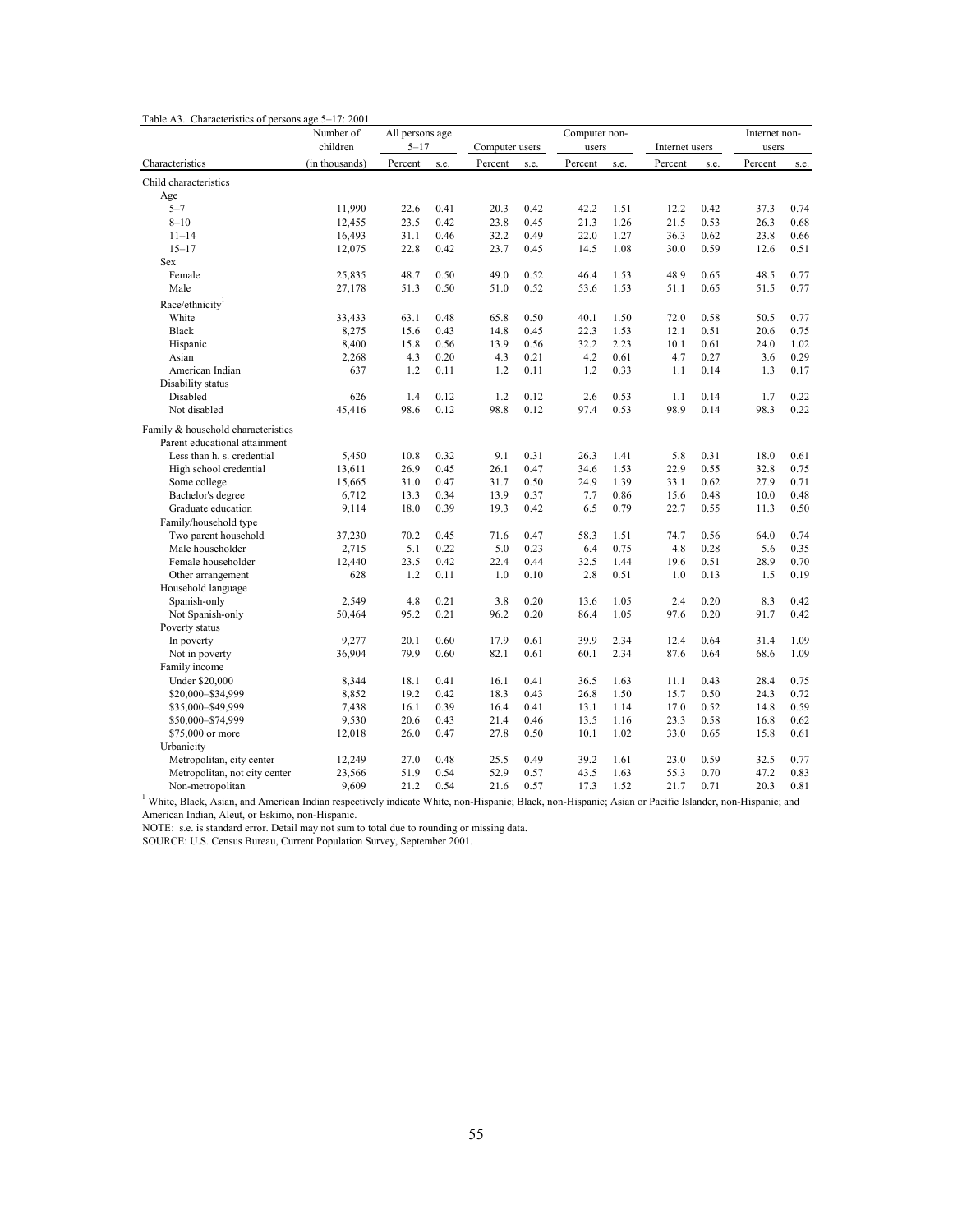Table A3. Characteristics of persons age 5–17: 2001

| Characteristics | Number of children (in thousands) | All persons age 5–17 Percent | s.e. | Computer users Percent | s.e. | Computer non-users Percent | s.e. | Internet users Percent | s.e. | Internet non-users Percent | s.e. |
|---|---|---|---|---|---|---|---|---|---|---|---|
| Child characteristics | | | | | | | | | | | |
| Age | | | | | | | | | | | |
| 5–7 | 11,990 | 22.6 | 0.41 | 20.3 | 0.42 | 42.2 | 1.51 | 12.2 | 0.42 | 37.3 | 0.74 |
| 8–10 | 12,455 | 23.5 | 0.42 | 23.8 | 0.45 | 21.3 | 1.26 | 21.5 | 0.53 | 26.3 | 0.68 |
| 11–14 | 16,493 | 31.1 | 0.46 | 32.2 | 0.49 | 22.0 | 1.27 | 36.3 | 0.62 | 23.8 | 0.66 |
| 15–17 | 12,075 | 22.8 | 0.42 | 23.7 | 0.45 | 14.5 | 1.08 | 30.0 | 0.59 | 12.6 | 0.51 |
| Sex | | | | | | | | | | | |
| Female | 25,835 | 48.7 | 0.50 | 49.0 | 0.52 | 46.4 | 1.53 | 48.9 | 0.65 | 48.5 | 0.77 |
| Male | 27,178 | 51.3 | 0.50 | 51.0 | 0.52 | 53.6 | 1.53 | 51.1 | 0.65 | 51.5 | 0.77 |
| Race/ethnicity[1] | | | | | | | | | | | |
| White | 33,433 | 63.1 | 0.48 | 65.8 | 0.50 | 40.1 | 1.50 | 72.0 | 0.58 | 50.5 | 0.77 |
| Black | 8,275 | 15.6 | 0.43 | 14.8 | 0.45 | 22.3 | 1.53 | 12.1 | 0.51 | 20.6 | 0.75 |
| Hispanic | 8,400 | 15.8 | 0.56 | 13.9 | 0.56 | 32.2 | 2.23 | 10.1 | 0.61 | 24.0 | 1.02 |
| Asian | 2,268 | 4.3 | 0.20 | 4.3 | 0.21 | 4.2 | 0.61 | 4.7 | 0.27 | 3.6 | 0.29 |
| American Indian | 637 | 1.2 | 0.11 | 1.2 | 0.11 | 1.2 | 0.33 | 1.1 | 0.14 | 1.3 | 0.17 |
| Disability status | | | | | | | | | | | |
| Disabled | 626 | 1.4 | 0.12 | 1.2 | 0.12 | 2.6 | 0.53 | 1.1 | 0.14 | 1.7 | 0.22 |
| Not disabled | 45,416 | 98.6 | 0.12 | 98.8 | 0.12 | 97.4 | 0.53 | 98.9 | 0.14 | 98.3 | 0.22 |
| Family & household characteristics | | | | | | | | | | | |
| Parent educational attainment | | | | | | | | | | | |
| Less than h. s. credential | 5,450 | 10.8 | 0.32 | 9.1 | 0.31 | 26.3 | 1.41 | 5.8 | 0.31 | 18.0 | 0.61 |
| High school credential | 13,611 | 26.9 | 0.45 | 26.1 | 0.47 | 34.6 | 1.53 | 22.9 | 0.55 | 32.8 | 0.75 |
| Some college | 15,665 | 31.0 | 0.47 | 31.7 | 0.50 | 24.9 | 1.39 | 33.1 | 0.62 | 27.9 | 0.71 |
| Bachelor's degree | 6,712 | 13.3 | 0.34 | 13.9 | 0.37 | 7.7 | 0.86 | 15.6 | 0.48 | 10.0 | 0.48 |
| Graduate education | 9,114 | 18.0 | 0.39 | 19.3 | 0.42 | 6.5 | 0.79 | 22.7 | 0.55 | 11.3 | 0.50 |
| Family/household type | | | | | | | | | | | |
| Two parent household | 37,230 | 70.2 | 0.45 | 71.6 | 0.47 | 58.3 | 1.51 | 74.7 | 0.56 | 64.0 | 0.74 |
| Male householder | 2,715 | 5.1 | 0.22 | 5.0 | 0.23 | 6.4 | 0.75 | 4.8 | 0.28 | 5.6 | 0.35 |
| Female householder | 12,440 | 23.5 | 0.42 | 22.4 | 0.44 | 32.5 | 1.44 | 19.6 | 0.51 | 28.9 | 0.70 |
| Other arrangement | 628 | 1.2 | 0.11 | 1.0 | 0.10 | 2.8 | 0.51 | 1.0 | 0.13 | 1.5 | 0.19 |
| Household language | | | | | | | | | | | |
| Spanish-only | 2,549 | 4.8 | 0.21 | 3.8 | 0.20 | 13.6 | 1.05 | 2.4 | 0.20 | 8.3 | 0.42 |
| Not Spanish-only | 50,464 | 95.2 | 0.21 | 96.2 | 0.20 | 86.4 | 1.05 | 97.6 | 0.20 | 91.7 | 0.42 |
| Poverty status | | | | | | | | | | | |
| In poverty | 9,277 | 20.1 | 0.60 | 17.9 | 0.61 | 39.9 | 2.34 | 12.4 | 0.64 | 31.4 | 1.09 |
| Not in poverty | 36,904 | 79.9 | 0.60 | 82.1 | 0.61 | 60.1 | 2.34 | 87.6 | 0.64 | 68.6 | 1.09 |
| Family income | | | | | | | | | | | |
| Under $20,000 | 8,344 | 18.1 | 0.41 | 16.1 | 0.41 | 36.5 | 1.63 | 11.1 | 0.43 | 28.4 | 0.75 |
| $20,000–$34,999 | 8,852 | 19.2 | 0.42 | 18.3 | 0.43 | 26.8 | 1.50 | 15.7 | 0.50 | 24.3 | 0.72 |
| $35,000–$49,999 | 7,438 | 16.1 | 0.39 | 16.4 | 0.41 | 13.1 | 1.14 | 17.0 | 0.52 | 14.8 | 0.59 |
| $50,000–$74,999 | 9,530 | 20.6 | 0.43 | 21.4 | 0.46 | 13.5 | 1.16 | 23.3 | 0.58 | 16.8 | 0.62 |
| $75,000 or more | 12,018 | 26.0 | 0.47 | 27.8 | 0.50 | 10.1 | 1.02 | 33.0 | 0.65 | 15.8 | 0.61 |
| Urbanicity | | | | | | | | | | | |
| Metropolitan, city center | 12,249 | 27.0 | 0.48 | 25.5 | 0.49 | 39.2 | 1.61 | 23.0 | 0.59 | 32.5 | 0.77 |
| Metropolitan, not city center | 23,566 | 51.9 | 0.54 | 52.9 | 0.57 | 43.5 | 1.63 | 55.3 | 0.70 | 47.2 | 0.83 |
| Non-metropolitan | 9,609 | 21.2 | 0.54 | 21.6 | 0.57 | 17.3 | 1.52 | 21.7 | 0.71 | 20.3 | 0.81 |

[1] White, Black, Asian, and American Indian respectively indicate White, non-Hispanic; Black, non-Hispanic; Asian or Pacific Islander, non-Hispanic; and American Indian, Aleut, or Eskimo, non-Hispanic.

NOTE: s.e. is standard error. Detail may not sum to total due to rounding or missing data.

SOURCE: U.S. Census Bureau, Current Population Survey, September 2001.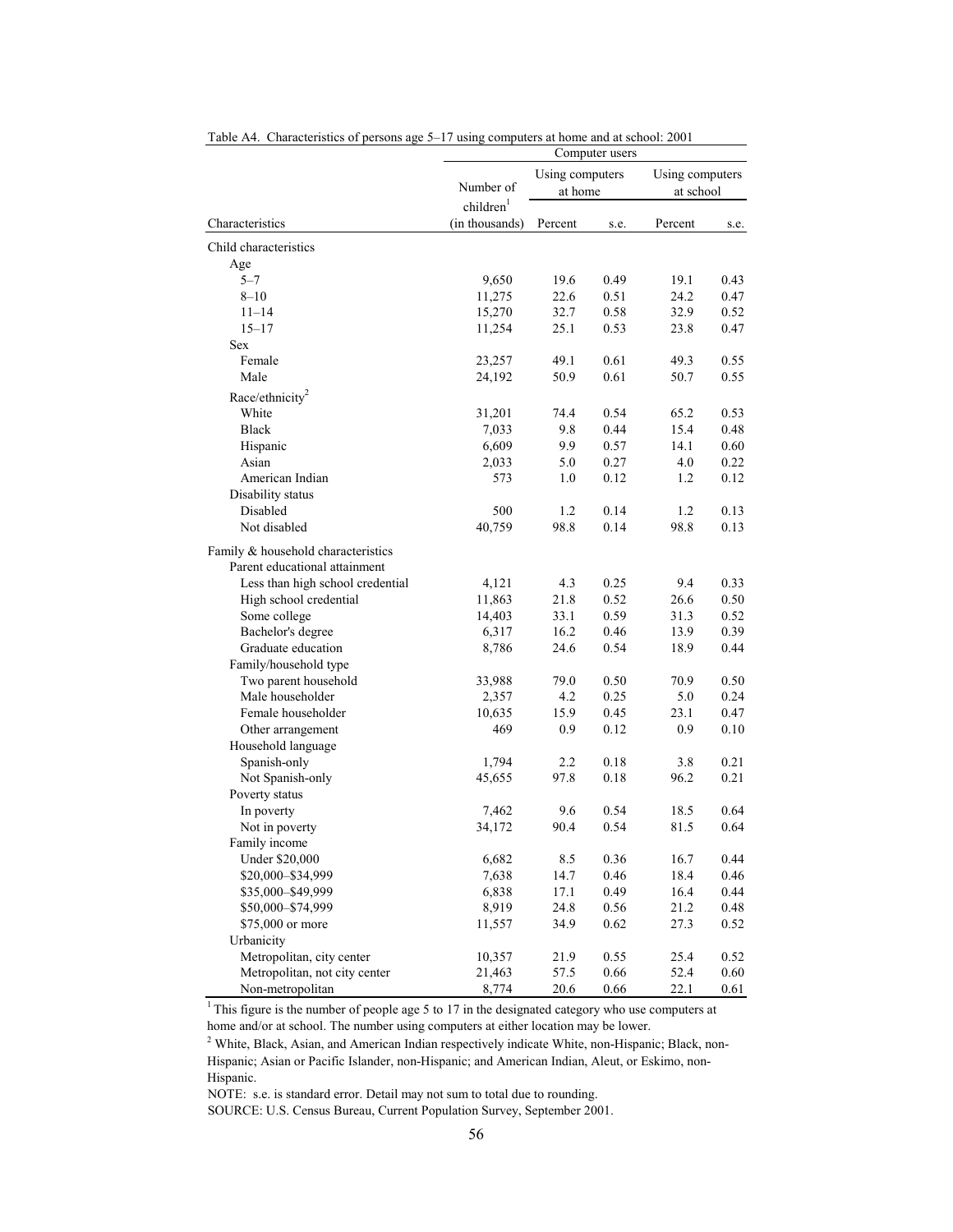Table A4. Characteristics of persons age 5–17 using computers at home and at school: 2001

| Characteristics | Computer users | | | | |
|---|---|---|---|---|---|
| | Number of children[1] (in thousands) | Using computers at home | | Using computers at school | |
| | | Percent | s.e. | Percent | s.e. |
| **Child characteristics** | | | | | |
| Age | | | | | |
| 5–7 | 9,650 | 19.6 | 0.49 | 19.1 | 0.43 |
| 8–10 | 11,275 | 22.6 | 0.51 | 24.2 | 0.47 |
| 11–14 | 15,270 | 32.7 | 0.58 | 32.9 | 0.52 |
| 15–17 | 11,254 | 25.1 | 0.53 | 23.8 | 0.47 |
| Sex | | | | | |
| Female | 23,257 | 49.1 | 0.61 | 49.3 | 0.55 |
| Male | 24,192 | 50.9 | 0.61 | 50.7 | 0.55 |
| Race/ethnicity[2] | | | | | |
| White | 31,201 | 74.4 | 0.54 | 65.2 | 0.53 |
| Black | 7,033 | 9.8 | 0.44 | 15.4 | 0.48 |
| Hispanic | 6,609 | 9.9 | 0.57 | 14.1 | 0.60 |
| Asian | 2,033 | 5.0 | 0.27 | 4.0 | 0.22 |
| American Indian | 573 | 1.0 | 0.12 | 1.2 | 0.12 |
| Disability status | | | | | |
| Disabled | 500 | 1.2 | 0.14 | 1.2 | 0.13 |
| Not disabled | 40,759 | 98.8 | 0.14 | 98.8 | 0.13 |
| **Family & household characteristics** | | | | | |
| Parent educational attainment | | | | | |
| Less than high school credential | 4,121 | 4.3 | 0.25 | 9.4 | 0.33 |
| High school credential | 11,863 | 21.8 | 0.52 | 26.6 | 0.50 |
| Some college | 14,403 | 33.1 | 0.59 | 31.3 | 0.52 |
| Bachelor's degree | 6,317 | 16.2 | 0.46 | 13.9 | 0.39 |
| Graduate education | 8,786 | 24.6 | 0.54 | 18.9 | 0.44 |
| Family/household type | | | | | |
| Two parent household | 33,988 | 79.0 | 0.50 | 70.9 | 0.50 |
| Male householder | 2,357 | 4.2 | 0.25 | 5.0 | 0.24 |
| Female householder | 10,635 | 15.9 | 0.45 | 23.1 | 0.47 |
| Other arrangement | 469 | 0.9 | 0.12 | 0.9 | 0.10 |
| Household language | | | | | |
| Spanish-only | 1,794 | 2.2 | 0.18 | 3.8 | 0.21 |
| Not Spanish-only | 45,655 | 97.8 | 0.18 | 96.2 | 0.21 |
| Poverty status | | | | | |
| In poverty | 7,462 | 9.6 | 0.54 | 18.5 | 0.64 |
| Not in poverty | 34,172 | 90.4 | 0.54 | 81.5 | 0.64 |
| Family income | | | | | |
| Under $20,000 | 6,682 | 8.5 | 0.36 | 16.7 | 0.44 |
| $20,000–$34,999 | 7,638 | 14.7 | 0.46 | 18.4 | 0.46 |
| $35,000–$49,999 | 6,838 | 17.1 | 0.49 | 16.4 | 0.44 |
| $50,000–$74,999 | 8,919 | 24.8 | 0.56 | 21.2 | 0.48 |
| $75,000 or more | 11,557 | 34.9 | 0.62 | 27.3 | 0.52 |
| Urbanicity | | | | | |
| Metropolitan, city center | 10,357 | 21.9 | 0.55 | 25.4 | 0.52 |
| Metropolitan, not city center | 21,463 | 57.5 | 0.66 | 52.4 | 0.60 |
| Non-metropolitan | 8,774 | 20.6 | 0.66 | 22.1 | 0.61 |

[1] This figure is the number of people age 5 to 17 in the designated category who use computers at home and/or at school. The number using computers at either location may be lower.

[2] White, Black, Asian, and American Indian respectively indicate White, non-Hispanic; Black, non-Hispanic; Asian or Pacific Islander, non-Hispanic; and American Indian, Aleut, or Eskimo, non-Hispanic.

NOTE: s.e. is standard error. Detail may not sum to total due to rounding.

SOURCE: U.S. Census Bureau, Current Population Survey, September 2001.